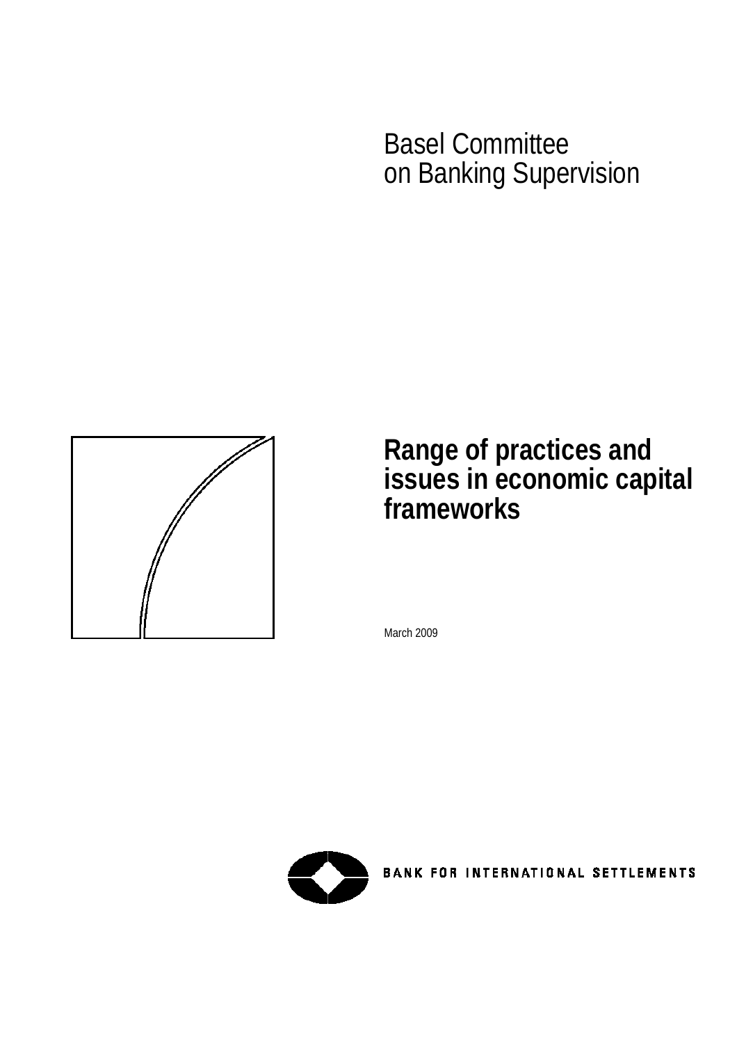Basel Committee
on Banking Supervision

# Range of practices and issues in economic capital frameworks

March 2009

BANK FOR INTERNATIONAL SETTLEMENTS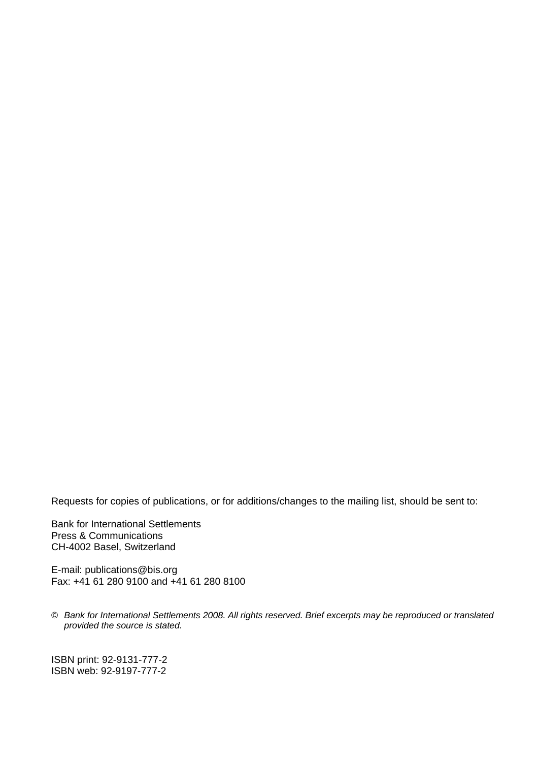Requests for copies of publications, or for additions/changes to the mailing list, should be sent to:

Bank for International Settlements
Press & Communications
CH-4002 Basel, Switzerland

E-mail: publications@bis.org
Fax: +41 61 280 9100 and +41 61 280 8100

© *Bank for International Settlements 2008. All rights reserved. Brief excerpts may be reproduced or translated provided the source is stated.*

ISBN print: 92-9131-777-2
ISBN web: 92-9197-777-2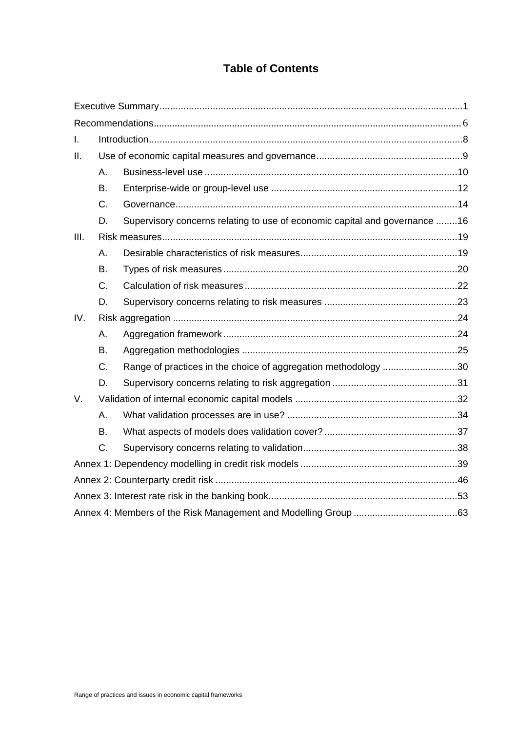# Table of Contents

Executive Summary .......... 1

Recommendations .......... 6

I. Introduction .......... 8

II. Use of economic capital measures and governance .......... 9

- A. Business-level use .......... 10
- B. Enterprise-wide or group-level use .......... 12
- C. Governance .......... 14
- D. Supervisory concerns relating to use of economic capital and governance .......... 16

III. Risk measures .......... 19

- A. Desirable characteristics of risk measures .......... 19
- B. Types of risk measures .......... 20
- C. Calculation of risk measures .......... 22
- D. Supervisory concerns relating to risk measures .......... 23

IV. Risk aggregation .......... 24

- A. Aggregation framework .......... 24
- B. Aggregation methodologies .......... 25
- C. Range of practices in the choice of aggregation methodology .......... 30
- D. Supervisory concerns relating to risk aggregation .......... 31

V. Validation of internal economic capital models .......... 32

- A. What validation processes are in use? .......... 34
- B. What aspects of models does validation cover? .......... 37
- C. Supervisory concerns relating to validation .......... 38

Annex 1: Dependency modelling in credit risk models .......... 39

Annex 2: Counterparty credit risk .......... 46

Annex 3: Interest rate risk in the banking book .......... 53

Annex 4: Members of the Risk Management and Modelling Group .......... 63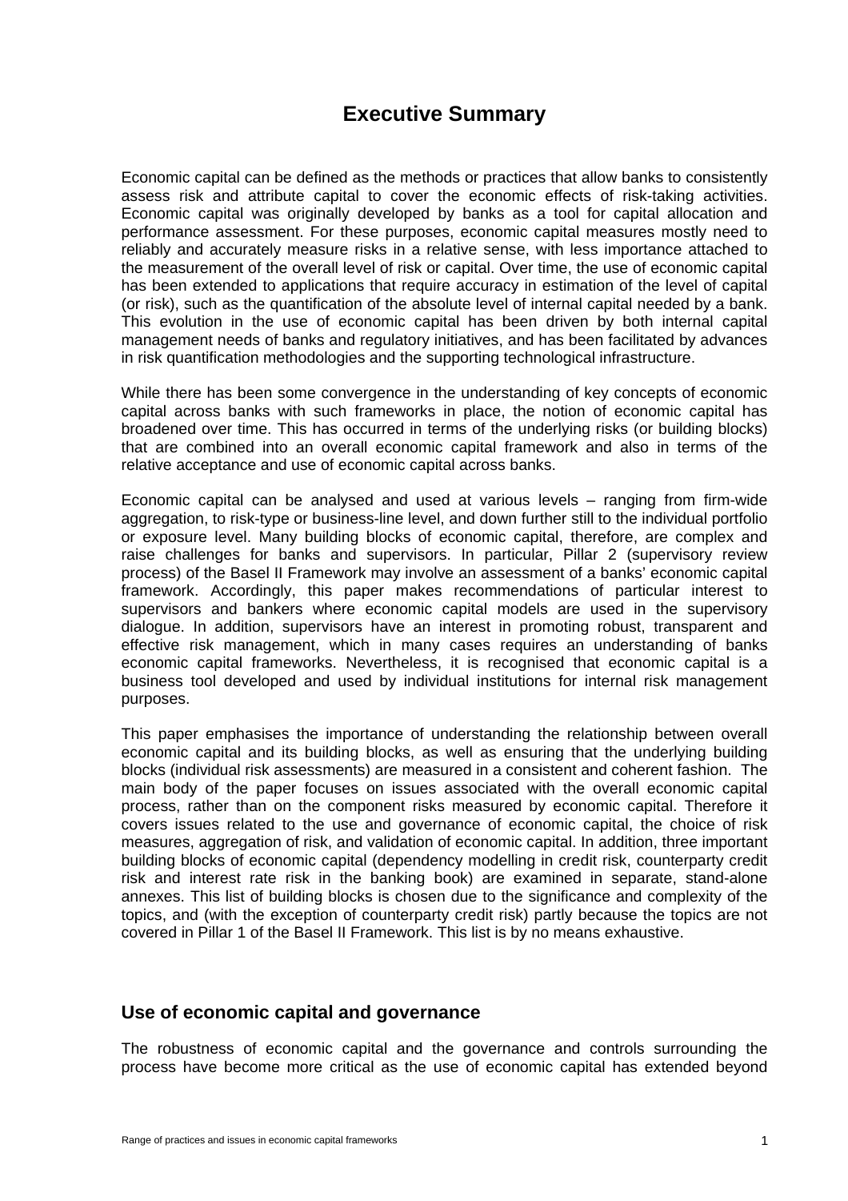# Executive Summary

Economic capital can be defined as the methods or practices that allow banks to consistently assess risk and attribute capital to cover the economic effects of risk-taking activities. Economic capital was originally developed by banks as a tool for capital allocation and performance assessment. For these purposes, economic capital measures mostly need to reliably and accurately measure risks in a relative sense, with less importance attached to the measurement of the overall level of risk or capital. Over time, the use of economic capital has been extended to applications that require accuracy in estimation of the level of capital (or risk), such as the quantification of the absolute level of internal capital needed by a bank. This evolution in the use of economic capital has been driven by both internal capital management needs of banks and regulatory initiatives, and has been facilitated by advances in risk quantification methodologies and the supporting technological infrastructure.

While there has been some convergence in the understanding of key concepts of economic capital across banks with such frameworks in place, the notion of economic capital has broadened over time. This has occurred in terms of the underlying risks (or building blocks) that are combined into an overall economic capital framework and also in terms of the relative acceptance and use of economic capital across banks.

Economic capital can be analysed and used at various levels – ranging from firm-wide aggregation, to risk-type or business-line level, and down further still to the individual portfolio or exposure level. Many building blocks of economic capital, therefore, are complex and raise challenges for banks and supervisors. In particular, Pillar 2 (supervisory review process) of the Basel II Framework may involve an assessment of a banks' economic capital framework. Accordingly, this paper makes recommendations of particular interest to supervisors and bankers where economic capital models are used in the supervisory dialogue. In addition, supervisors have an interest in promoting robust, transparent and effective risk management, which in many cases requires an understanding of banks economic capital frameworks. Nevertheless, it is recognised that economic capital is a business tool developed and used by individual institutions for internal risk management purposes.

This paper emphasises the importance of understanding the relationship between overall economic capital and its building blocks, as well as ensuring that the underlying building blocks (individual risk assessments) are measured in a consistent and coherent fashion. The main body of the paper focuses on issues associated with the overall economic capital process, rather than on the component risks measured by economic capital. Therefore it covers issues related to the use and governance of economic capital, the choice of risk measures, aggregation of risk, and validation of economic capital. In addition, three important building blocks of economic capital (dependency modelling in credit risk, counterparty credit risk and interest rate risk in the banking book) are examined in separate, stand-alone annexes. This list of building blocks is chosen due to the significance and complexity of the topics, and (with the exception of counterparty credit risk) partly because the topics are not covered in Pillar 1 of the Basel II Framework. This list is by no means exhaustive.

## Use of economic capital and governance

The robustness of economic capital and the governance and controls surrounding the process have become more critical as the use of economic capital has extended beyond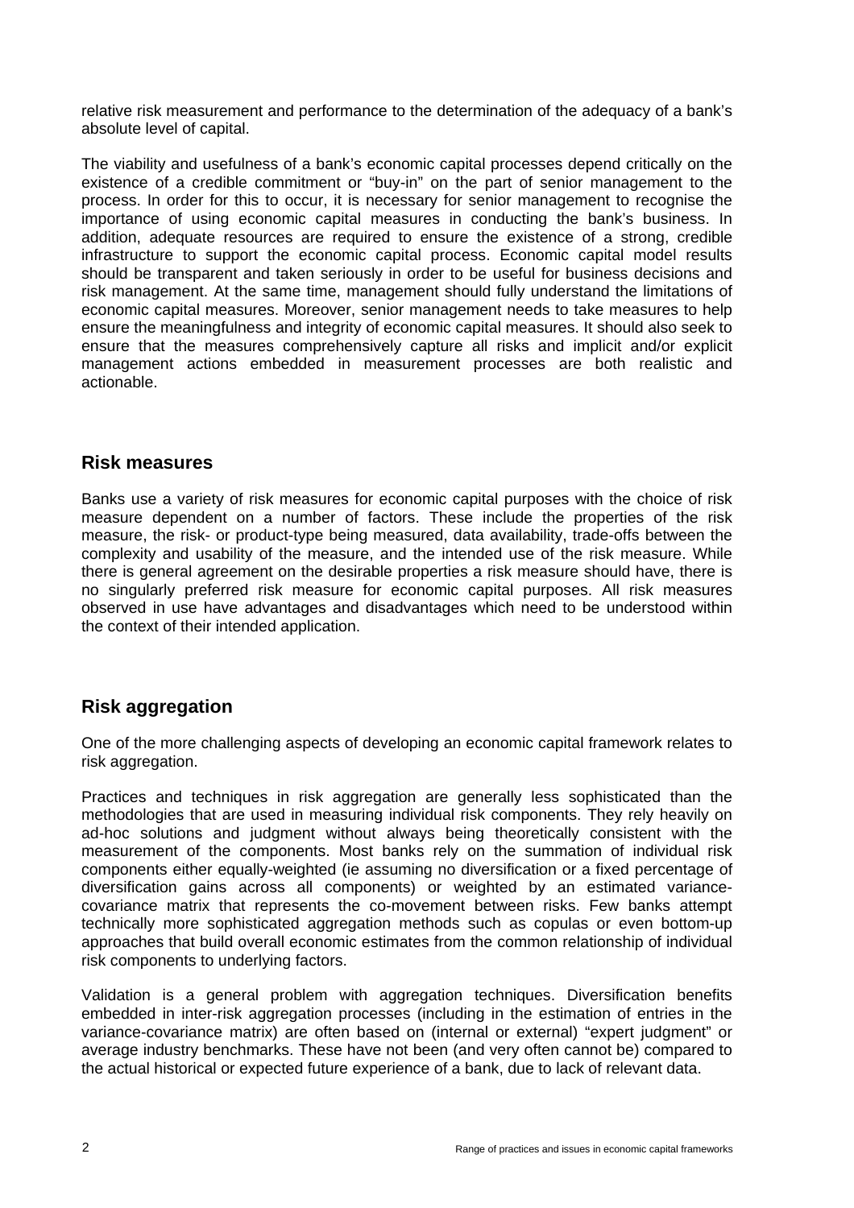relative risk measurement and performance to the determination of the adequacy of a bank's absolute level of capital.

The viability and usefulness of a bank's economic capital processes depend critically on the existence of a credible commitment or "buy-in" on the part of senior management to the process. In order for this to occur, it is necessary for senior management to recognise the importance of using economic capital measures in conducting the bank's business. In addition, adequate resources are required to ensure the existence of a strong, credible infrastructure to support the economic capital process. Economic capital model results should be transparent and taken seriously in order to be useful for business decisions and risk management. At the same time, management should fully understand the limitations of economic capital measures. Moreover, senior management needs to take measures to help ensure the meaningfulness and integrity of economic capital measures. It should also seek to ensure that the measures comprehensively capture all risks and implicit and/or explicit management actions embedded in measurement processes are both realistic and actionable.

## Risk measures

Banks use a variety of risk measures for economic capital purposes with the choice of risk measure dependent on a number of factors. These include the properties of the risk measure, the risk- or product-type being measured, data availability, trade-offs between the complexity and usability of the measure, and the intended use of the risk measure. While there is general agreement on the desirable properties a risk measure should have, there is no singularly preferred risk measure for economic capital purposes. All risk measures observed in use have advantages and disadvantages which need to be understood within the context of their intended application.

## Risk aggregation

One of the more challenging aspects of developing an economic capital framework relates to risk aggregation.

Practices and techniques in risk aggregation are generally less sophisticated than the methodologies that are used in measuring individual risk components. They rely heavily on ad-hoc solutions and judgment without always being theoretically consistent with the measurement of the components. Most banks rely on the summation of individual risk components either equally-weighted (ie assuming no diversification or a fixed percentage of diversification gains across all components) or weighted by an estimated variance-covariance matrix that represents the co-movement between risks. Few banks attempt technically more sophisticated aggregation methods such as copulas or even bottom-up approaches that build overall economic estimates from the common relationship of individual risk components to underlying factors.

Validation is a general problem with aggregation techniques. Diversification benefits embedded in inter-risk aggregation processes (including in the estimation of entries in the variance-covariance matrix) are often based on (internal or external) "expert judgment" or average industry benchmarks. These have not been (and very often cannot be) compared to the actual historical or expected future experience of a bank, due to lack of relevant data.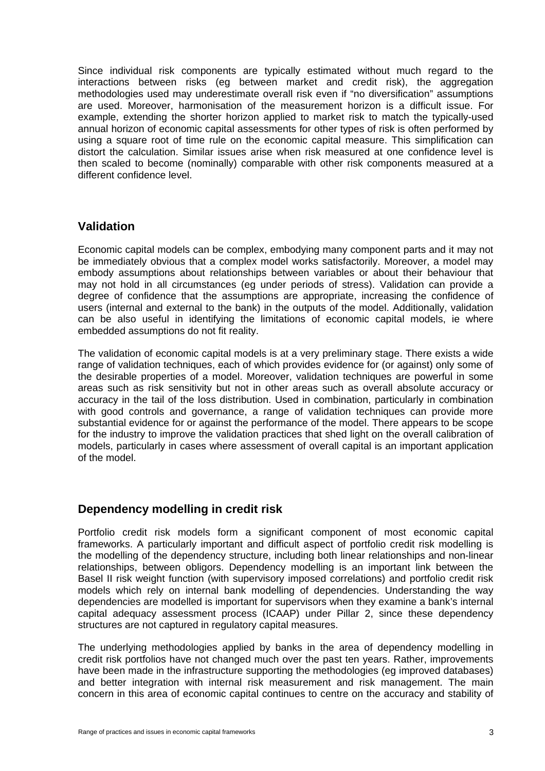Since individual risk components are typically estimated without much regard to the interactions between risks (eg between market and credit risk), the aggregation methodologies used may underestimate overall risk even if "no diversification" assumptions are used. Moreover, harmonisation of the measurement horizon is a difficult issue. For example, extending the shorter horizon applied to market risk to match the typically-used annual horizon of economic capital assessments for other types of risk is often performed by using a square root of time rule on the economic capital measure. This simplification can distort the calculation. Similar issues arise when risk measured at one confidence level is then scaled to become (nominally) comparable with other risk components measured at a different confidence level.

## Validation

Economic capital models can be complex, embodying many component parts and it may not be immediately obvious that a complex model works satisfactorily. Moreover, a model may embody assumptions about relationships between variables or about their behaviour that may not hold in all circumstances (eg under periods of stress). Validation can provide a degree of confidence that the assumptions are appropriate, increasing the confidence of users (internal and external to the bank) in the outputs of the model. Additionally, validation can be also useful in identifying the limitations of economic capital models, ie where embedded assumptions do not fit reality.

The validation of economic capital models is at a very preliminary stage. There exists a wide range of validation techniques, each of which provides evidence for (or against) only some of the desirable properties of a model. Moreover, validation techniques are powerful in some areas such as risk sensitivity but not in other areas such as overall absolute accuracy or accuracy in the tail of the loss distribution. Used in combination, particularly in combination with good controls and governance, a range of validation techniques can provide more substantial evidence for or against the performance of the model. There appears to be scope for the industry to improve the validation practices that shed light on the overall calibration of models, particularly in cases where assessment of overall capital is an important application of the model.

## Dependency modelling in credit risk

Portfolio credit risk models form a significant component of most economic capital frameworks. A particularly important and difficult aspect of portfolio credit risk modelling is the modelling of the dependency structure, including both linear relationships and non-linear relationships, between obligors. Dependency modelling is an important link between the Basel II risk weight function (with supervisory imposed correlations) and portfolio credit risk models which rely on internal bank modelling of dependencies. Understanding the way dependencies are modelled is important for supervisors when they examine a bank's internal capital adequacy assessment process (ICAAP) under Pillar 2, since these dependency structures are not captured in regulatory capital measures.

The underlying methodologies applied by banks in the area of dependency modelling in credit risk portfolios have not changed much over the past ten years. Rather, improvements have been made in the infrastructure supporting the methodologies (eg improved databases) and better integration with internal risk measurement and risk management. The main concern in this area of economic capital continues to centre on the accuracy and stability of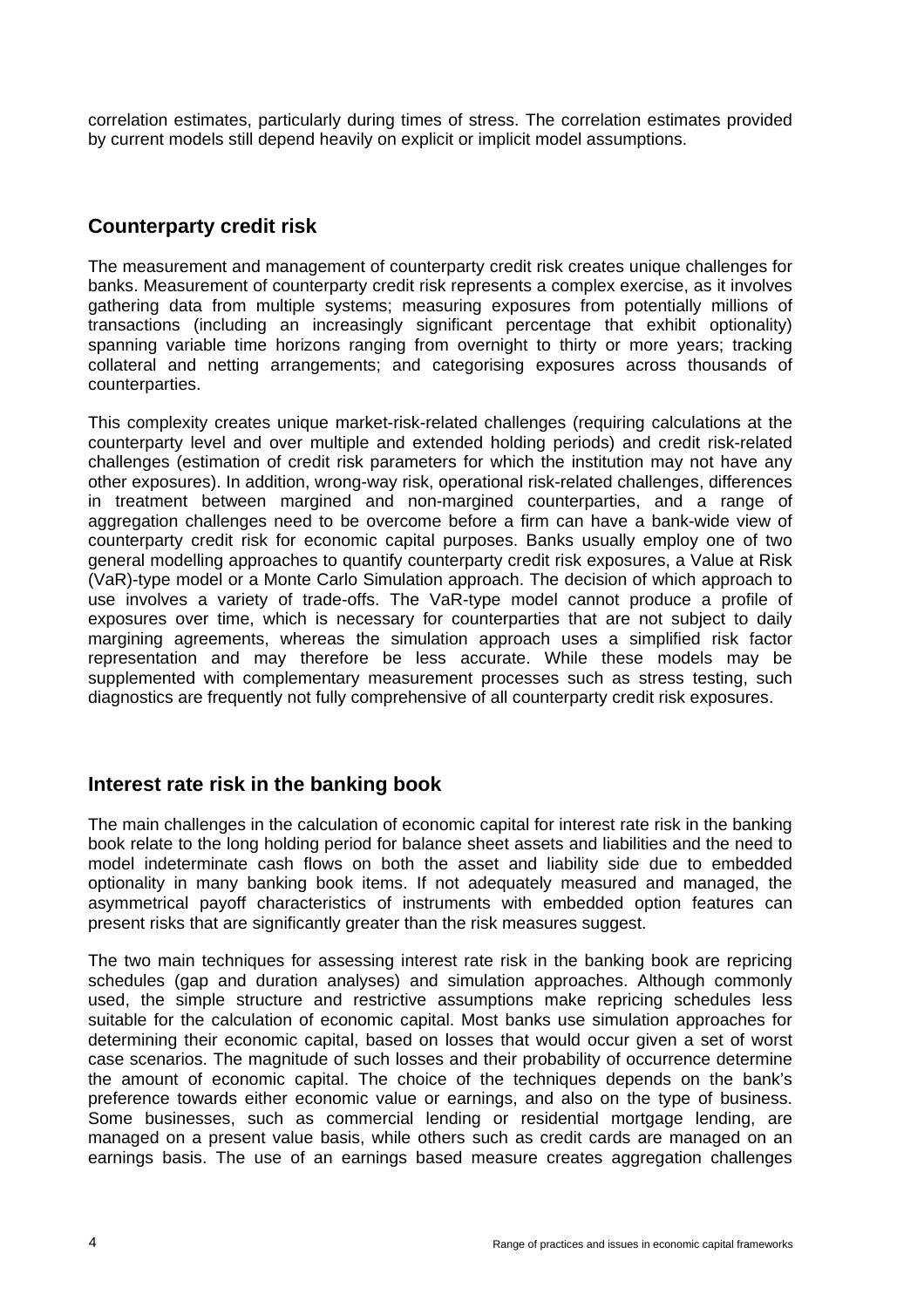correlation estimates, particularly during times of stress. The correlation estimates provided by current models still depend heavily on explicit or implicit model assumptions.

## Counterparty credit risk

The measurement and management of counterparty credit risk creates unique challenges for banks. Measurement of counterparty credit risk represents a complex exercise, as it involves gathering data from multiple systems; measuring exposures from potentially millions of transactions (including an increasingly significant percentage that exhibit optionality) spanning variable time horizons ranging from overnight to thirty or more years; tracking collateral and netting arrangements; and categorising exposures across thousands of counterparties.

This complexity creates unique market-risk-related challenges (requiring calculations at the counterparty level and over multiple and extended holding periods) and credit risk-related challenges (estimation of credit risk parameters for which the institution may not have any other exposures). In addition, wrong-way risk, operational risk-related challenges, differences in treatment between margined and non-margined counterparties, and a range of aggregation challenges need to be overcome before a firm can have a bank-wide view of counterparty credit risk for economic capital purposes. Banks usually employ one of two general modelling approaches to quantify counterparty credit risk exposures, a Value at Risk (VaR)-type model or a Monte Carlo Simulation approach. The decision of which approach to use involves a variety of trade-offs. The VaR-type model cannot produce a profile of exposures over time, which is necessary for counterparties that are not subject to daily margining agreements, whereas the simulation approach uses a simplified risk factor representation and may therefore be less accurate. While these models may be supplemented with complementary measurement processes such as stress testing, such diagnostics are frequently not fully comprehensive of all counterparty credit risk exposures.

## Interest rate risk in the banking book

The main challenges in the calculation of economic capital for interest rate risk in the banking book relate to the long holding period for balance sheet assets and liabilities and the need to model indeterminate cash flows on both the asset and liability side due to embedded optionality in many banking book items. If not adequately measured and managed, the asymmetrical payoff characteristics of instruments with embedded option features can present risks that are significantly greater than the risk measures suggest.

The two main techniques for assessing interest rate risk in the banking book are repricing schedules (gap and duration analyses) and simulation approaches. Although commonly used, the simple structure and restrictive assumptions make repricing schedules less suitable for the calculation of economic capital. Most banks use simulation approaches for determining their economic capital, based on losses that would occur given a set of worst case scenarios. The magnitude of such losses and their probability of occurrence determine the amount of economic capital. The choice of the techniques depends on the bank's preference towards either economic value or earnings, and also on the type of business. Some businesses, such as commercial lending or residential mortgage lending, are managed on a present value basis, while others such as credit cards are managed on an earnings basis. The use of an earnings based measure creates aggregation challenges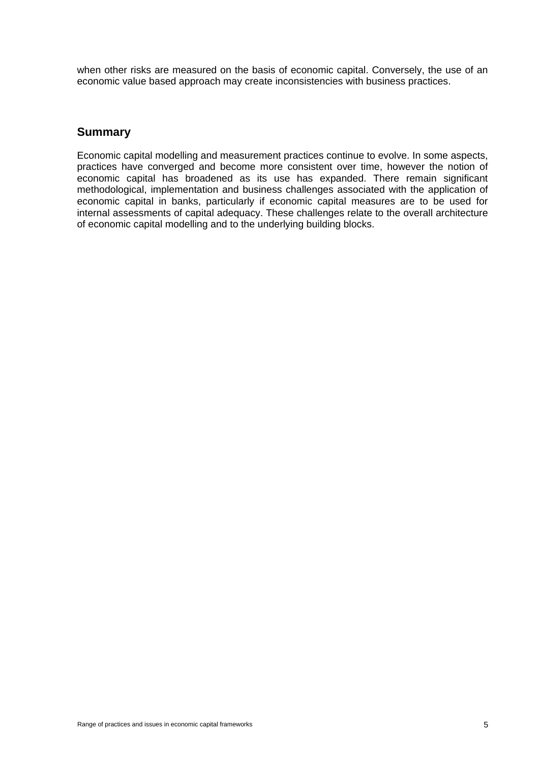when other risks are measured on the basis of economic capital. Conversely, the use of an economic value based approach may create inconsistencies with business practices.

## Summary

Economic capital modelling and measurement practices continue to evolve. In some aspects, practices have converged and become more consistent over time, however the notion of economic capital has broadened as its use has expanded. There remain significant methodological, implementation and business challenges associated with the application of economic capital in banks, particularly if economic capital measures are to be used for internal assessments of capital adequacy. These challenges relate to the overall architecture of economic capital modelling and to the underlying building blocks.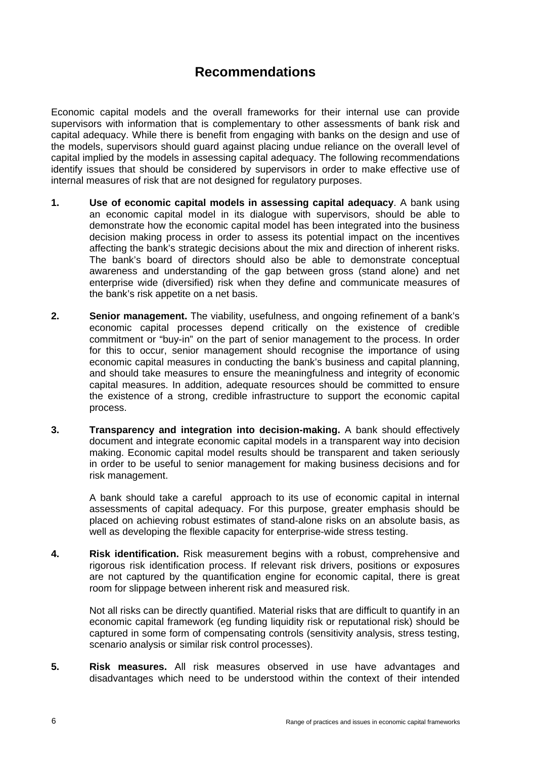# Recommendations

Economic capital models and the overall frameworks for their internal use can provide supervisors with information that is complementary to other assessments of bank risk and capital adequacy. While there is benefit from engaging with banks on the design and use of the models, supervisors should guard against placing undue reliance on the overall level of capital implied by the models in assessing capital adequacy. The following recommendations identify issues that should be considered by supervisors in order to make effective use of internal measures of risk that are not designed for regulatory purposes.

1. **Use of economic capital models in assessing capital adequacy**. A bank using an economic capital model in its dialogue with supervisors, should be able to demonstrate how the economic capital model has been integrated into the business decision making process in order to assess its potential impact on the incentives affecting the bank's strategic decisions about the mix and direction of inherent risks. The bank's board of directors should also be able to demonstrate conceptual awareness and understanding of the gap between gross (stand alone) and net enterprise wide (diversified) risk when they define and communicate measures of the bank's risk appetite on a net basis.

2. **Senior management.** The viability, usefulness, and ongoing refinement of a bank's economic capital processes depend critically on the existence of credible commitment or "buy-in" on the part of senior management to the process. In order for this to occur, senior management should recognise the importance of using economic capital measures in conducting the bank's business and capital planning, and should take measures to ensure the meaningfulness and integrity of economic capital measures. In addition, adequate resources should be committed to ensure the existence of a strong, credible infrastructure to support the economic capital process.

3. **Transparency and integration into decision-making.** A bank should effectively document and integrate economic capital models in a transparent way into decision making. Economic capital model results should be transparent and taken seriously in order to be useful to senior management for making business decisions and for risk management.

   A bank should take a careful approach to its use of economic capital in internal assessments of capital adequacy. For this purpose, greater emphasis should be placed on achieving robust estimates of stand-alone risks on an absolute basis, as well as developing the flexible capacity for enterprise-wide stress testing.

4. **Risk identification.** Risk measurement begins with a robust, comprehensive and rigorous risk identification process. If relevant risk drivers, positions or exposures are not captured by the quantification engine for economic capital, there is great room for slippage between inherent risk and measured risk.

   Not all risks can be directly quantified. Material risks that are difficult to quantify in an economic capital framework (eg funding liquidity risk or reputational risk) should be captured in some form of compensating controls (sensitivity analysis, stress testing, scenario analysis or similar risk control processes).

5. **Risk measures.** All risk measures observed in use have advantages and disadvantages which need to be understood within the context of their intended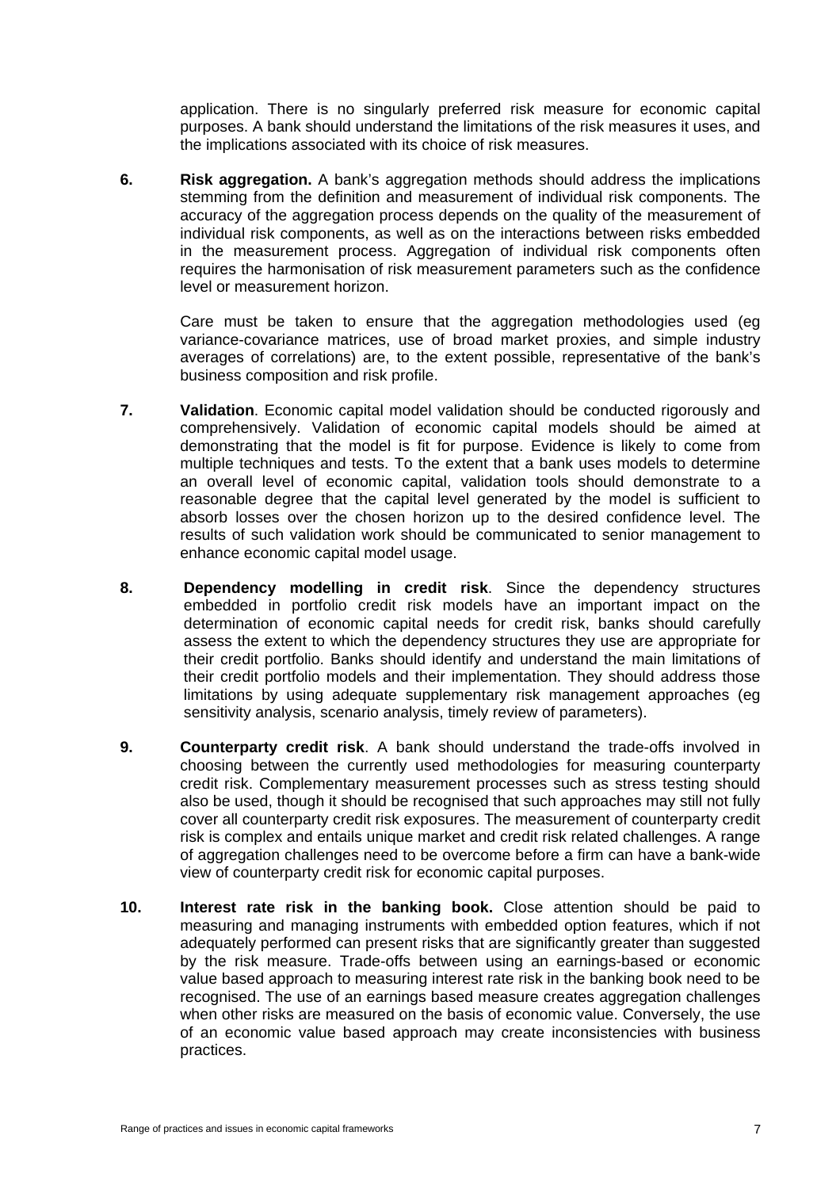application. There is no singularly preferred risk measure for economic capital purposes. A bank should understand the limitations of the risk measures it uses, and the implications associated with its choice of risk measures.

6. **Risk aggregation.** A bank's aggregation methods should address the implications stemming from the definition and measurement of individual risk components. The accuracy of the aggregation process depends on the quality of the measurement of individual risk components, as well as on the interactions between risks embedded in the measurement process. Aggregation of individual risk components often requires the harmonisation of risk measurement parameters such as the confidence level or measurement horizon.

   Care must be taken to ensure that the aggregation methodologies used (eg variance-covariance matrices, use of broad market proxies, and simple industry averages of correlations) are, to the extent possible, representative of the bank's business composition and risk profile.

7. **Validation**. Economic capital model validation should be conducted rigorously and comprehensively. Validation of economic capital models should be aimed at demonstrating that the model is fit for purpose. Evidence is likely to come from multiple techniques and tests. To the extent that a bank uses models to determine an overall level of economic capital, validation tools should demonstrate to a reasonable degree that the capital level generated by the model is sufficient to absorb losses over the chosen horizon up to the desired confidence level. The results of such validation work should be communicated to senior management to enhance economic capital model usage.

8. **Dependency modelling in credit risk**. Since the dependency structures embedded in portfolio credit risk models have an important impact on the determination of economic capital needs for credit risk, banks should carefully assess the extent to which the dependency structures they use are appropriate for their credit portfolio. Banks should identify and understand the main limitations of their credit portfolio models and their implementation. They should address those limitations by using adequate supplementary risk management approaches (eg sensitivity analysis, scenario analysis, timely review of parameters).

9. **Counterparty credit risk**. A bank should understand the trade-offs involved in choosing between the currently used methodologies for measuring counterparty credit risk. Complementary measurement processes such as stress testing should also be used, though it should be recognised that such approaches may still not fully cover all counterparty credit risk exposures. The measurement of counterparty credit risk is complex and entails unique market and credit risk related challenges. A range of aggregation challenges need to be overcome before a firm can have a bank-wide view of counterparty credit risk for economic capital purposes.

10. **Interest rate risk in the banking book.** Close attention should be paid to measuring and managing instruments with embedded option features, which if not adequately performed can present risks that are significantly greater than suggested by the risk measure. Trade-offs between using an earnings-based or economic value based approach to measuring interest rate risk in the banking book need to be recognised. The use of an earnings based measure creates aggregation challenges when other risks are measured on the basis of economic value. Conversely, the use of an economic value based approach may create inconsistencies with business practices.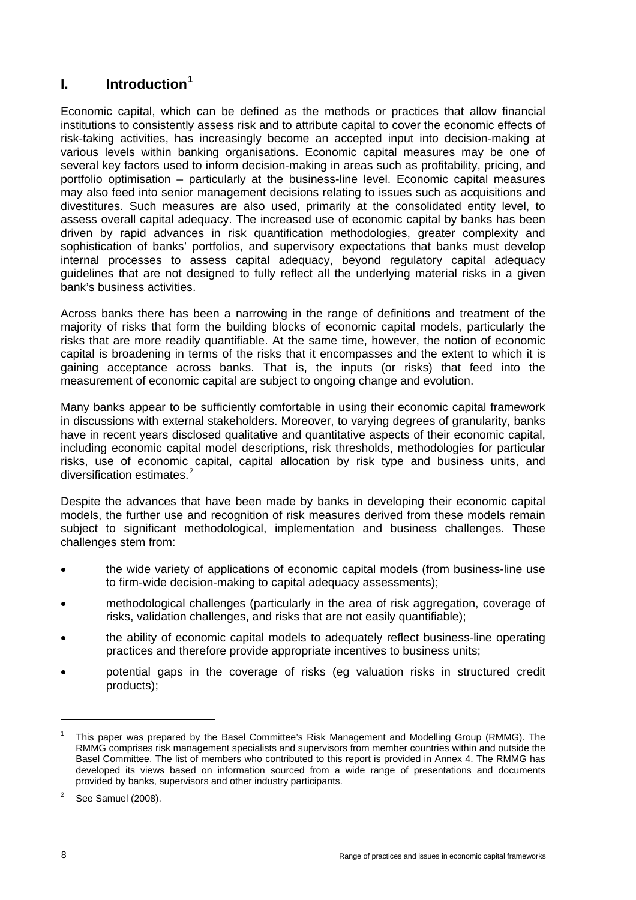# I. Introduction[1]

Economic capital, which can be defined as the methods or practices that allow financial institutions to consistently assess risk and to attribute capital to cover the economic effects of risk-taking activities, has increasingly become an accepted input into decision-making at various levels within banking organisations. Economic capital measures may be one of several key factors used to inform decision-making in areas such as profitability, pricing, and portfolio optimisation – particularly at the business-line level. Economic capital measures may also feed into senior management decisions relating to issues such as acquisitions and divestitures. Such measures are also used, primarily at the consolidated entity level, to assess overall capital adequacy. The increased use of economic capital by banks has been driven by rapid advances in risk quantification methodologies, greater complexity and sophistication of banks' portfolios, and supervisory expectations that banks must develop internal processes to assess capital adequacy, beyond regulatory capital adequacy guidelines that are not designed to fully reflect all the underlying material risks in a given bank's business activities.

Across banks there has been a narrowing in the range of definitions and treatment of the majority of risks that form the building blocks of economic capital models, particularly the risks that are more readily quantifiable. At the same time, however, the notion of economic capital is broadening in terms of the risks that it encompasses and the extent to which it is gaining acceptance across banks. That is, the inputs (or risks) that feed into the measurement of economic capital are subject to ongoing change and evolution.

Many banks appear to be sufficiently comfortable in using their economic capital framework in discussions with external stakeholders. Moreover, to varying degrees of granularity, banks have in recent years disclosed qualitative and quantitative aspects of their economic capital, including economic capital model descriptions, risk thresholds, methodologies for particular risks, use of economic capital, capital allocation by risk type and business units, and diversification estimates.[2]

Despite the advances that have been made by banks in developing their economic capital models, the further use and recognition of risk measures derived from these models remain subject to significant methodological, implementation and business challenges. These challenges stem from:

- the wide variety of applications of economic capital models (from business-line use to firm-wide decision-making to capital adequacy assessments);
- methodological challenges (particularly in the area of risk aggregation, coverage of risks, validation challenges, and risks that are not easily quantifiable);
- the ability of economic capital models to adequately reflect business-line operating practices and therefore provide appropriate incentives to business units;
- potential gaps in the coverage of risks (eg valuation risks in structured credit products);

---

[1] This paper was prepared by the Basel Committee's Risk Management and Modelling Group (RMMG). The RMMG comprises risk management specialists and supervisors from member countries within and outside the Basel Committee. The list of members who contributed to this report is provided in Annex 4. The RMMG has developed its views based on information sourced from a wide range of presentations and documents provided by banks, supervisors and other industry participants.

[2] See Samuel (2008).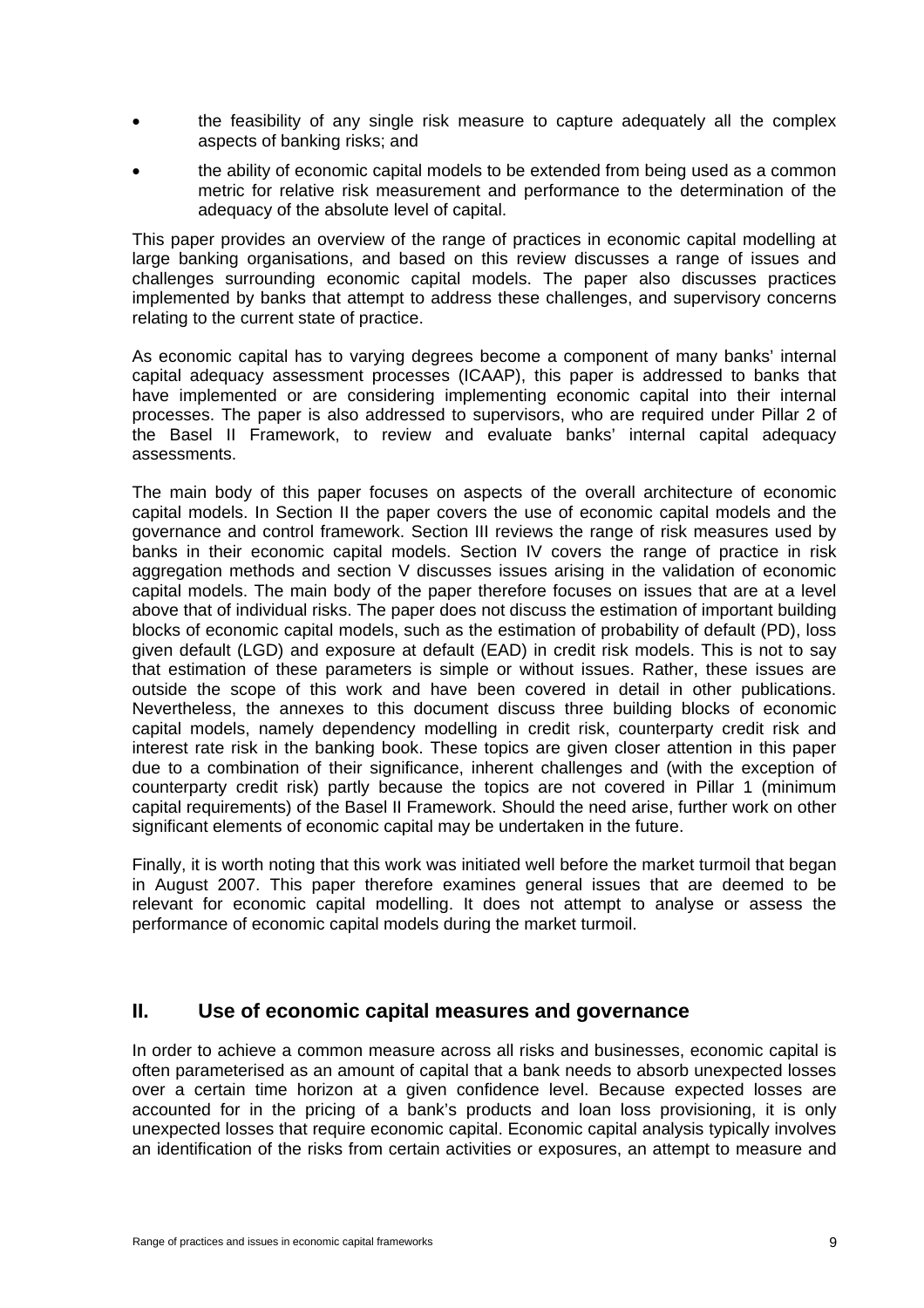- the feasibility of any single risk measure to capture adequately all the complex aspects of banking risks; and
- the ability of economic capital models to be extended from being used as a common metric for relative risk measurement and performance to the determination of the adequacy of the absolute level of capital.

This paper provides an overview of the range of practices in economic capital modelling at large banking organisations, and based on this review discusses a range of issues and challenges surrounding economic capital models. The paper also discusses practices implemented by banks that attempt to address these challenges, and supervisory concerns relating to the current state of practice.

As economic capital has to varying degrees become a component of many banks' internal capital adequacy assessment processes (ICAAP), this paper is addressed to banks that have implemented or are considering implementing economic capital into their internal processes. The paper is also addressed to supervisors, who are required under Pillar 2 of the Basel II Framework, to review and evaluate banks' internal capital adequacy assessments.

The main body of this paper focuses on aspects of the overall architecture of economic capital models. In Section II the paper covers the use of economic capital models and the governance and control framework. Section III reviews the range of risk measures used by banks in their economic capital models. Section IV covers the range of practice in risk aggregation methods and section V discusses issues arising in the validation of economic capital models. The main body of the paper therefore focuses on issues that are at a level above that of individual risks. The paper does not discuss the estimation of important building blocks of economic capital models, such as the estimation of probability of default (PD), loss given default (LGD) and exposure at default (EAD) in credit risk models. This is not to say that estimation of these parameters is simple or without issues. Rather, these issues are outside the scope of this work and have been covered in detail in other publications. Nevertheless, the annexes to this document discuss three building blocks of economic capital models, namely dependency modelling in credit risk, counterparty credit risk and interest rate risk in the banking book. These topics are given closer attention in this paper due to a combination of their significance, inherent challenges and (with the exception of counterparty credit risk) partly because the topics are not covered in Pillar 1 (minimum capital requirements) of the Basel II Framework. Should the need arise, further work on other significant elements of economic capital may be undertaken in the future.

Finally, it is worth noting that this work was initiated well before the market turmoil that began in August 2007. This paper therefore examines general issues that are deemed to be relevant for economic capital modelling. It does not attempt to analyse or assess the performance of economic capital models during the market turmoil.

## II. Use of economic capital measures and governance

In order to achieve a common measure across all risks and businesses, economic capital is often parameterised as an amount of capital that a bank needs to absorb unexpected losses over a certain time horizon at a given confidence level. Because expected losses are accounted for in the pricing of a bank's products and loan loss provisioning, it is only unexpected losses that require economic capital. Economic capital analysis typically involves an identification of the risks from certain activities or exposures, an attempt to measure and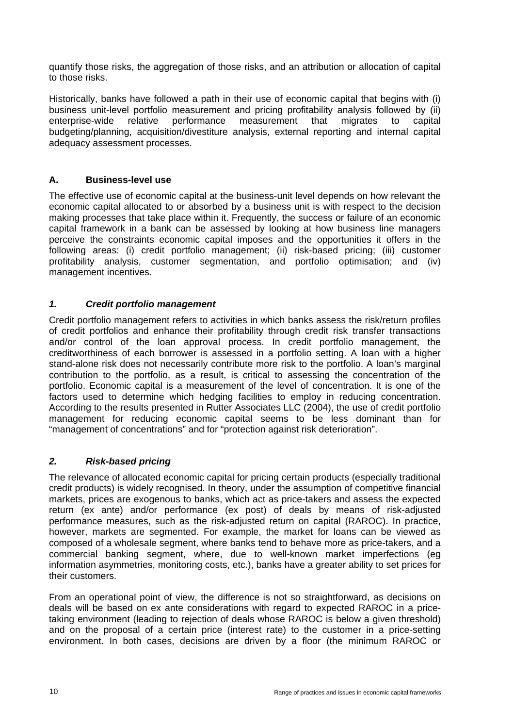quantify those risks, the aggregation of those risks, and an attribution or allocation of capital to those risks.

Historically, banks have followed a path in their use of economic capital that begins with (i) business unit-level portfolio measurement and pricing profitability analysis followed by (ii) enterprise-wide relative performance measurement that migrates to capital budgeting/planning, acquisition/divestiture analysis, external reporting and internal capital adequacy assessment processes.

### A. Business-level use

The effective use of economic capital at the business-unit level depends on how relevant the economic capital allocated to or absorbed by a business unit is with respect to the decision making processes that take place within it. Frequently, the success or failure of an economic capital framework in a bank can be assessed by looking at how business line managers perceive the constraints economic capital imposes and the opportunities it offers in the following areas: (i) credit portfolio management; (ii) risk-based pricing; (iii) customer profitability analysis, customer segmentation, and portfolio optimisation; and (iv) management incentives.

#### *1. Credit portfolio management*

Credit portfolio management refers to activities in which banks assess the risk/return profiles of credit portfolios and enhance their profitability through credit risk transfer transactions and/or control of the loan approval process. In credit portfolio management, the creditworthiness of each borrower is assessed in a portfolio setting. A loan with a higher stand-alone risk does not necessarily contribute more risk to the portfolio. A loan's marginal contribution to the portfolio, as a result, is critical to assessing the concentration of the portfolio. Economic capital is a measurement of the level of concentration. It is one of the factors used to determine which hedging facilities to employ in reducing concentration. According to the results presented in Rutter Associates LLC (2004), the use of credit portfolio management for reducing economic capital seems to be less dominant than for "management of concentrations" and for "protection against risk deterioration".

#### *2. Risk-based pricing*

The relevance of allocated economic capital for pricing certain products (especially traditional credit products) is widely recognised. In theory, under the assumption of competitive financial markets, prices are exogenous to banks, which act as price-takers and assess the expected return (ex ante) and/or performance (ex post) of deals by means of risk-adjusted performance measures, such as the risk-adjusted return on capital (RAROC). In practice, however, markets are segmented. For example, the market for loans can be viewed as composed of a wholesale segment, where banks tend to behave more as price-takers, and a commercial banking segment, where, due to well-known market imperfections (eg information asymmetries, monitoring costs, etc.), banks have a greater ability to set prices for their customers.

From an operational point of view, the difference is not so straightforward, as decisions on deals will be based on ex ante considerations with regard to expected RAROC in a price-taking environment (leading to rejection of deals whose RAROC is below a given threshold) and on the proposal of a certain price (interest rate) to the customer in a price-setting environment. In both cases, decisions are driven by a floor (the minimum RAROC or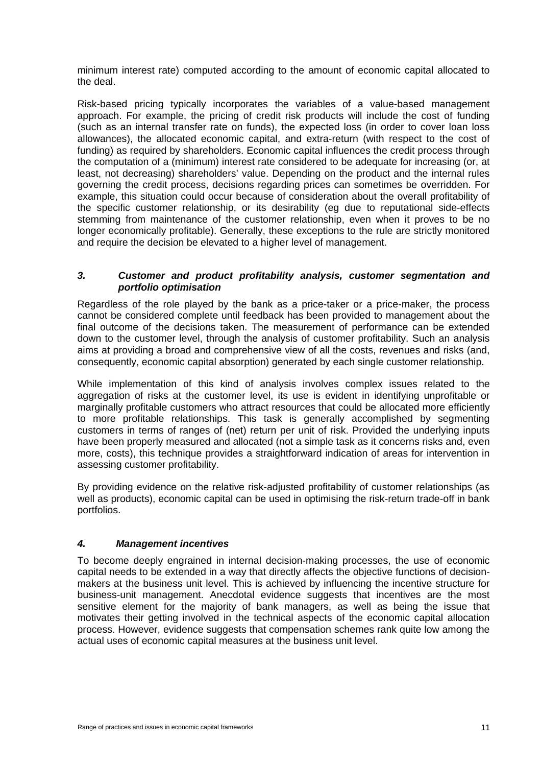minimum interest rate) computed according to the amount of economic capital allocated to the deal.

Risk-based pricing typically incorporates the variables of a value-based management approach. For example, the pricing of credit risk products will include the cost of funding (such as an internal transfer rate on funds), the expected loss (in order to cover loan loss allowances), the allocated economic capital, and extra-return (with respect to the cost of funding) as required by shareholders. Economic capital influences the credit process through the computation of a (minimum) interest rate considered to be adequate for increasing (or, at least, not decreasing) shareholders' value. Depending on the product and the internal rules governing the credit process, decisions regarding prices can sometimes be overridden. For example, this situation could occur because of consideration about the overall profitability of the specific customer relationship, or its desirability (eg due to reputational side-effects stemming from maintenance of the customer relationship, even when it proves to be no longer economically profitable). Generally, these exceptions to the rule are strictly monitored and require the decision be elevated to a higher level of management.

### *3. Customer and product profitability analysis, customer segmentation and portfolio optimisation*

Regardless of the role played by the bank as a price-taker or a price-maker, the process cannot be considered complete until feedback has been provided to management about the final outcome of the decisions taken. The measurement of performance can be extended down to the customer level, through the analysis of customer profitability. Such an analysis aims at providing a broad and comprehensive view of all the costs, revenues and risks (and, consequently, economic capital absorption) generated by each single customer relationship.

While implementation of this kind of analysis involves complex issues related to the aggregation of risks at the customer level, its use is evident in identifying unprofitable or marginally profitable customers who attract resources that could be allocated more efficiently to more profitable relationships. This task is generally accomplished by segmenting customers in terms of ranges of (net) return per unit of risk. Provided the underlying inputs have been properly measured and allocated (not a simple task as it concerns risks and, even more, costs), this technique provides a straightforward indication of areas for intervention in assessing customer profitability.

By providing evidence on the relative risk-adjusted profitability of customer relationships (as well as products), economic capital can be used in optimising the risk-return trade-off in bank portfolios.

### *4. Management incentives*

To become deeply engrained in internal decision-making processes, the use of economic capital needs to be extended in a way that directly affects the objective functions of decision-makers at the business unit level. This is achieved by influencing the incentive structure for business-unit management. Anecdotal evidence suggests that incentives are the most sensitive element for the majority of bank managers, as well as being the issue that motivates their getting involved in the technical aspects of the economic capital allocation process. However, evidence suggests that compensation schemes rank quite low among the actual uses of economic capital measures at the business unit level.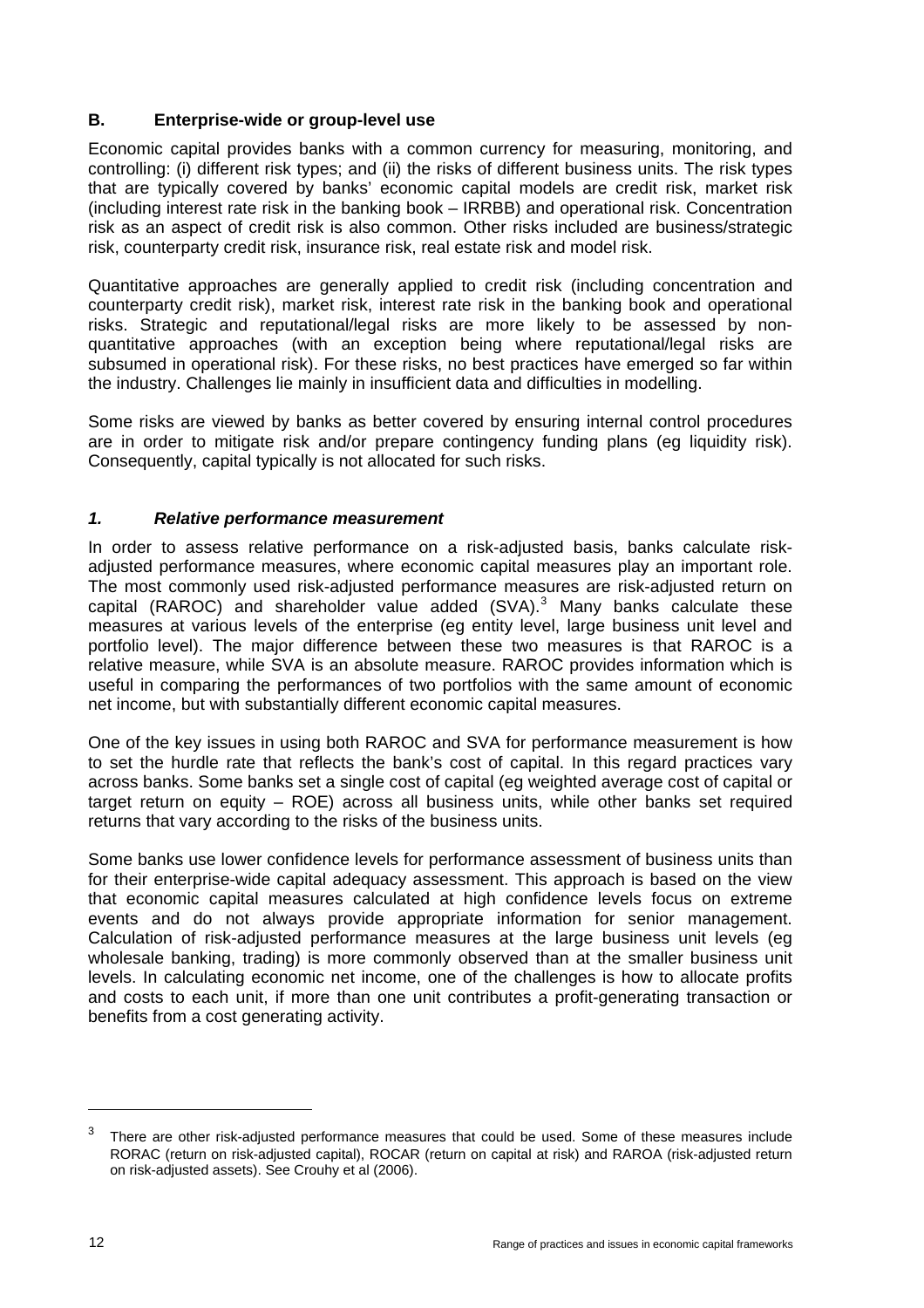## B. Enterprise-wide or group-level use

Economic capital provides banks with a common currency for measuring, monitoring, and controlling: (i) different risk types; and (ii) the risks of different business units. The risk types that are typically covered by banks' economic capital models are credit risk, market risk (including interest rate risk in the banking book – IRRBB) and operational risk. Concentration risk as an aspect of credit risk is also common. Other risks included are business/strategic risk, counterparty credit risk, insurance risk, real estate risk and model risk.

Quantitative approaches are generally applied to credit risk (including concentration and counterparty credit risk), market risk, interest rate risk in the banking book and operational risks. Strategic and reputational/legal risks are more likely to be assessed by non-quantitative approaches (with an exception being where reputational/legal risks are subsumed in operational risk). For these risks, no best practices have emerged so far within the industry. Challenges lie mainly in insufficient data and difficulties in modelling.

Some risks are viewed by banks as better covered by ensuring internal control procedures are in order to mitigate risk and/or prepare contingency funding plans (eg liquidity risk). Consequently, capital typically is not allocated for such risks.

### *1. Relative performance measurement*

In order to assess relative performance on a risk-adjusted basis, banks calculate risk-adjusted performance measures, where economic capital measures play an important role. The most commonly used risk-adjusted performance measures are risk-adjusted return on capital (RAROC) and shareholder value added (SVA).[3] Many banks calculate these measures at various levels of the enterprise (eg entity level, large business unit level and portfolio level). The major difference between these two measures is that RAROC is a relative measure, while SVA is an absolute measure. RAROC provides information which is useful in comparing the performances of two portfolios with the same amount of economic net income, but with substantially different economic capital measures.

One of the key issues in using both RAROC and SVA for performance measurement is how to set the hurdle rate that reflects the bank's cost of capital. In this regard practices vary across banks. Some banks set a single cost of capital (eg weighted average cost of capital or target return on equity – ROE) across all business units, while other banks set required returns that vary according to the risks of the business units.

Some banks use lower confidence levels for performance assessment of business units than for their enterprise-wide capital adequacy assessment. This approach is based on the view that economic capital measures calculated at high confidence levels focus on extreme events and do not always provide appropriate information for senior management. Calculation of risk-adjusted performance measures at the large business unit levels (eg wholesale banking, trading) is more commonly observed than at the smaller business unit levels. In calculating economic net income, one of the challenges is how to allocate profits and costs to each unit, if more than one unit contributes a profit-generating transaction or benefits from a cost generating activity.

---

[3] There are other risk-adjusted performance measures that could be used. Some of these measures include RORAC (return on risk-adjusted capital), ROCAR (return on capital at risk) and RAROA (risk-adjusted return on risk-adjusted assets). See Crouhy et al (2006).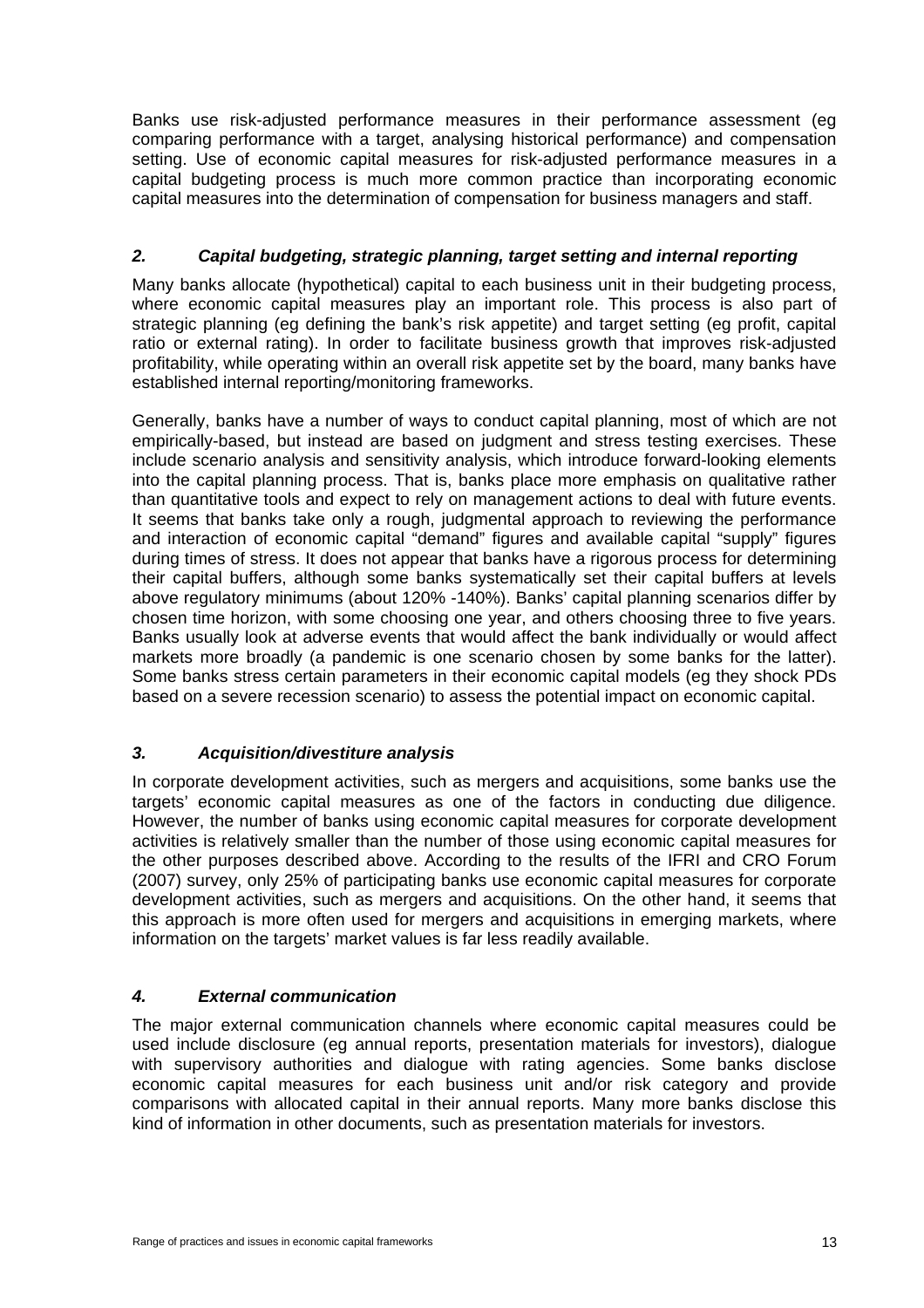Banks use risk-adjusted performance measures in their performance assessment (eg comparing performance with a target, analysing historical performance) and compensation setting. Use of economic capital measures for risk-adjusted performance measures in a capital budgeting process is much more common practice than incorporating economic capital measures into the determination of compensation for business managers and staff.

### *2. Capital budgeting, strategic planning, target setting and internal reporting*

Many banks allocate (hypothetical) capital to each business unit in their budgeting process, where economic capital measures play an important role. This process is also part of strategic planning (eg defining the bank's risk appetite) and target setting (eg profit, capital ratio or external rating). In order to facilitate business growth that improves risk-adjusted profitability, while operating within an overall risk appetite set by the board, many banks have established internal reporting/monitoring frameworks.

Generally, banks have a number of ways to conduct capital planning, most of which are not empirically-based, but instead are based on judgment and stress testing exercises. These include scenario analysis and sensitivity analysis, which introduce forward-looking elements into the capital planning process. That is, banks place more emphasis on qualitative rather than quantitative tools and expect to rely on management actions to deal with future events. It seems that banks take only a rough, judgmental approach to reviewing the performance and interaction of economic capital "demand" figures and available capital "supply" figures during times of stress. It does not appear that banks have a rigorous process for determining their capital buffers, although some banks systematically set their capital buffers at levels above regulatory minimums (about 120% -140%). Banks' capital planning scenarios differ by chosen time horizon, with some choosing one year, and others choosing three to five years. Banks usually look at adverse events that would affect the bank individually or would affect markets more broadly (a pandemic is one scenario chosen by some banks for the latter). Some banks stress certain parameters in their economic capital models (eg they shock PDs based on a severe recession scenario) to assess the potential impact on economic capital.

### *3. Acquisition/divestiture analysis*

In corporate development activities, such as mergers and acquisitions, some banks use the targets' economic capital measures as one of the factors in conducting due diligence. However, the number of banks using economic capital measures for corporate development activities is relatively smaller than the number of those using economic capital measures for the other purposes described above. According to the results of the IFRI and CRO Forum (2007) survey, only 25% of participating banks use economic capital measures for corporate development activities, such as mergers and acquisitions. On the other hand, it seems that this approach is more often used for mergers and acquisitions in emerging markets, where information on the targets' market values is far less readily available.

### *4. External communication*

The major external communication channels where economic capital measures could be used include disclosure (eg annual reports, presentation materials for investors), dialogue with supervisory authorities and dialogue with rating agencies. Some banks disclose economic capital measures for each business unit and/or risk category and provide comparisons with allocated capital in their annual reports. Many more banks disclose this kind of information in other documents, such as presentation materials for investors.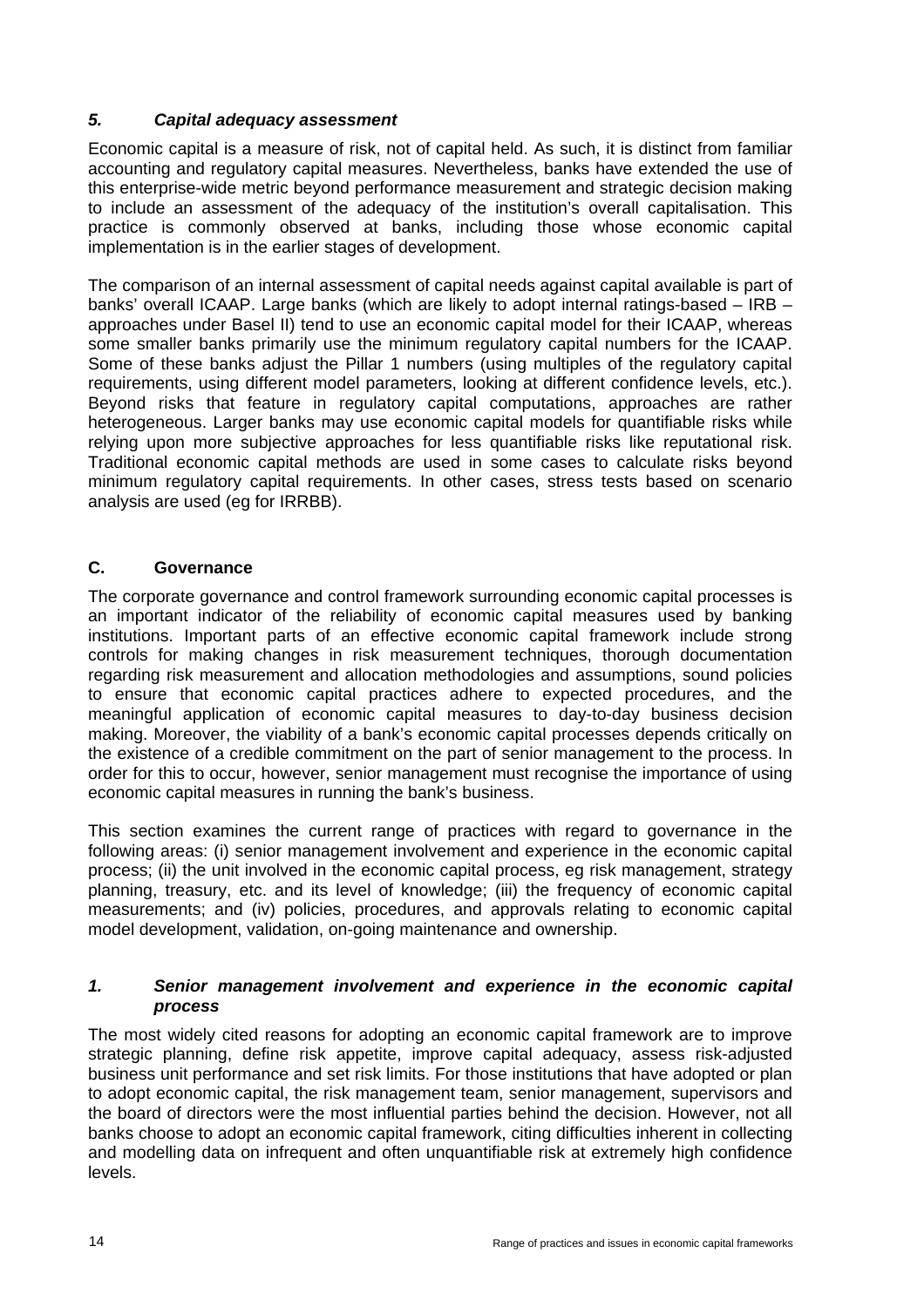### *5. Capital adequacy assessment*

Economic capital is a measure of risk, not of capital held. As such, it is distinct from familiar accounting and regulatory capital measures. Nevertheless, banks have extended the use of this enterprise-wide metric beyond performance measurement and strategic decision making to include an assessment of the adequacy of the institution's overall capitalisation. This practice is commonly observed at banks, including those whose economic capital implementation is in the earlier stages of development.

The comparison of an internal assessment of capital needs against capital available is part of banks' overall ICAAP. Large banks (which are likely to adopt internal ratings-based – IRB – approaches under Basel II) tend to use an economic capital model for their ICAAP, whereas some smaller banks primarily use the minimum regulatory capital numbers for the ICAAP. Some of these banks adjust the Pillar 1 numbers (using multiples of the regulatory capital requirements, using different model parameters, looking at different confidence levels, etc.). Beyond risks that feature in regulatory capital computations, approaches are rather heterogeneous. Larger banks may use economic capital models for quantifiable risks while relying upon more subjective approaches for less quantifiable risks like reputational risk. Traditional economic capital methods are used in some cases to calculate risks beyond minimum regulatory capital requirements. In other cases, stress tests based on scenario analysis are used (eg for IRRBB).

## C. Governance

The corporate governance and control framework surrounding economic capital processes is an important indicator of the reliability of economic capital measures used by banking institutions. Important parts of an effective economic capital framework include strong controls for making changes in risk measurement techniques, thorough documentation regarding risk measurement and allocation methodologies and assumptions, sound policies to ensure that economic capital practices adhere to expected procedures, and the meaningful application of economic capital measures to day-to-day business decision making. Moreover, the viability of a bank's economic capital processes depends critically on the existence of a credible commitment on the part of senior management to the process. In order for this to occur, however, senior management must recognise the importance of using economic capital measures in running the bank's business.

This section examines the current range of practices with regard to governance in the following areas: (i) senior management involvement and experience in the economic capital process; (ii) the unit involved in the economic capital process, eg risk management, strategy planning, treasury, etc. and its level of knowledge; (iii) the frequency of economic capital measurements; and (iv) policies, procedures, and approvals relating to economic capital model development, validation, on-going maintenance and ownership.

### *1. Senior management involvement and experience in the economic capital process*

The most widely cited reasons for adopting an economic capital framework are to improve strategic planning, define risk appetite, improve capital adequacy, assess risk-adjusted business unit performance and set risk limits. For those institutions that have adopted or plan to adopt economic capital, the risk management team, senior management, supervisors and the board of directors were the most influential parties behind the decision. However, not all banks choose to adopt an economic capital framework, citing difficulties inherent in collecting and modelling data on infrequent and often unquantifiable risk at extremely high confidence levels.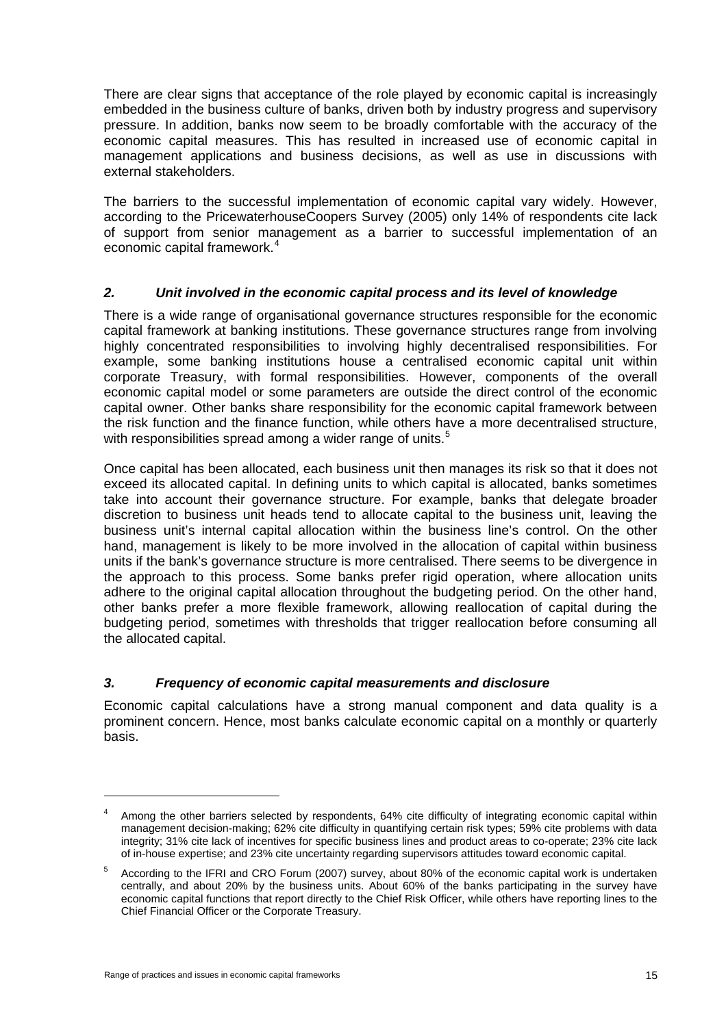There are clear signs that acceptance of the role played by economic capital is increasingly embedded in the business culture of banks, driven both by industry progress and supervisory pressure. In addition, banks now seem to be broadly comfortable with the accuracy of the economic capital measures. This has resulted in increased use of economic capital in management applications and business decisions, as well as use in discussions with external stakeholders.

The barriers to the successful implementation of economic capital vary widely. However, according to the PricewaterhouseCoopers Survey (2005) only 14% of respondents cite lack of support from senior management as a barrier to successful implementation of an economic capital framework.[4]

### *2. Unit involved in the economic capital process and its level of knowledge*

There is a wide range of organisational governance structures responsible for the economic capital framework at banking institutions. These governance structures range from involving highly concentrated responsibilities to involving highly decentralised responsibilities. For example, some banking institutions house a centralised economic capital unit within corporate Treasury, with formal responsibilities. However, components of the overall economic capital model or some parameters are outside the direct control of the economic capital owner. Other banks share responsibility for the economic capital framework between the risk function and the finance function, while others have a more decentralised structure, with responsibilities spread among a wider range of units.[5]

Once capital has been allocated, each business unit then manages its risk so that it does not exceed its allocated capital. In defining units to which capital is allocated, banks sometimes take into account their governance structure. For example, banks that delegate broader discretion to business unit heads tend to allocate capital to the business unit, leaving the business unit's internal capital allocation within the business line's control. On the other hand, management is likely to be more involved in the allocation of capital within business units if the bank's governance structure is more centralised. There seems to be divergence in the approach to this process. Some banks prefer rigid operation, where allocation units adhere to the original capital allocation throughout the budgeting period. On the other hand, other banks prefer a more flexible framework, allowing reallocation of capital during the budgeting period, sometimes with thresholds that trigger reallocation before consuming all the allocated capital.

### *3. Frequency of economic capital measurements and disclosure*

Economic capital calculations have a strong manual component and data quality is a prominent concern. Hence, most banks calculate economic capital on a monthly or quarterly basis.

---

[4] Among the other barriers selected by respondents, 64% cite difficulty of integrating economic capital within management decision-making; 62% cite difficulty in quantifying certain risk types; 59% cite problems with data integrity; 31% cite lack of incentives for specific business lines and product areas to co-operate; 23% cite lack of in-house expertise; and 23% cite uncertainty regarding supervisors attitudes toward economic capital.

[5] According to the IFRI and CRO Forum (2007) survey, about 80% of the economic capital work is undertaken centrally, and about 20% by the business units. About 60% of the banks participating in the survey have economic capital functions that report directly to the Chief Risk Officer, while others have reporting lines to the Chief Financial Officer or the Corporate Treasury.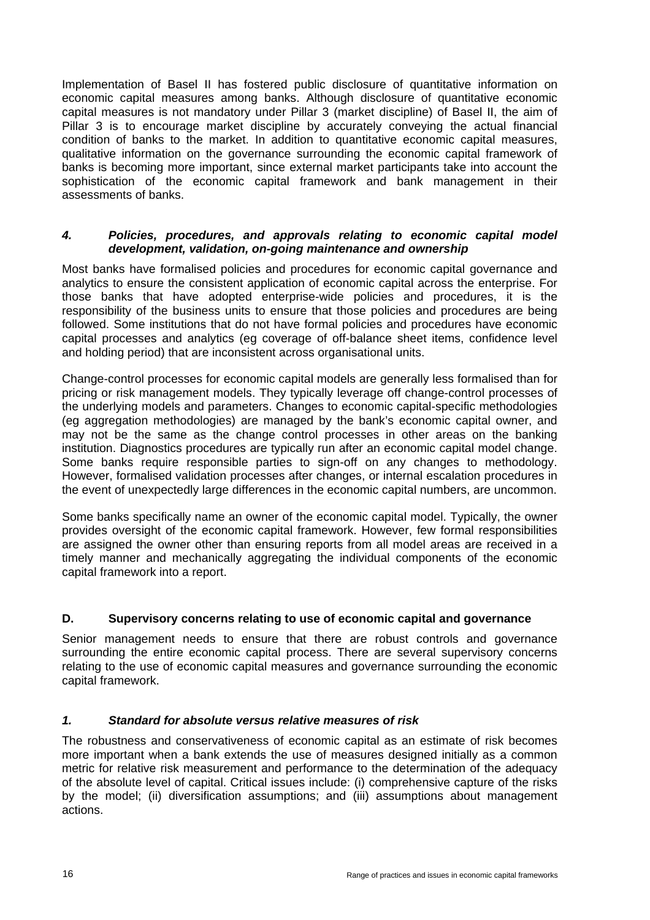Implementation of Basel II has fostered public disclosure of quantitative information on economic capital measures among banks. Although disclosure of quantitative economic capital measures is not mandatory under Pillar 3 (market discipline) of Basel II, the aim of Pillar 3 is to encourage market discipline by accurately conveying the actual financial condition of banks to the market. In addition to quantitative economic capital measures, qualitative information on the governance surrounding the economic capital framework of banks is becoming more important, since external market participants take into account the sophistication of the economic capital framework and bank management in their assessments of banks.

### *4. Policies, procedures, and approvals relating to economic capital model development, validation, on-going maintenance and ownership*

Most banks have formalised policies and procedures for economic capital governance and analytics to ensure the consistent application of economic capital across the enterprise. For those banks that have adopted enterprise-wide policies and procedures, it is the responsibility of the business units to ensure that those policies and procedures are being followed. Some institutions that do not have formal policies and procedures have economic capital processes and analytics (eg coverage of off-balance sheet items, confidence level and holding period) that are inconsistent across organisational units.

Change-control processes for economic capital models are generally less formalised than for pricing or risk management models. They typically leverage off change-control processes of the underlying models and parameters. Changes to economic capital-specific methodologies (eg aggregation methodologies) are managed by the bank's economic capital owner, and may not be the same as the change control processes in other areas on the banking institution. Diagnostics procedures are typically run after an economic capital model change. Some banks require responsible parties to sign-off on any changes to methodology. However, formalised validation processes after changes, or internal escalation procedures in the event of unexpectedly large differences in the economic capital numbers, are uncommon.

Some banks specifically name an owner of the economic capital model. Typically, the owner provides oversight of the economic capital framework. However, few formal responsibilities are assigned the owner other than ensuring reports from all model areas are received in a timely manner and mechanically aggregating the individual components of the economic capital framework into a report.

## D. Supervisory concerns relating to use of economic capital and governance

Senior management needs to ensure that there are robust controls and governance surrounding the entire economic capital process. There are several supervisory concerns relating to the use of economic capital measures and governance surrounding the economic capital framework.

### *1. Standard for absolute versus relative measures of risk*

The robustness and conservativeness of economic capital as an estimate of risk becomes more important when a bank extends the use of measures designed initially as a common metric for relative risk measurement and performance to the determination of the adequacy of the absolute level of capital. Critical issues include: (i) comprehensive capture of the risks by the model; (ii) diversification assumptions; and (iii) assumptions about management actions.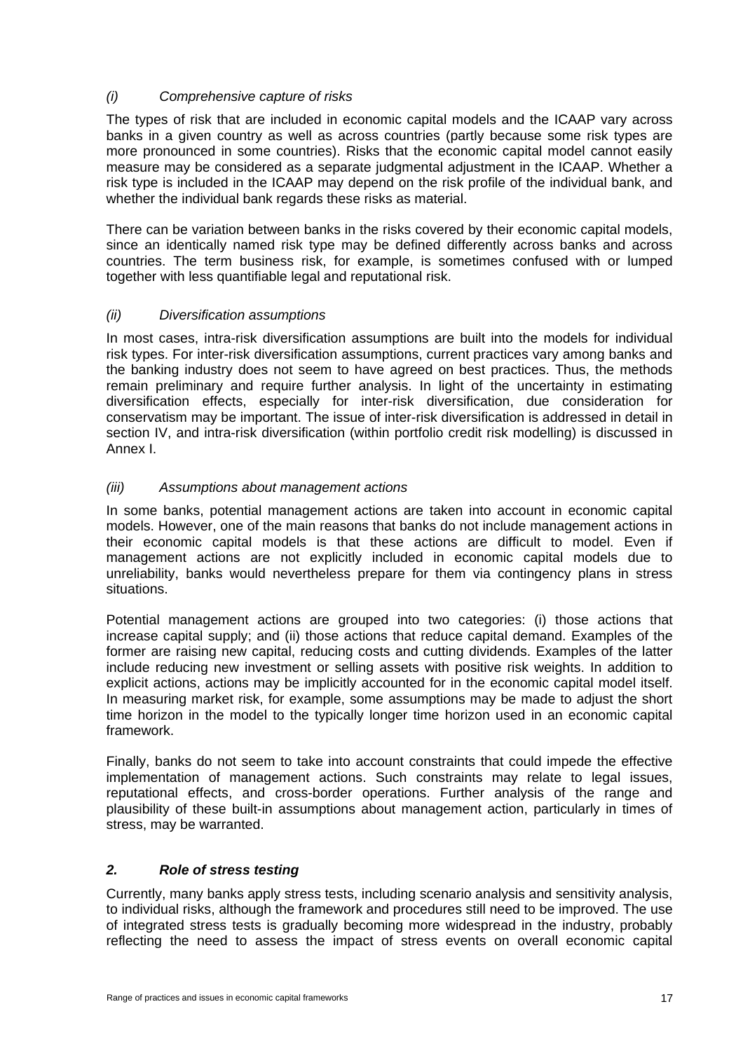### *(i) Comprehensive capture of risks*

The types of risk that are included in economic capital models and the ICAAP vary across banks in a given country as well as across countries (partly because some risk types are more pronounced in some countries). Risks that the economic capital model cannot easily measure may be considered as a separate judgmental adjustment in the ICAAP. Whether a risk type is included in the ICAAP may depend on the risk profile of the individual bank, and whether the individual bank regards these risks as material.

There can be variation between banks in the risks covered by their economic capital models, since an identically named risk type may be defined differently across banks and across countries. The term business risk, for example, is sometimes confused with or lumped together with less quantifiable legal and reputational risk.

### *(ii) Diversification assumptions*

In most cases, intra-risk diversification assumptions are built into the models for individual risk types. For inter-risk diversification assumptions, current practices vary among banks and the banking industry does not seem to have agreed on best practices. Thus, the methods remain preliminary and require further analysis. In light of the uncertainty in estimating diversification effects, especially for inter-risk diversification, due consideration for conservatism may be important. The issue of inter-risk diversification is addressed in detail in section IV, and intra-risk diversification (within portfolio credit risk modelling) is discussed in Annex I.

### *(iii) Assumptions about management actions*

In some banks, potential management actions are taken into account in economic capital models. However, one of the main reasons that banks do not include management actions in their economic capital models is that these actions are difficult to model. Even if management actions are not explicitly included in economic capital models due to unreliability, banks would nevertheless prepare for them via contingency plans in stress situations.

Potential management actions are grouped into two categories: (i) those actions that increase capital supply; and (ii) those actions that reduce capital demand. Examples of the former are raising new capital, reducing costs and cutting dividends. Examples of the latter include reducing new investment or selling assets with positive risk weights. In addition to explicit actions, actions may be implicitly accounted for in the economic capital model itself. In measuring market risk, for example, some assumptions may be made to adjust the short time horizon in the model to the typically longer time horizon used in an economic capital framework.

Finally, banks do not seem to take into account constraints that could impede the effective implementation of management actions. Such constraints may relate to legal issues, reputational effects, and cross-border operations. Further analysis of the range and plausibility of these built-in assumptions about management action, particularly in times of stress, may be warranted.

## ***2. Role of stress testing***

Currently, many banks apply stress tests, including scenario analysis and sensitivity analysis, to individual risks, although the framework and procedures still need to be improved. The use of integrated stress tests is gradually becoming more widespread in the industry, probably reflecting the need to assess the impact of stress events on overall economic capital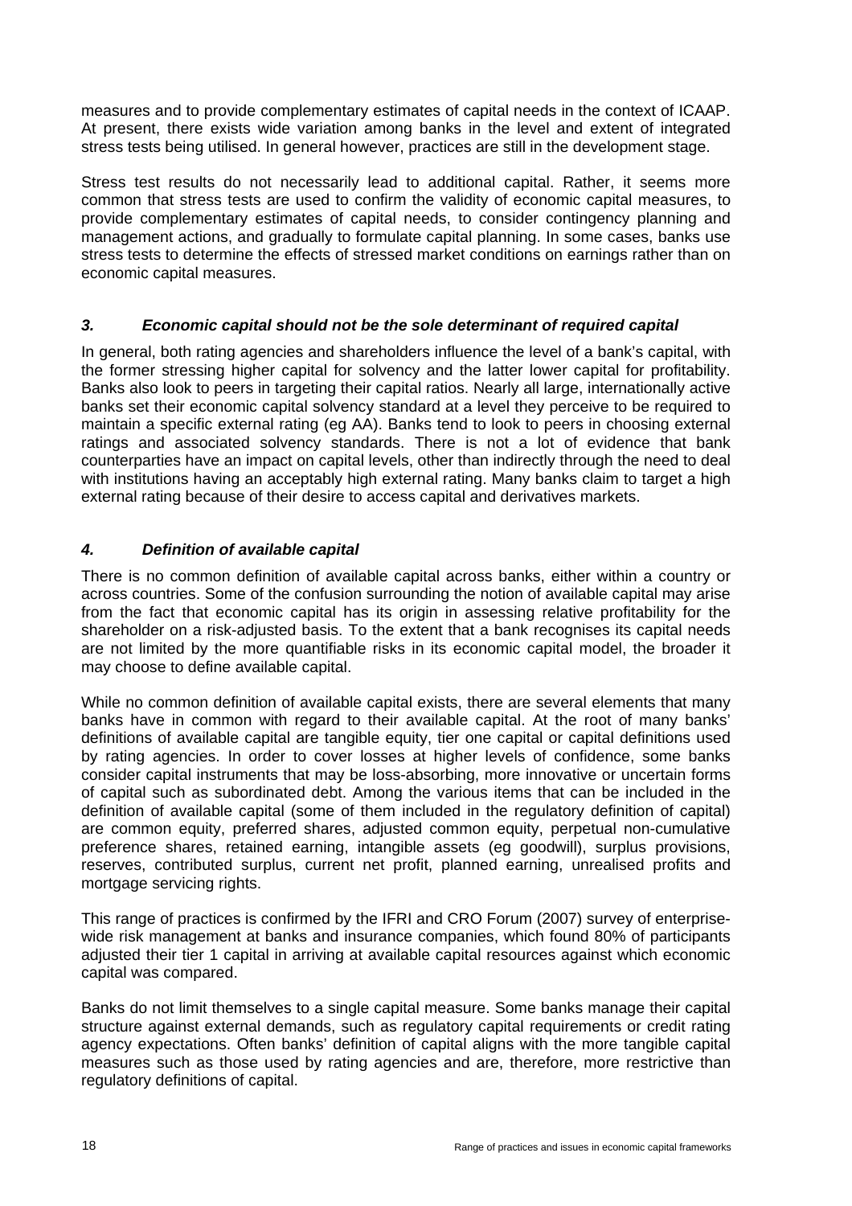measures and to provide complementary estimates of capital needs in the context of ICAAP. At present, there exists wide variation among banks in the level and extent of integrated stress tests being utilised. In general however, practices are still in the development stage.

Stress test results do not necessarily lead to additional capital. Rather, it seems more common that stress tests are used to confirm the validity of economic capital measures, to provide complementary estimates of capital needs, to consider contingency planning and management actions, and gradually to formulate capital planning. In some cases, banks use stress tests to determine the effects of stressed market conditions on earnings rather than on economic capital measures.

### *3. Economic capital should not be the sole determinant of required capital*

In general, both rating agencies and shareholders influence the level of a bank's capital, with the former stressing higher capital for solvency and the latter lower capital for profitability. Banks also look to peers in targeting their capital ratios. Nearly all large, internationally active banks set their economic capital solvency standard at a level they perceive to be required to maintain a specific external rating (eg AA). Banks tend to look to peers in choosing external ratings and associated solvency standards. There is not a lot of evidence that bank counterparties have an impact on capital levels, other than indirectly through the need to deal with institutions having an acceptably high external rating. Many banks claim to target a high external rating because of their desire to access capital and derivatives markets.

### *4. Definition of available capital*

There is no common definition of available capital across banks, either within a country or across countries. Some of the confusion surrounding the notion of available capital may arise from the fact that economic capital has its origin in assessing relative profitability for the shareholder on a risk-adjusted basis. To the extent that a bank recognises its capital needs are not limited by the more quantifiable risks in its economic capital model, the broader it may choose to define available capital.

While no common definition of available capital exists, there are several elements that many banks have in common with regard to their available capital. At the root of many banks' definitions of available capital are tangible equity, tier one capital or capital definitions used by rating agencies. In order to cover losses at higher levels of confidence, some banks consider capital instruments that may be loss-absorbing, more innovative or uncertain forms of capital such as subordinated debt. Among the various items that can be included in the definition of available capital (some of them included in the regulatory definition of capital) are common equity, preferred shares, adjusted common equity, perpetual non-cumulative preference shares, retained earning, intangible assets (eg goodwill), surplus provisions, reserves, contributed surplus, current net profit, planned earning, unrealised profits and mortgage servicing rights.

This range of practices is confirmed by the IFRI and CRO Forum (2007) survey of enterprise-wide risk management at banks and insurance companies, which found 80% of participants adjusted their tier 1 capital in arriving at available capital resources against which economic capital was compared.

Banks do not limit themselves to a single capital measure. Some banks manage their capital structure against external demands, such as regulatory capital requirements or credit rating agency expectations. Often banks' definition of capital aligns with the more tangible capital measures such as those used by rating agencies and are, therefore, more restrictive than regulatory definitions of capital.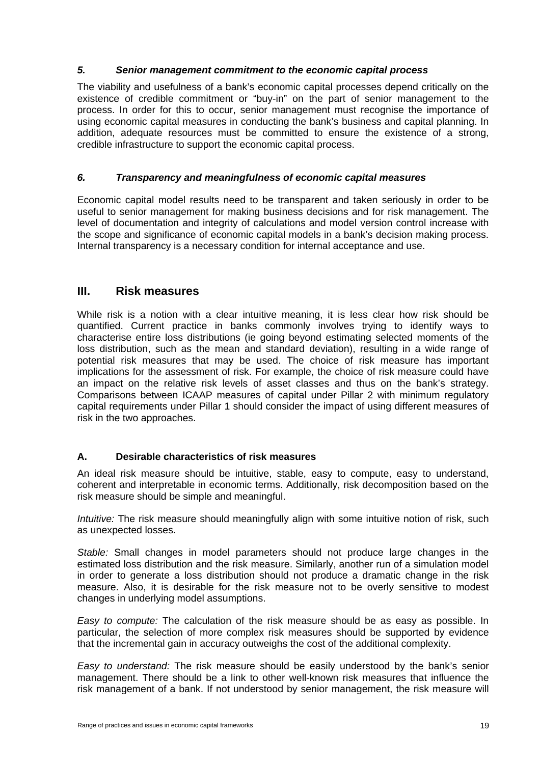### *5. Senior management commitment to the economic capital process*

The viability and usefulness of a bank's economic capital processes depend critically on the existence of credible commitment or "buy-in" on the part of senior management to the process. In order for this to occur, senior management must recognise the importance of using economic capital measures in conducting the bank's business and capital planning. In addition, adequate resources must be committed to ensure the existence of a strong, credible infrastructure to support the economic capital process.

### *6. Transparency and meaningfulness of economic capital measures*

Economic capital model results need to be transparent and taken seriously in order to be useful to senior management for making business decisions and for risk management. The level of documentation and integrity of calculations and model version control increase with the scope and significance of economic capital models in a bank's decision making process. Internal transparency is a necessary condition for internal acceptance and use.

# III. Risk measures

While risk is a notion with a clear intuitive meaning, it is less clear how risk should be quantified. Current practice in banks commonly involves trying to identify ways to characterise entire loss distributions (ie going beyond estimating selected moments of the loss distribution, such as the mean and standard deviation), resulting in a wide range of potential risk measures that may be used. The choice of risk measure has important implications for the assessment of risk. For example, the choice of risk measure could have an impact on the relative risk levels of asset classes and thus on the bank's strategy. Comparisons between ICAAP measures of capital under Pillar 2 with minimum regulatory capital requirements under Pillar 1 should consider the impact of using different measures of risk in the two approaches.

## A. Desirable characteristics of risk measures

An ideal risk measure should be intuitive, stable, easy to compute, easy to understand, coherent and interpretable in economic terms. Additionally, risk decomposition based on the risk measure should be simple and meaningful.

*Intuitive:* The risk measure should meaningfully align with some intuitive notion of risk, such as unexpected losses.

*Stable:* Small changes in model parameters should not produce large changes in the estimated loss distribution and the risk measure. Similarly, another run of a simulation model in order to generate a loss distribution should not produce a dramatic change in the risk measure. Also, it is desirable for the risk measure not to be overly sensitive to modest changes in underlying model assumptions.

*Easy to compute:* The calculation of the risk measure should be as easy as possible. In particular, the selection of more complex risk measures should be supported by evidence that the incremental gain in accuracy outweighs the cost of the additional complexity.

*Easy to understand:* The risk measure should be easily understood by the bank's senior management. There should be a link to other well-known risk measures that influence the risk management of a bank. If not understood by senior management, the risk measure will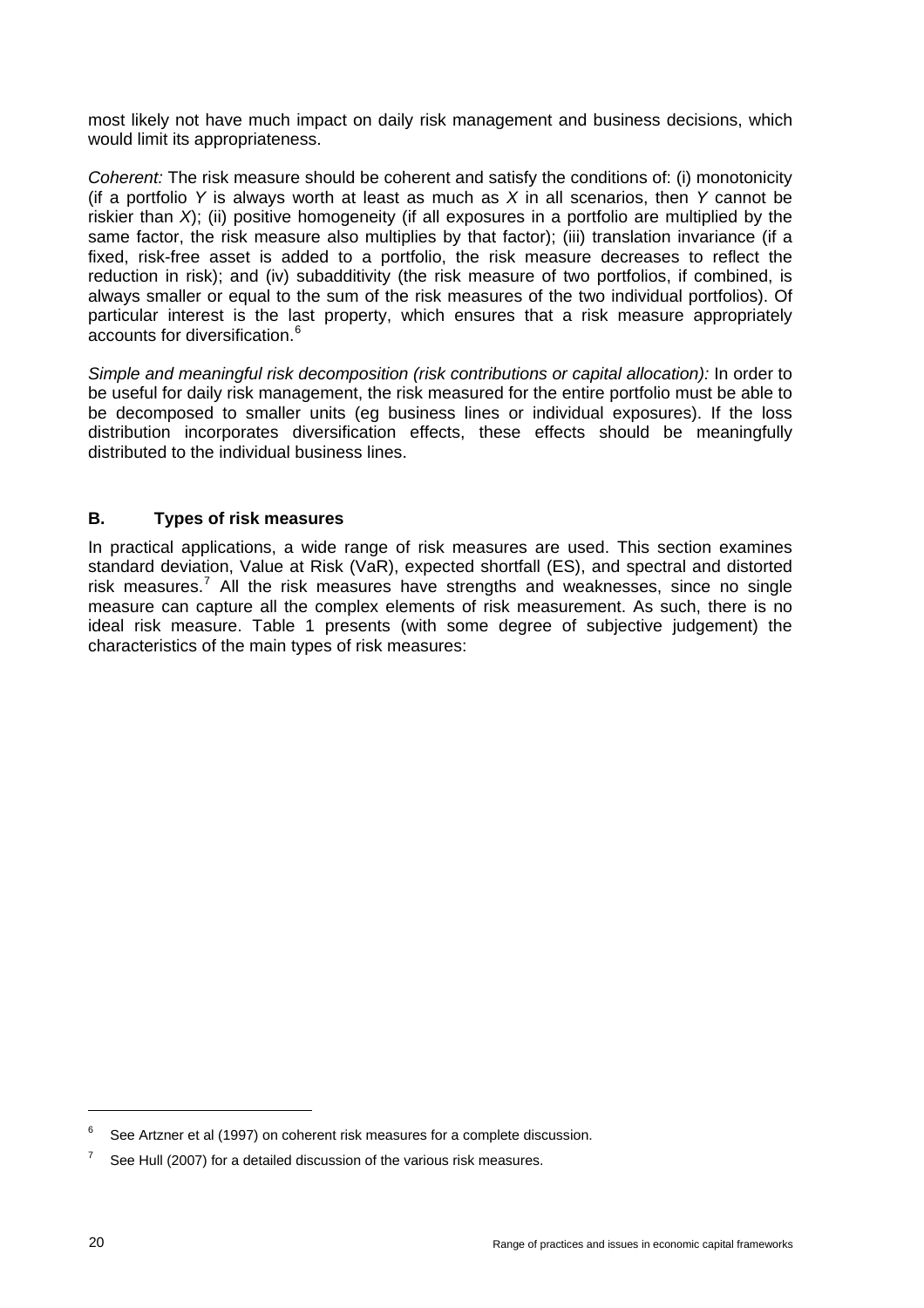most likely not have much impact on daily risk management and business decisions, which would limit its appropriateness.

*Coherent:* The risk measure should be coherent and satisfy the conditions of: (i) monotonicity (if a portfolio *Y* is always worth at least as much as *X* in all scenarios, then *Y* cannot be riskier than *X*); (ii) positive homogeneity (if all exposures in a portfolio are multiplied by the same factor, the risk measure also multiplies by that factor); (iii) translation invariance (if a fixed, risk-free asset is added to a portfolio, the risk measure decreases to reflect the reduction in risk); and (iv) subadditivity (the risk measure of two portfolios, if combined, is always smaller or equal to the sum of the risk measures of the two individual portfolios). Of particular interest is the last property, which ensures that a risk measure appropriately accounts for diversification.[6]

*Simple and meaningful risk decomposition (risk contributions or capital allocation):* In order to be useful for daily risk management, the risk measured for the entire portfolio must be able to be decomposed to smaller units (eg business lines or individual exposures). If the loss distribution incorporates diversification effects, these effects should be meaningfully distributed to the individual business lines.

## B. Types of risk measures

In practical applications, a wide range of risk measures are used. This section examines standard deviation, Value at Risk (VaR), expected shortfall (ES), and spectral and distorted risk measures.[7] All the risk measures have strengths and weaknesses, since no single measure can capture all the complex elements of risk measurement. As such, there is no ideal risk measure. Table 1 presents (with some degree of subjective judgement) the characteristics of the main types of risk measures:

---

[6] See Artzner et al (1997) on coherent risk measures for a complete discussion.

[7] See Hull (2007) for a detailed discussion of the various risk measures.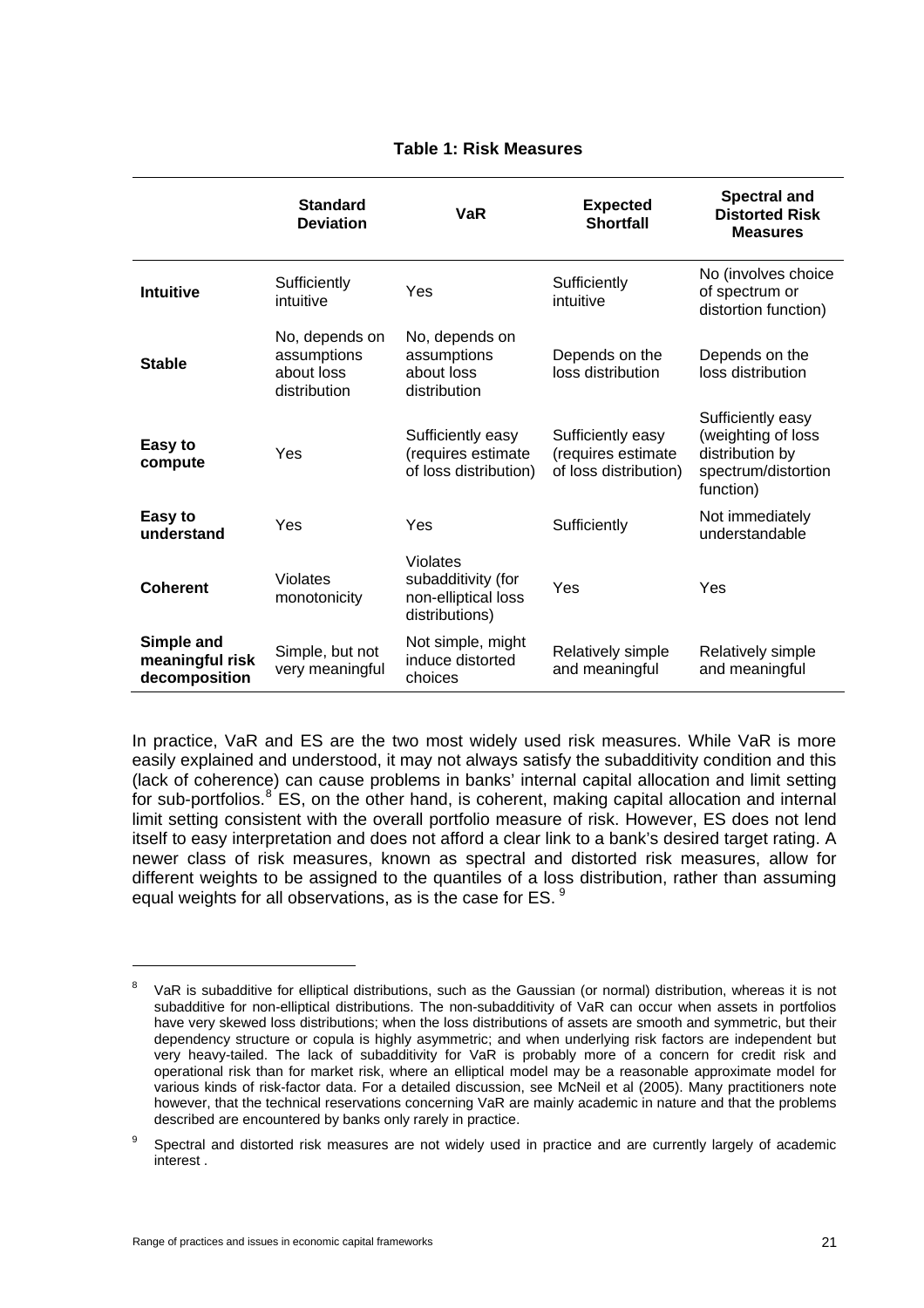**Table 1: Risk Measures**

| | **Standard Deviation** | **VaR** | **Expected Shortfall** | **Spectral and Distorted Risk Measures** |
|---|---|---|---|---|
| **Intuitive** | Sufficiently intuitive | Yes | Sufficiently intuitive | No (involves choice of spectrum or distortion function) |
| **Stable** | No, depends on assumptions about loss distribution | No, depends on assumptions about loss distribution | Depends on the loss distribution | Depends on the loss distribution |
| **Easy to compute** | Yes | Sufficiently easy (requires estimate of loss distribution) | Sufficiently easy (requires estimate of loss distribution) | Sufficiently easy (weighting of loss distribution by spectrum/distortion function) |
| **Easy to understand** | Yes | Yes | Sufficiently | Not immediately understandable |
| **Coherent** | Violates monotonicity | Violates subadditivity (for non-elliptical loss distributions) | Yes | Yes |
| **Simple and meaningful risk decomposition** | Simple, but not very meaningful | Not simple, might induce distorted choices | Relatively simple and meaningful | Relatively simple and meaningful |

In practice, VaR and ES are the two most widely used risk measures. While VaR is more easily explained and understood, it may not always satisfy the subadditivity condition and this (lack of coherence) can cause problems in banks' internal capital allocation and limit setting for sub-portfolios.[8] ES, on the other hand, is coherent, making capital allocation and internal limit setting consistent with the overall portfolio measure of risk. However, ES does not lend itself to easy interpretation and does not afford a clear link to a bank's desired target rating. A newer class of risk measures, known as spectral and distorted risk measures, allow for different weights to be assigned to the quantiles of a loss distribution, rather than assuming equal weights for all observations, as is the case for ES. [9]

[8] VaR is subadditive for elliptical distributions, such as the Gaussian (or normal) distribution, whereas it is not subadditive for non-elliptical distributions. The non-subadditivity of VaR can occur when assets in portfolios have very skewed loss distributions; when the loss distributions of assets are smooth and symmetric, but their dependency structure or copula is highly asymmetric; and when underlying risk factors are independent but very heavy-tailed. The lack of subadditivity for VaR is probably more of a concern for credit risk and operational risk than for market risk, where an elliptical model may be a reasonable approximate model for various kinds of risk-factor data. For a detailed discussion, see McNeil et al (2005). Many practitioners note however, that the technical reservations concerning VaR are mainly academic in nature and that the problems described are encountered by banks only rarely in practice.

[9] Spectral and distorted risk measures are not widely used in practice and are currently largely of academic interest .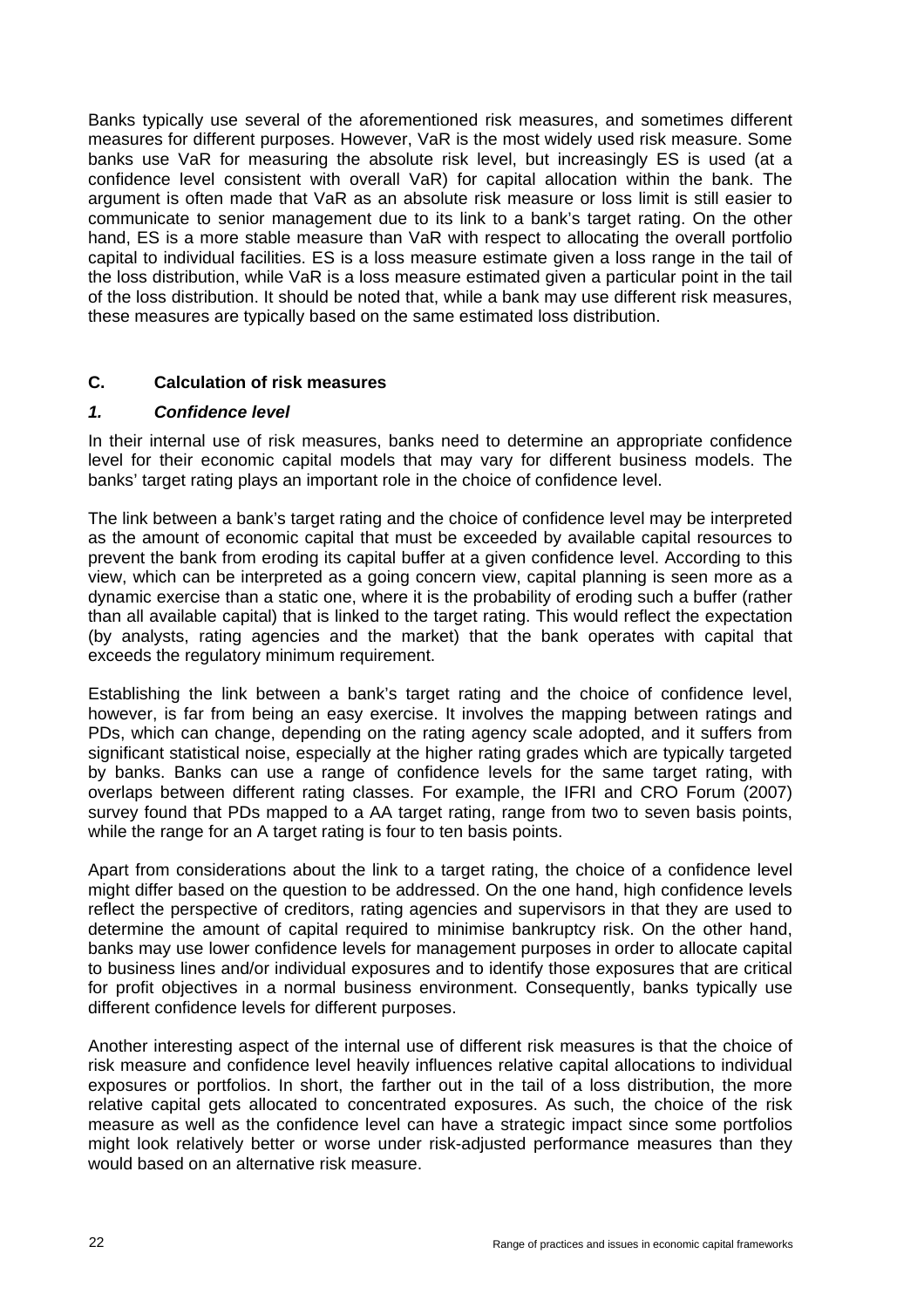Banks typically use several of the aforementioned risk measures, and sometimes different measures for different purposes. However, VaR is the most widely used risk measure. Some banks use VaR for measuring the absolute risk level, but increasingly ES is used (at a confidence level consistent with overall VaR) for capital allocation within the bank. The argument is often made that VaR as an absolute risk measure or loss limit is still easier to communicate to senior management due to its link to a bank's target rating. On the other hand, ES is a more stable measure than VaR with respect to allocating the overall portfolio capital to individual facilities. ES is a loss measure estimate given a loss range in the tail of the loss distribution, while VaR is a loss measure estimated given a particular point in the tail of the loss distribution. It should be noted that, while a bank may use different risk measures, these measures are typically based on the same estimated loss distribution.

## C. Calculation of risk measures

### *1. Confidence level*

In their internal use of risk measures, banks need to determine an appropriate confidence level for their economic capital models that may vary for different business models. The banks' target rating plays an important role in the choice of confidence level.

The link between a bank's target rating and the choice of confidence level may be interpreted as the amount of economic capital that must be exceeded by available capital resources to prevent the bank from eroding its capital buffer at a given confidence level. According to this view, which can be interpreted as a going concern view, capital planning is seen more as a dynamic exercise than a static one, where it is the probability of eroding such a buffer (rather than all available capital) that is linked to the target rating. This would reflect the expectation (by analysts, rating agencies and the market) that the bank operates with capital that exceeds the regulatory minimum requirement.

Establishing the link between a bank's target rating and the choice of confidence level, however, is far from being an easy exercise. It involves the mapping between ratings and PDs, which can change, depending on the rating agency scale adopted, and it suffers from significant statistical noise, especially at the higher rating grades which are typically targeted by banks. Banks can use a range of confidence levels for the same target rating, with overlaps between different rating classes. For example, the IFRI and CRO Forum (2007) survey found that PDs mapped to a AA target rating, range from two to seven basis points, while the range for an A target rating is four to ten basis points.

Apart from considerations about the link to a target rating, the choice of a confidence level might differ based on the question to be addressed. On the one hand, high confidence levels reflect the perspective of creditors, rating agencies and supervisors in that they are used to determine the amount of capital required to minimise bankruptcy risk. On the other hand, banks may use lower confidence levels for management purposes in order to allocate capital to business lines and/or individual exposures and to identify those exposures that are critical for profit objectives in a normal business environment. Consequently, banks typically use different confidence levels for different purposes.

Another interesting aspect of the internal use of different risk measures is that the choice of risk measure and confidence level heavily influences relative capital allocations to individual exposures or portfolios. In short, the farther out in the tail of a loss distribution, the more relative capital gets allocated to concentrated exposures. As such, the choice of the risk measure as well as the confidence level can have a strategic impact since some portfolios might look relatively better or worse under risk-adjusted performance measures than they would based on an alternative risk measure.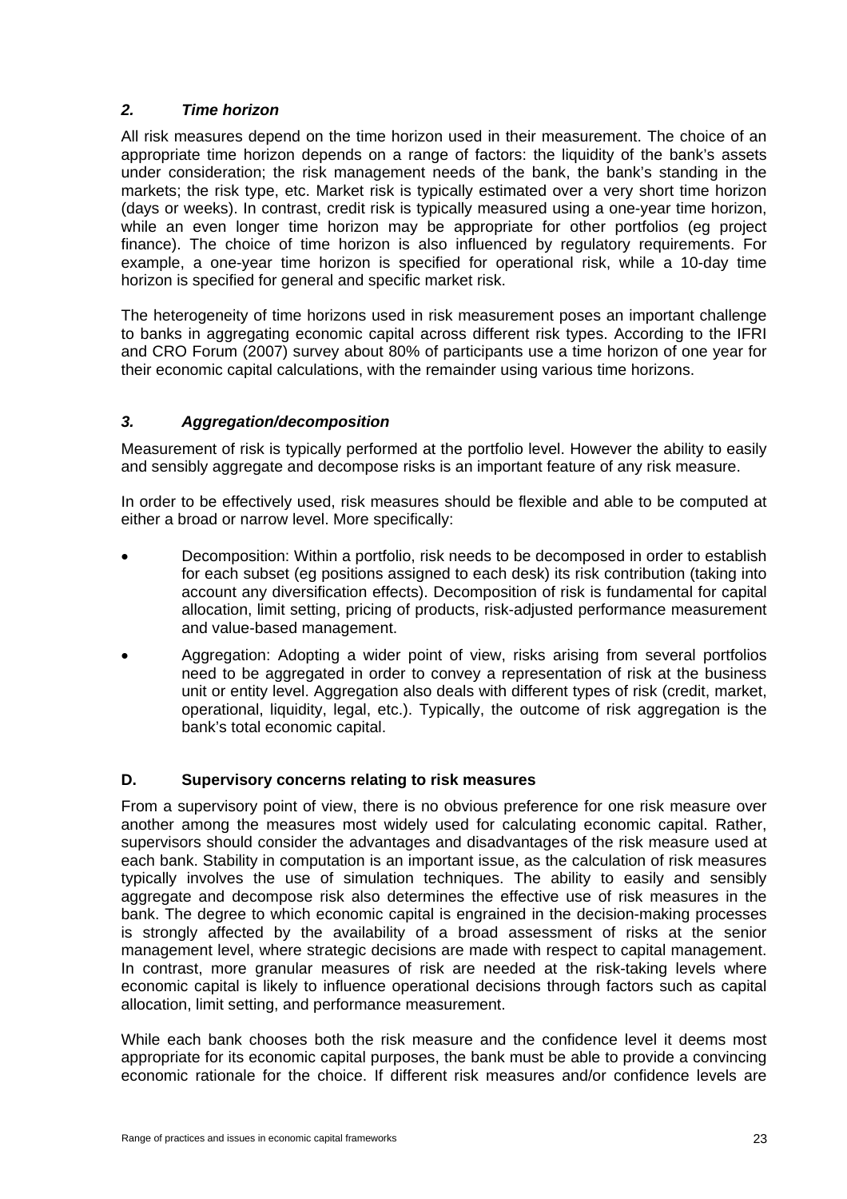### *2. Time horizon*

All risk measures depend on the time horizon used in their measurement. The choice of an appropriate time horizon depends on a range of factors: the liquidity of the bank's assets under consideration; the risk management needs of the bank, the bank's standing in the markets; the risk type, etc. Market risk is typically estimated over a very short time horizon (days or weeks). In contrast, credit risk is typically measured using a one-year time horizon, while an even longer time horizon may be appropriate for other portfolios (eg project finance). The choice of time horizon is also influenced by regulatory requirements. For example, a one-year time horizon is specified for operational risk, while a 10-day time horizon is specified for general and specific market risk.

The heterogeneity of time horizons used in risk measurement poses an important challenge to banks in aggregating economic capital across different risk types. According to the IFRI and CRO Forum (2007) survey about 80% of participants use a time horizon of one year for their economic capital calculations, with the remainder using various time horizons.

### *3. Aggregation/decomposition*

Measurement of risk is typically performed at the portfolio level. However the ability to easily and sensibly aggregate and decompose risks is an important feature of any risk measure.

In order to be effectively used, risk measures should be flexible and able to be computed at either a broad or narrow level. More specifically:

- Decomposition: Within a portfolio, risk needs to be decomposed in order to establish for each subset (eg positions assigned to each desk) its risk contribution (taking into account any diversification effects). Decomposition of risk is fundamental for capital allocation, limit setting, pricing of products, risk-adjusted performance measurement and value-based management.
- Aggregation: Adopting a wider point of view, risks arising from several portfolios need to be aggregated in order to convey a representation of risk at the business unit or entity level. Aggregation also deals with different types of risk (credit, market, operational, liquidity, legal, etc.). Typically, the outcome of risk aggregation is the bank's total economic capital.

## D. Supervisory concerns relating to risk measures

From a supervisory point of view, there is no obvious preference for one risk measure over another among the measures most widely used for calculating economic capital. Rather, supervisors should consider the advantages and disadvantages of the risk measure used at each bank. Stability in computation is an important issue, as the calculation of risk measures typically involves the use of simulation techniques. The ability to easily and sensibly aggregate and decompose risk also determines the effective use of risk measures in the bank. The degree to which economic capital is engrained in the decision-making processes is strongly affected by the availability of a broad assessment of risks at the senior management level, where strategic decisions are made with respect to capital management. In contrast, more granular measures of risk are needed at the risk-taking levels where economic capital is likely to influence operational decisions through factors such as capital allocation, limit setting, and performance measurement.

While each bank chooses both the risk measure and the confidence level it deems most appropriate for its economic capital purposes, the bank must be able to provide a convincing economic rationale for the choice. If different risk measures and/or confidence levels are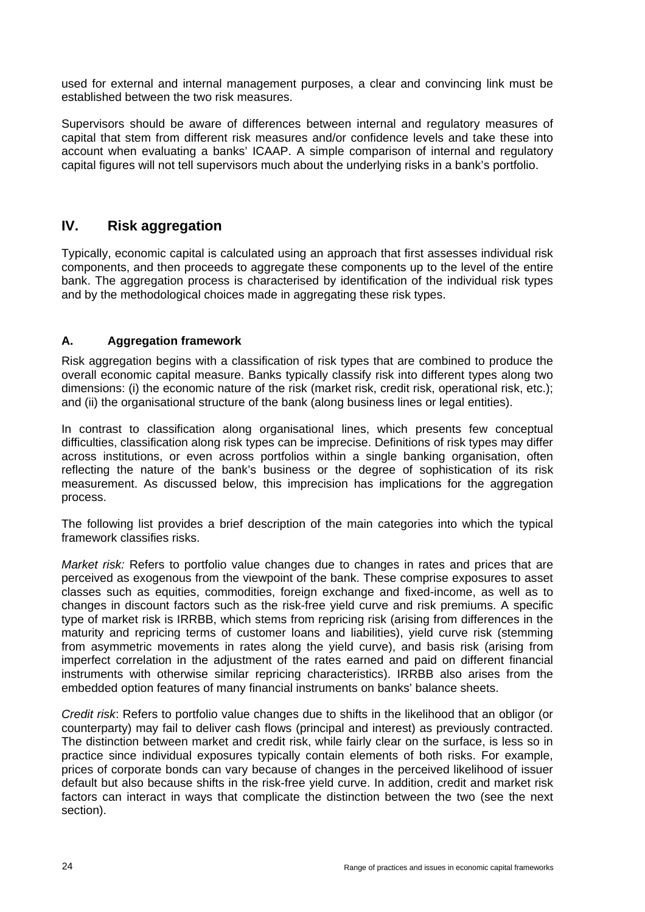used for external and internal management purposes, a clear and convincing link must be established between the two risk measures.

Supervisors should be aware of differences between internal and regulatory measures of capital that stem from different risk measures and/or confidence levels and take these into account when evaluating a banks' ICAAP. A simple comparison of internal and regulatory capital figures will not tell supervisors much about the underlying risks in a bank's portfolio.

## IV. Risk aggregation

Typically, economic capital is calculated using an approach that first assesses individual risk components, and then proceeds to aggregate these components up to the level of the entire bank. The aggregation process is characterised by identification of the individual risk types and by the methodological choices made in aggregating these risk types.

### A. Aggregation framework

Risk aggregation begins with a classification of risk types that are combined to produce the overall economic capital measure. Banks typically classify risk into different types along two dimensions: (i) the economic nature of the risk (market risk, credit risk, operational risk, etc.); and (ii) the organisational structure of the bank (along business lines or legal entities).

In contrast to classification along organisational lines, which presents few conceptual difficulties, classification along risk types can be imprecise. Definitions of risk types may differ across institutions, or even across portfolios within a single banking organisation, often reflecting the nature of the bank's business or the degree of sophistication of its risk measurement. As discussed below, this imprecision has implications for the aggregation process.

The following list provides a brief description of the main categories into which the typical framework classifies risks.

*Market risk:* Refers to portfolio value changes due to changes in rates and prices that are perceived as exogenous from the viewpoint of the bank. These comprise exposures to asset classes such as equities, commodities, foreign exchange and fixed-income, as well as to changes in discount factors such as the risk-free yield curve and risk premiums. A specific type of market risk is IRRBB, which stems from repricing risk (arising from differences in the maturity and repricing terms of customer loans and liabilities), yield curve risk (stemming from asymmetric movements in rates along the yield curve), and basis risk (arising from imperfect correlation in the adjustment of the rates earned and paid on different financial instruments with otherwise similar repricing characteristics). IRRBB also arises from the embedded option features of many financial instruments on banks' balance sheets.

*Credit risk*: Refers to portfolio value changes due to shifts in the likelihood that an obligor (or counterparty) may fail to deliver cash flows (principal and interest) as previously contracted. The distinction between market and credit risk, while fairly clear on the surface, is less so in practice since individual exposures typically contain elements of both risks. For example, prices of corporate bonds can vary because of changes in the perceived likelihood of issuer default but also because shifts in the risk-free yield curve. In addition, credit and market risk factors can interact in ways that complicate the distinction between the two (see the next section).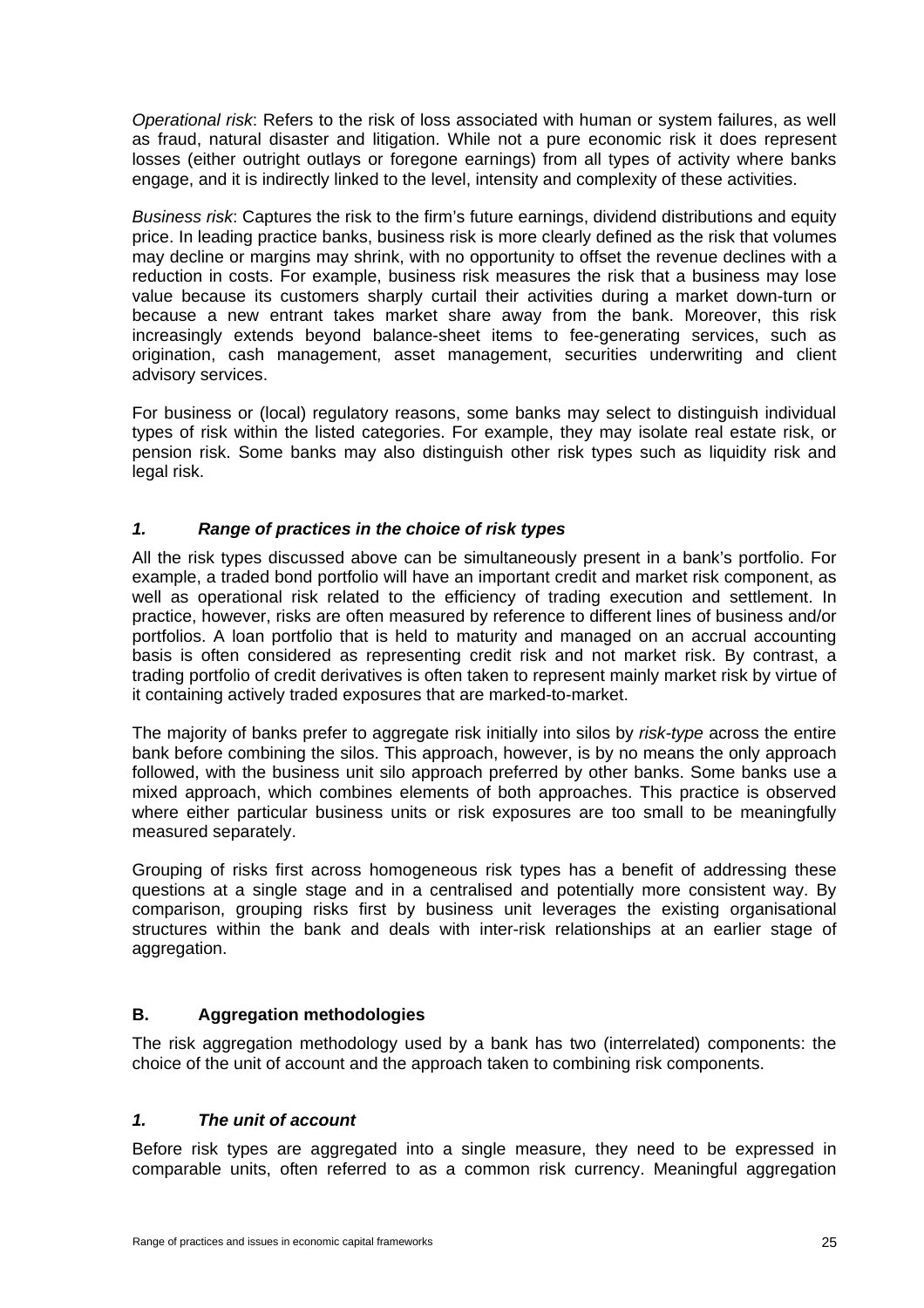*Operational risk*: Refers to the risk of loss associated with human or system failures, as well as fraud, natural disaster and litigation. While not a pure economic risk it does represent losses (either outright outlays or foregone earnings) from all types of activity where banks engage, and it is indirectly linked to the level, intensity and complexity of these activities.

*Business risk*: Captures the risk to the firm's future earnings, dividend distributions and equity price. In leading practice banks, business risk is more clearly defined as the risk that volumes may decline or margins may shrink, with no opportunity to offset the revenue declines with a reduction in costs. For example, business risk measures the risk that a business may lose value because its customers sharply curtail their activities during a market down-turn or because a new entrant takes market share away from the bank. Moreover, this risk increasingly extends beyond balance-sheet items to fee-generating services, such as origination, cash management, asset management, securities underwriting and client advisory services.

For business or (local) regulatory reasons, some banks may select to distinguish individual types of risk within the listed categories. For example, they may isolate real estate risk, or pension risk. Some banks may also distinguish other risk types such as liquidity risk and legal risk.

### *1. Range of practices in the choice of risk types*

All the risk types discussed above can be simultaneously present in a bank's portfolio. For example, a traded bond portfolio will have an important credit and market risk component, as well as operational risk related to the efficiency of trading execution and settlement. In practice, however, risks are often measured by reference to different lines of business and/or portfolios. A loan portfolio that is held to maturity and managed on an accrual accounting basis is often considered as representing credit risk and not market risk. By contrast, a trading portfolio of credit derivatives is often taken to represent mainly market risk by virtue of it containing actively traded exposures that are marked-to-market.

The majority of banks prefer to aggregate risk initially into silos by *risk-type* across the entire bank before combining the silos. This approach, however, is by no means the only approach followed, with the business unit silo approach preferred by other banks. Some banks use a mixed approach, which combines elements of both approaches. This practice is observed where either particular business units or risk exposures are too small to be meaningfully measured separately.

Grouping of risks first across homogeneous risk types has a benefit of addressing these questions at a single stage and in a centralised and potentially more consistent way. By comparison, grouping risks first by business unit leverages the existing organisational structures within the bank and deals with inter-risk relationships at an earlier stage of aggregation.

## B. Aggregation methodologies

The risk aggregation methodology used by a bank has two (interrelated) components: the choice of the unit of account and the approach taken to combining risk components.

### *1. The unit of account*

Before risk types are aggregated into a single measure, they need to be expressed in comparable units, often referred to as a common risk currency. Meaningful aggregation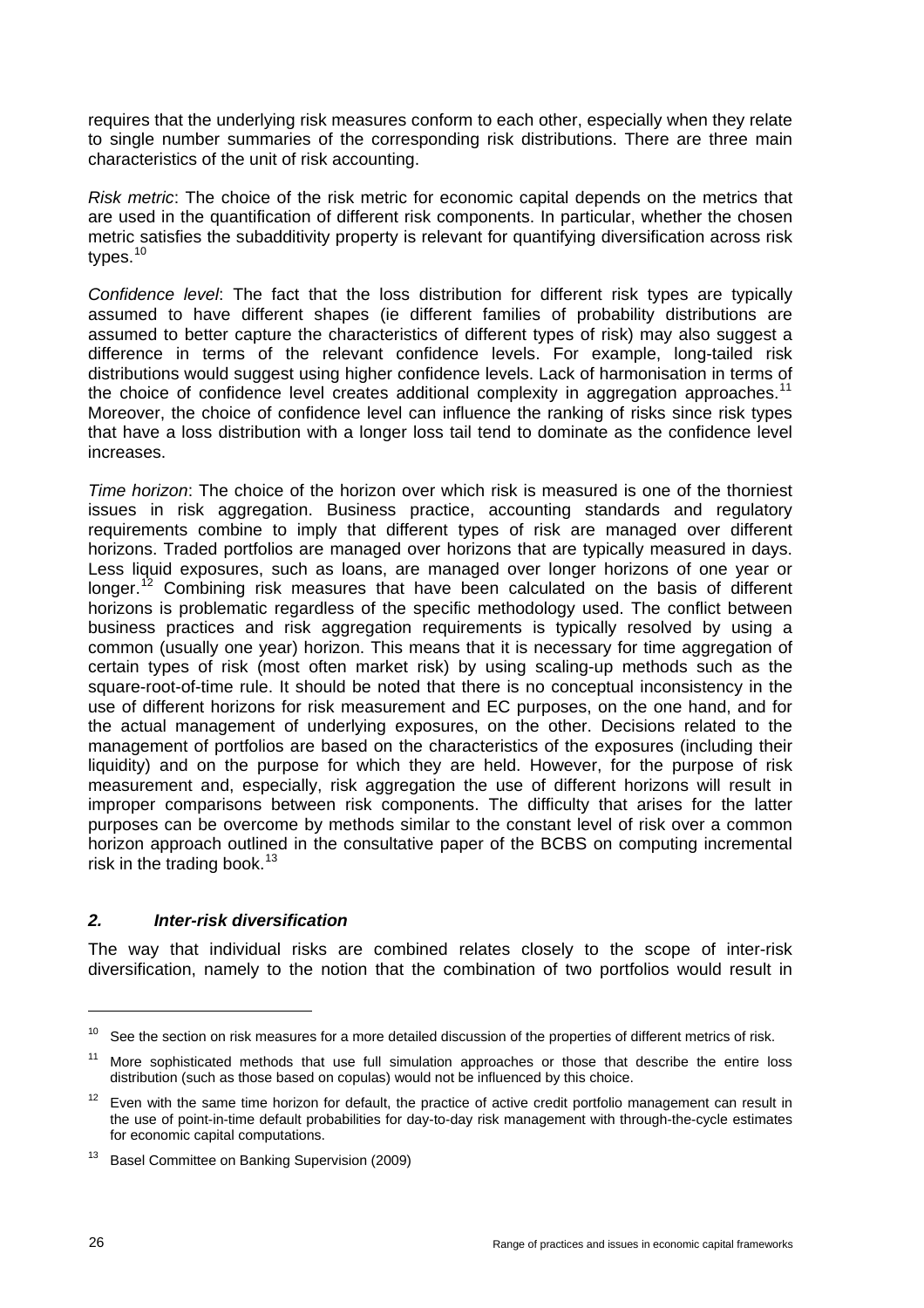requires that the underlying risk measures conform to each other, especially when they relate to single number summaries of the corresponding risk distributions. There are three main characteristics of the unit of risk accounting.

*Risk metric*: The choice of the risk metric for economic capital depends on the metrics that are used in the quantification of different risk components. In particular, whether the chosen metric satisfies the subadditivity property is relevant for quantifying diversification across risk types.[10]

*Confidence level*: The fact that the loss distribution for different risk types are typically assumed to have different shapes (ie different families of probability distributions are assumed to better capture the characteristics of different types of risk) may also suggest a difference in terms of the relevant confidence levels. For example, long-tailed risk distributions would suggest using higher confidence levels. Lack of harmonisation in terms of the choice of confidence level creates additional complexity in aggregation approaches.[11] Moreover, the choice of confidence level can influence the ranking of risks since risk types that have a loss distribution with a longer loss tail tend to dominate as the confidence level increases.

*Time horizon*: The choice of the horizon over which risk is measured is one of the thorniest issues in risk aggregation. Business practice, accounting standards and regulatory requirements combine to imply that different types of risk are managed over different horizons. Traded portfolios are managed over horizons that are typically measured in days. Less liquid exposures, such as loans, are managed over longer horizons of one year or longer.[12] Combining risk measures that have been calculated on the basis of different horizons is problematic regardless of the specific methodology used. The conflict between business practices and risk aggregation requirements is typically resolved by using a common (usually one year) horizon. This means that it is necessary for time aggregation of certain types of risk (most often market risk) by using scaling-up methods such as the square-root-of-time rule. It should be noted that there is no conceptual inconsistency in the use of different horizons for risk measurement and EC purposes, on the one hand, and for the actual management of underlying exposures, on the other. Decisions related to the management of portfolios are based on the characteristics of the exposures (including their liquidity) and on the purpose for which they are held. However, for the purpose of risk measurement and, especially, risk aggregation the use of different horizons will result in improper comparisons between risk components. The difficulty that arises for the latter purposes can be overcome by methods similar to the constant level of risk over a common horizon approach outlined in the consultative paper of the BCBS on computing incremental risk in the trading book.[13]

### *2. Inter-risk diversification*

The way that individual risks are combined relates closely to the scope of inter-risk diversification, namely to the notion that the combination of two portfolios would result in

---

[10] See the section on risk measures for a more detailed discussion of the properties of different metrics of risk.

[11] More sophisticated methods that use full simulation approaches or those that describe the entire loss distribution (such as those based on copulas) would not be influenced by this choice.

[12] Even with the same time horizon for default, the practice of active credit portfolio management can result in the use of point-in-time default probabilities for day-to-day risk management with through-the-cycle estimates for economic capital computations.

[13] Basel Committee on Banking Supervision (2009)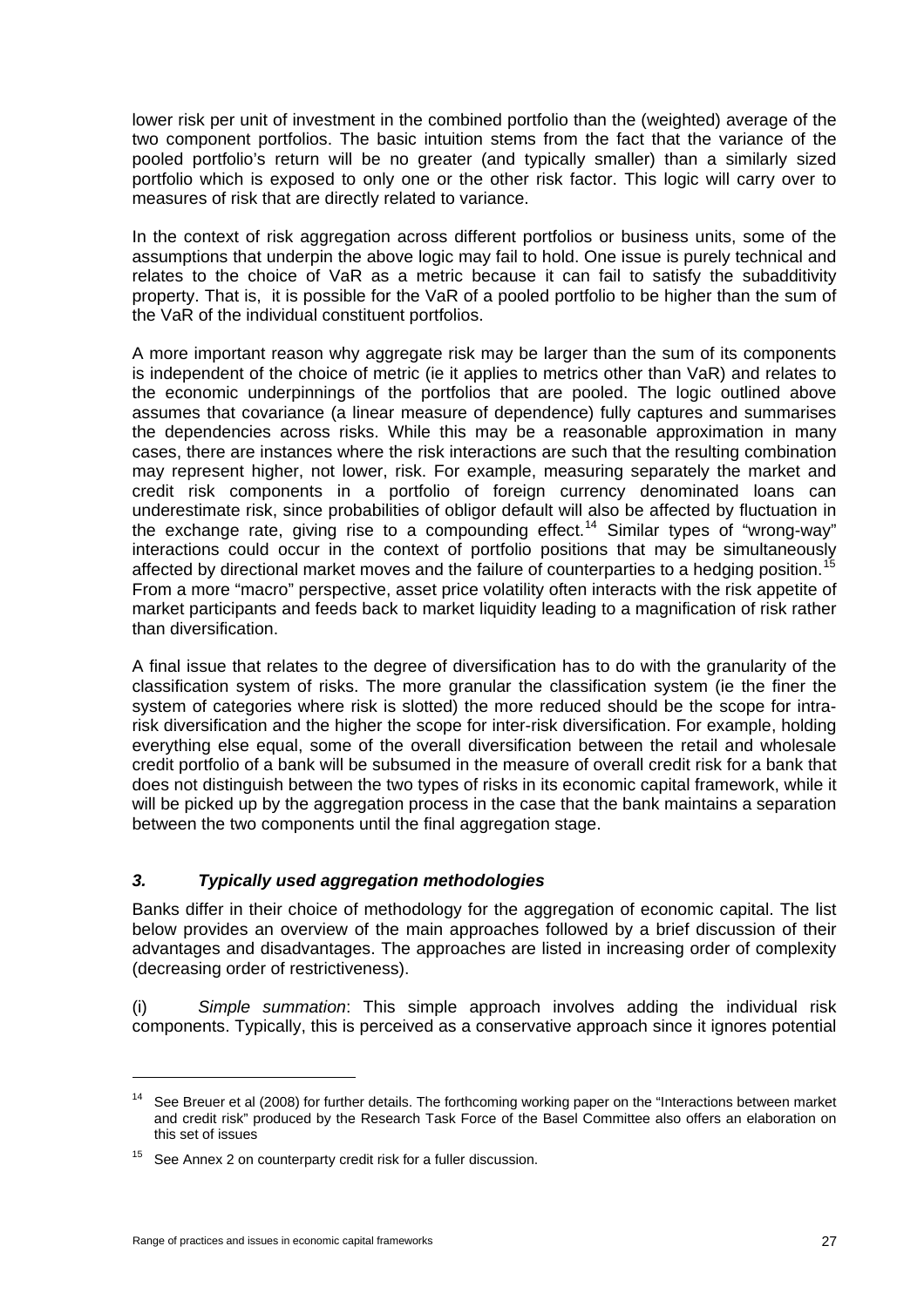lower risk per unit of investment in the combined portfolio than the (weighted) average of the two component portfolios. The basic intuition stems from the fact that the variance of the pooled portfolio's return will be no greater (and typically smaller) than a similarly sized portfolio which is exposed to only one or the other risk factor. This logic will carry over to measures of risk that are directly related to variance.

In the context of risk aggregation across different portfolios or business units, some of the assumptions that underpin the above logic may fail to hold. One issue is purely technical and relates to the choice of VaR as a metric because it can fail to satisfy the subadditivity property. That is, it is possible for the VaR of a pooled portfolio to be higher than the sum of the VaR of the individual constituent portfolios.

A more important reason why aggregate risk may be larger than the sum of its components is independent of the choice of metric (ie it applies to metrics other than VaR) and relates to the economic underpinnings of the portfolios that are pooled. The logic outlined above assumes that covariance (a linear measure of dependence) fully captures and summarises the dependencies across risks. While this may be a reasonable approximation in many cases, there are instances where the risk interactions are such that the resulting combination may represent higher, not lower, risk. For example, measuring separately the market and credit risk components in a portfolio of foreign currency denominated loans can underestimate risk, since probabilities of obligor default will also be affected by fluctuation in the exchange rate, giving rise to a compounding effect.[14] Similar types of "wrong-way" interactions could occur in the context of portfolio positions that may be simultaneously affected by directional market moves and the failure of counterparties to a hedging position.[15] From a more "macro" perspective, asset price volatility often interacts with the risk appetite of market participants and feeds back to market liquidity leading to a magnification of risk rather than diversification.

A final issue that relates to the degree of diversification has to do with the granularity of the classification system of risks. The more granular the classification system (ie the finer the system of categories where risk is slotted) the more reduced should be the scope for intra-risk diversification and the higher the scope for inter-risk diversification. For example, holding everything else equal, some of the overall diversification between the retail and wholesale credit portfolio of a bank will be subsumed in the measure of overall credit risk for a bank that does not distinguish between the two types of risks in its economic capital framework, while it will be picked up by the aggregation process in the case that the bank maintains a separation between the two components until the final aggregation stage.

### *3. Typically used aggregation methodologies*

Banks differ in their choice of methodology for the aggregation of economic capital. The list below provides an overview of the main approaches followed by a brief discussion of their advantages and disadvantages. The approaches are listed in increasing order of complexity (decreasing order of restrictiveness).

(i) *Simple summation*: This simple approach involves adding the individual risk components. Typically, this is perceived as a conservative approach since it ignores potential

---

[14] See Breuer et al (2008) for further details. The forthcoming working paper on the "Interactions between market and credit risk" produced by the Research Task Force of the Basel Committee also offers an elaboration on this set of issues

[15] See Annex 2 on counterparty credit risk for a fuller discussion.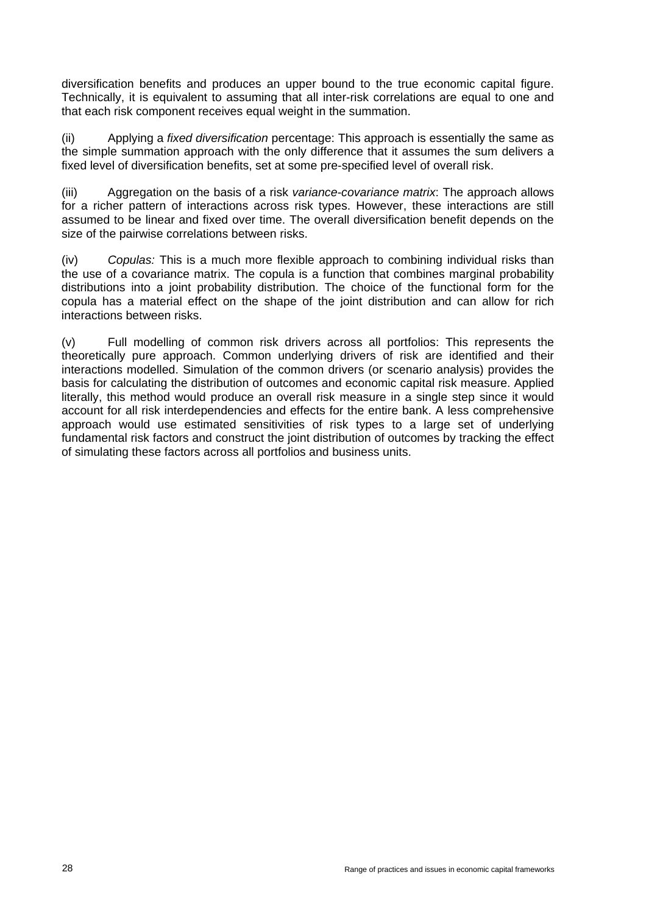diversification benefits and produces an upper bound to the true economic capital figure. Technically, it is equivalent to assuming that all inter-risk correlations are equal to one and that each risk component receives equal weight in the summation.

(ii) Applying a *fixed diversification* percentage: This approach is essentially the same as the simple summation approach with the only difference that it assumes the sum delivers a fixed level of diversification benefits, set at some pre-specified level of overall risk.

(iii) Aggregation on the basis of a risk *variance-covariance matrix*: The approach allows for a richer pattern of interactions across risk types. However, these interactions are still assumed to be linear and fixed over time. The overall diversification benefit depends on the size of the pairwise correlations between risks.

(iv) *Copulas:* This is a much more flexible approach to combining individual risks than the use of a covariance matrix. The copula is a function that combines marginal probability distributions into a joint probability distribution. The choice of the functional form for the copula has a material effect on the shape of the joint distribution and can allow for rich interactions between risks.

(v) Full modelling of common risk drivers across all portfolios: This represents the theoretically pure approach. Common underlying drivers of risk are identified and their interactions modelled. Simulation of the common drivers (or scenario analysis) provides the basis for calculating the distribution of outcomes and economic capital risk measure. Applied literally, this method would produce an overall risk measure in a single step since it would account for all risk interdependencies and effects for the entire bank. A less comprehensive approach would use estimated sensitivities of risk types to a large set of underlying fundamental risk factors and construct the joint distribution of outcomes by tracking the effect of simulating these factors across all portfolios and business units.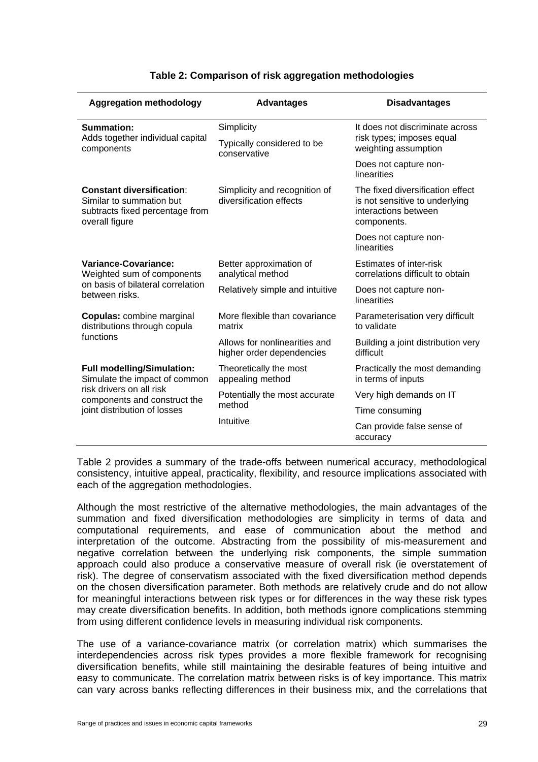**Table 2: Comparison of risk aggregation methodologies**

| Aggregation methodology | Advantages | Disadvantages |
|---|---|---|
| **Summation:** Adds together individual capital components | Simplicity<br>Typically considered to be conservative | It does not discriminate across risk types; imposes equal weighting assumption<br>Does not capture non-linearities |
| **Constant diversification**: Similar to summation but subtracts fixed percentage from overall figure | Simplicity and recognition of diversification effects | The fixed diversification effect is not sensitive to underlying interactions between components.<br>Does not capture non-linearities |
| **Variance-Covariance:** Weighted sum of components on basis of bilateral correlation between risks. | Better approximation of analytical method<br>Relatively simple and intuitive | Estimates of inter-risk correlations difficult to obtain<br>Does not capture non-linearities |
| **Copulas:** combine marginal distributions through copula functions | More flexible than covariance matrix<br>Allows for nonlinearities and higher order dependencies | Parameterisation very difficult to validate<br>Building a joint distribution very difficult |
| **Full modelling/Simulation:** Simulate the impact of common risk drivers on all risk components and construct the joint distribution of losses | Theoretically the most appealing method<br>Potentially the most accurate method<br>Intuitive | Practically the most demanding in terms of inputs<br>Very high demands on IT<br>Time consuming<br>Can provide false sense of accuracy |

Table 2 provides a summary of the trade-offs between numerical accuracy, methodological consistency, intuitive appeal, practicality, flexibility, and resource implications associated with each of the aggregation methodologies.

Although the most restrictive of the alternative methodologies, the main advantages of the summation and fixed diversification methodologies are simplicity in terms of data and computational requirements, and ease of communication about the method and interpretation of the outcome. Abstracting from the possibility of mis-measurement and negative correlation between the underlying risk components, the simple summation approach could also produce a conservative measure of overall risk (ie overstatement of risk). The degree of conservatism associated with the fixed diversification method depends on the chosen diversification parameter. Both methods are relatively crude and do not allow for meaningful interactions between risk types or for differences in the way these risk types may create diversification benefits. In addition, both methods ignore complications stemming from using different confidence levels in measuring individual risk components.

The use of a variance-covariance matrix (or correlation matrix) which summarises the interdependencies across risk types provides a more flexible framework for recognising diversification benefits, while still maintaining the desirable features of being intuitive and easy to communicate. The correlation matrix between risks is of key importance. This matrix can vary across banks reflecting differences in their business mix, and the correlations that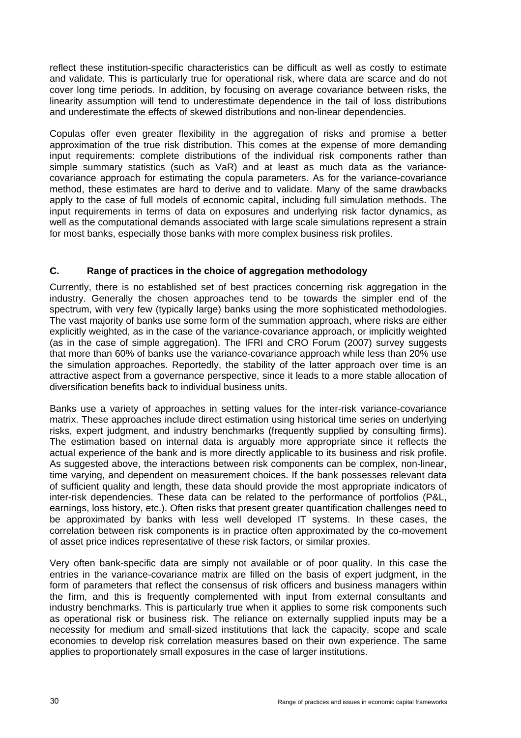reflect these institution-specific characteristics can be difficult as well as costly to estimate and validate. This is particularly true for operational risk, where data are scarce and do not cover long time periods. In addition, by focusing on average covariance between risks, the linearity assumption will tend to underestimate dependence in the tail of loss distributions and underestimate the effects of skewed distributions and non-linear dependencies.

Copulas offer even greater flexibility in the aggregation of risks and promise a better approximation of the true risk distribution. This comes at the expense of more demanding input requirements: complete distributions of the individual risk components rather than simple summary statistics (such as VaR) and at least as much data as the variance-covariance approach for estimating the copula parameters. As for the variance-covariance method, these estimates are hard to derive and to validate. Many of the same drawbacks apply to the case of full models of economic capital, including full simulation methods. The input requirements in terms of data on exposures and underlying risk factor dynamics, as well as the computational demands associated with large scale simulations represent a strain for most banks, especially those banks with more complex business risk profiles.

## C. Range of practices in the choice of aggregation methodology

Currently, there is no established set of best practices concerning risk aggregation in the industry. Generally the chosen approaches tend to be towards the simpler end of the spectrum, with very few (typically large) banks using the more sophisticated methodologies. The vast majority of banks use some form of the summation approach, where risks are either explicitly weighted, as in the case of the variance-covariance approach, or implicitly weighted (as in the case of simple aggregation). The IFRI and CRO Forum (2007) survey suggests that more than 60% of banks use the variance-covariance approach while less than 20% use the simulation approaches. Reportedly, the stability of the latter approach over time is an attractive aspect from a governance perspective, since it leads to a more stable allocation of diversification benefits back to individual business units.

Banks use a variety of approaches in setting values for the inter-risk variance-covariance matrix. These approaches include direct estimation using historical time series on underlying risks, expert judgment, and industry benchmarks (frequently supplied by consulting firms). The estimation based on internal data is arguably more appropriate since it reflects the actual experience of the bank and is more directly applicable to its business and risk profile. As suggested above, the interactions between risk components can be complex, non-linear, time varying, and dependent on measurement choices. If the bank possesses relevant data of sufficient quality and length, these data should provide the most appropriate indicators of inter-risk dependencies. These data can be related to the performance of portfolios (P&L, earnings, loss history, etc.). Often risks that present greater quantification challenges need to be approximated by banks with less well developed IT systems. In these cases, the correlation between risk components is in practice often approximated by the co-movement of asset price indices representative of these risk factors, or similar proxies.

Very often bank-specific data are simply not available or of poor quality. In this case the entries in the variance-covariance matrix are filled on the basis of expert judgment, in the form of parameters that reflect the consensus of risk officers and business managers within the firm, and this is frequently complemented with input from external consultants and industry benchmarks. This is particularly true when it applies to some risk components such as operational risk or business risk. The reliance on externally supplied inputs may be a necessity for medium and small-sized institutions that lack the capacity, scope and scale economies to develop risk correlation measures based on their own experience. The same applies to proportionately small exposures in the case of larger institutions.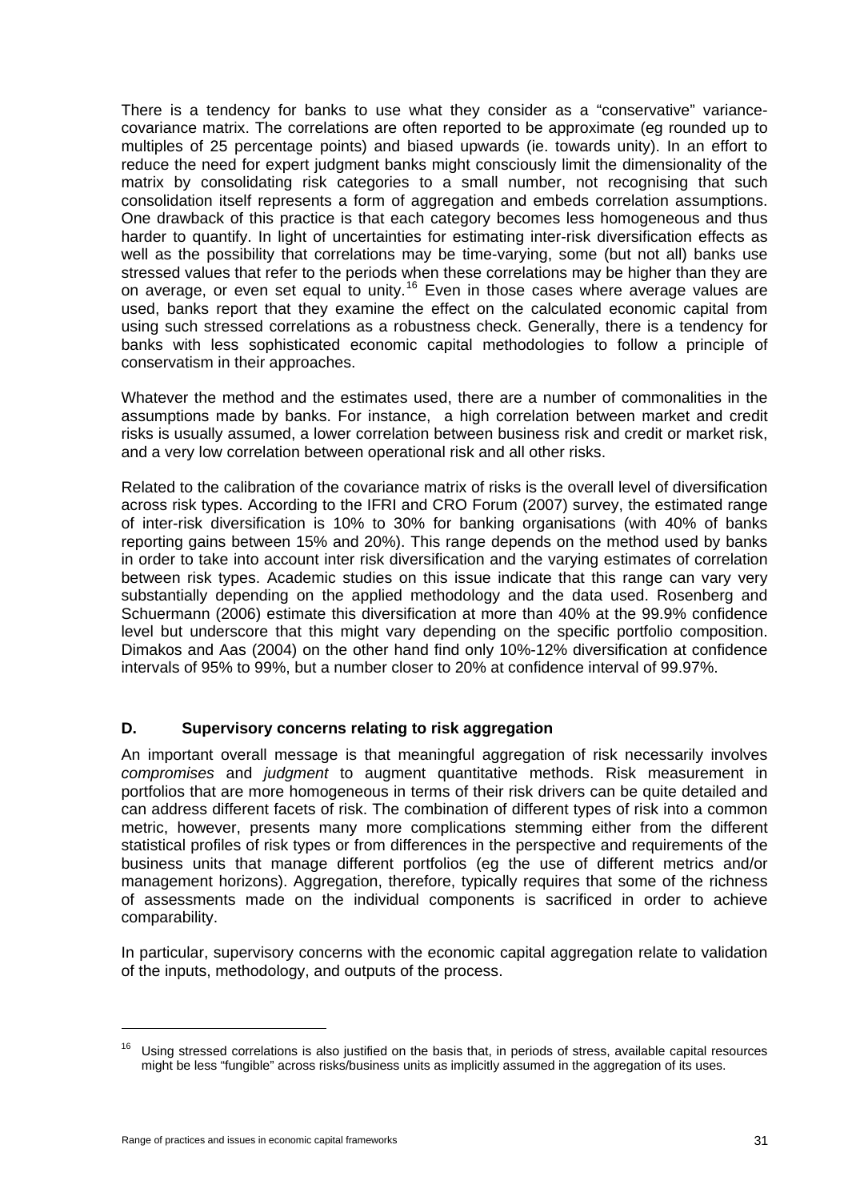There is a tendency for banks to use what they consider as a "conservative" variance-covariance matrix. The correlations are often reported to be approximate (eg rounded up to multiples of 25 percentage points) and biased upwards (ie. towards unity). In an effort to reduce the need for expert judgment banks might consciously limit the dimensionality of the matrix by consolidating risk categories to a small number, not recognising that such consolidation itself represents a form of aggregation and embeds correlation assumptions. One drawback of this practice is that each category becomes less homogeneous and thus harder to quantify. In light of uncertainties for estimating inter-risk diversification effects as well as the possibility that correlations may be time-varying, some (but not all) banks use stressed values that refer to the periods when these correlations may be higher than they are on average, or even set equal to unity.[16] Even in those cases where average values are used, banks report that they examine the effect on the calculated economic capital from using such stressed correlations as a robustness check. Generally, there is a tendency for banks with less sophisticated economic capital methodologies to follow a principle of conservatism in their approaches.

Whatever the method and the estimates used, there are a number of commonalities in the assumptions made by banks. For instance, a high correlation between market and credit risks is usually assumed, a lower correlation between business risk and credit or market risk, and a very low correlation between operational risk and all other risks.

Related to the calibration of the covariance matrix of risks is the overall level of diversification across risk types. According to the IFRI and CRO Forum (2007) survey, the estimated range of inter-risk diversification is 10% to 30% for banking organisations (with 40% of banks reporting gains between 15% and 20%). This range depends on the method used by banks in order to take into account inter risk diversification and the varying estimates of correlation between risk types. Academic studies on this issue indicate that this range can vary very substantially depending on the applied methodology and the data used. Rosenberg and Schuermann (2006) estimate this diversification at more than 40% at the 99.9% confidence level but underscore that this might vary depending on the specific portfolio composition. Dimakos and Aas (2004) on the other hand find only 10%-12% diversification at confidence intervals of 95% to 99%, but a number closer to 20% at confidence interval of 99.97%.

## D. Supervisory concerns relating to risk aggregation

An important overall message is that meaningful aggregation of risk necessarily involves *compromises* and *judgment* to augment quantitative methods. Risk measurement in portfolios that are more homogeneous in terms of their risk drivers can be quite detailed and can address different facets of risk. The combination of different types of risk into a common metric, however, presents many more complications stemming either from the different statistical profiles of risk types or from differences in the perspective and requirements of the business units that manage different portfolios (eg the use of different metrics and/or management horizons). Aggregation, therefore, typically requires that some of the richness of assessments made on the individual components is sacrificed in order to achieve comparability.

In particular, supervisory concerns with the economic capital aggregation relate to validation of the inputs, methodology, and outputs of the process.

---

[16] Using stressed correlations is also justified on the basis that, in periods of stress, available capital resources might be less "fungible" across risks/business units as implicitly assumed in the aggregation of its uses.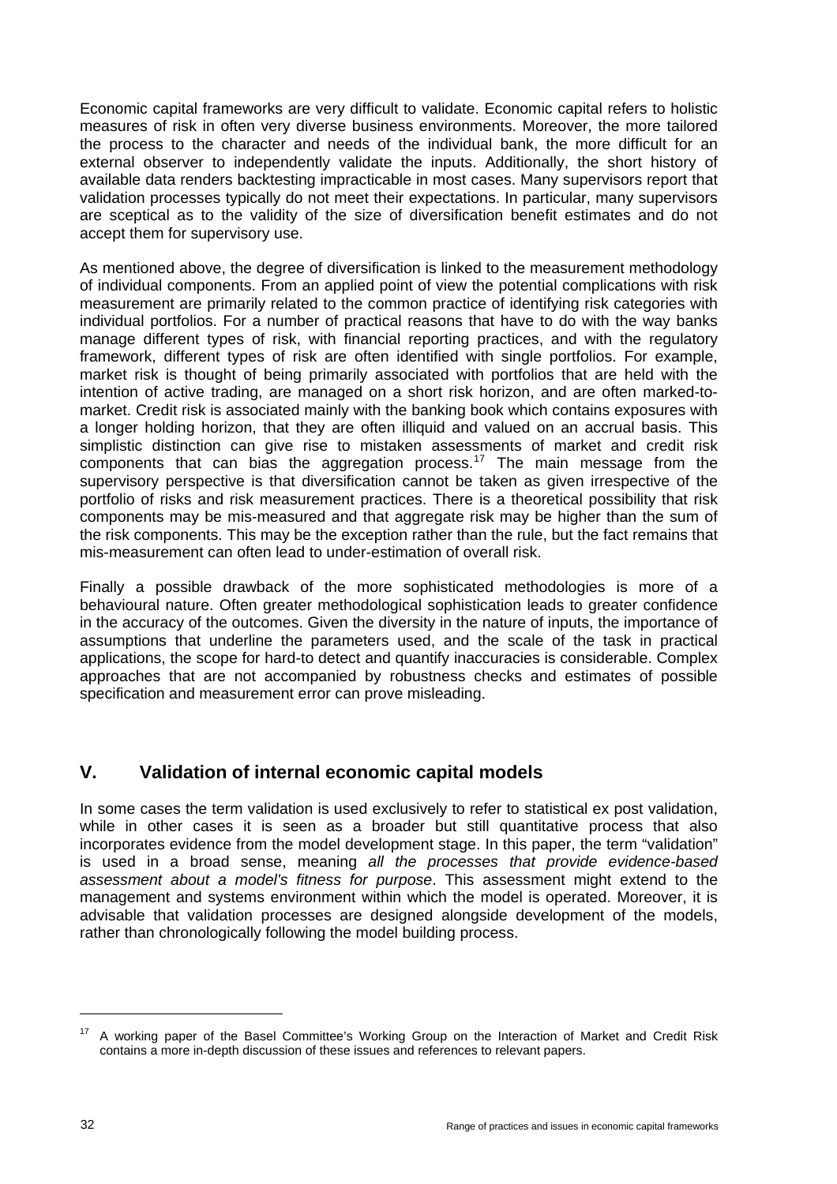Economic capital frameworks are very difficult to validate. Economic capital refers to holistic measures of risk in often very diverse business environments. Moreover, the more tailored the process to the character and needs of the individual bank, the more difficult for an external observer to independently validate the inputs. Additionally, the short history of available data renders backtesting impracticable in most cases. Many supervisors report that validation processes typically do not meet their expectations. In particular, many supervisors are sceptical as to the validity of the size of diversification benefit estimates and do not accept them for supervisory use.

As mentioned above, the degree of diversification is linked to the measurement methodology of individual components. From an applied point of view the potential complications with risk measurement are primarily related to the common practice of identifying risk categories with individual portfolios. For a number of practical reasons that have to do with the way banks manage different types of risk, with financial reporting practices, and with the regulatory framework, different types of risk are often identified with single portfolios. For example, market risk is thought of being primarily associated with portfolios that are held with the intention of active trading, are managed on a short risk horizon, and are often marked-to-market. Credit risk is associated mainly with the banking book which contains exposures with a longer holding horizon, that they are often illiquid and valued on an accrual basis. This simplistic distinction can give rise to mistaken assessments of market and credit risk components that can bias the aggregation process.[17] The main message from the supervisory perspective is that diversification cannot be taken as given irrespective of the portfolio of risks and risk measurement practices. There is a theoretical possibility that risk components may be mis-measured and that aggregate risk may be higher than the sum of the risk components. This may be the exception rather than the rule, but the fact remains that mis-measurement can often lead to under-estimation of overall risk.

Finally a possible drawback of the more sophisticated methodologies is more of a behavioural nature. Often greater methodological sophistication leads to greater confidence in the accuracy of the outcomes. Given the diversity in the nature of inputs, the importance of assumptions that underline the parameters used, and the scale of the task in practical applications, the scope for hard-to detect and quantify inaccuracies is considerable. Complex approaches that are not accompanied by robustness checks and estimates of possible specification and measurement error can prove misleading.

## V. Validation of internal economic capital models

In some cases the term validation is used exclusively to refer to statistical ex post validation, while in other cases it is seen as a broader but still quantitative process that also incorporates evidence from the model development stage. In this paper, the term "validation" is used in a broad sense, meaning *all the processes that provide evidence-based assessment about a model's fitness for purpose*. This assessment might extend to the management and systems environment within which the model is operated. Moreover, it is advisable that validation processes are designed alongside development of the models, rather than chronologically following the model building process.

---

[17] A working paper of the Basel Committee's Working Group on the Interaction of Market and Credit Risk contains a more in-depth discussion of these issues and references to relevant papers.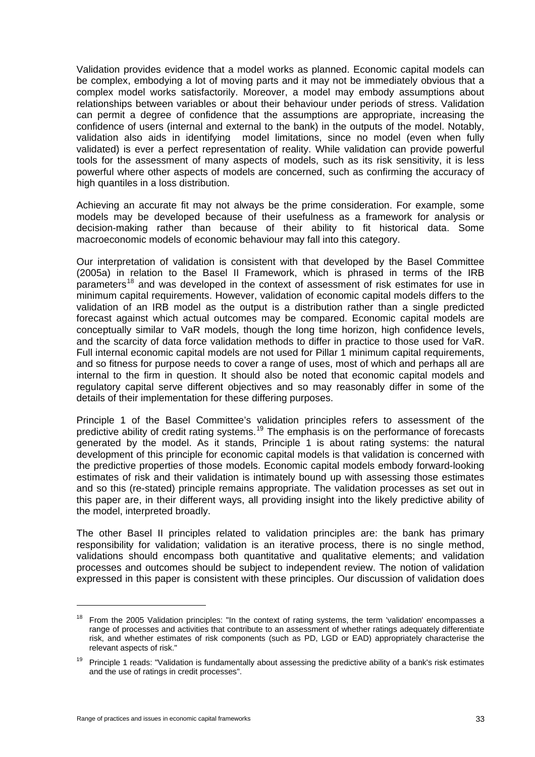Validation provides evidence that a model works as planned. Economic capital models can be complex, embodying a lot of moving parts and it may not be immediately obvious that a complex model works satisfactorily. Moreover, a model may embody assumptions about relationships between variables or about their behaviour under periods of stress. Validation can permit a degree of confidence that the assumptions are appropriate, increasing the confidence of users (internal and external to the bank) in the outputs of the model. Notably, validation also aids in identifying model limitations, since no model (even when fully validated) is ever a perfect representation of reality. While validation can provide powerful tools for the assessment of many aspects of models, such as its risk sensitivity, it is less powerful where other aspects of models are concerned, such as confirming the accuracy of high quantiles in a loss distribution.

Achieving an accurate fit may not always be the prime consideration. For example, some models may be developed because of their usefulness as a framework for analysis or decision-making rather than because of their ability to fit historical data. Some macroeconomic models of economic behaviour may fall into this category.

Our interpretation of validation is consistent with that developed by the Basel Committee (2005a) in relation to the Basel II Framework, which is phrased in terms of the IRB parameters[18] and was developed in the context of assessment of risk estimates for use in minimum capital requirements. However, validation of economic capital models differs to the validation of an IRB model as the output is a distribution rather than a single predicted forecast against which actual outcomes may be compared. Economic capital models are conceptually similar to VaR models, though the long time horizon, high confidence levels, and the scarcity of data force validation methods to differ in practice to those used for VaR. Full internal economic capital models are not used for Pillar 1 minimum capital requirements, and so fitness for purpose needs to cover a range of uses, most of which and perhaps all are internal to the firm in question. It should also be noted that economic capital models and regulatory capital serve different objectives and so may reasonably differ in some of the details of their implementation for these differing purposes.

Principle 1 of the Basel Committee's validation principles refers to assessment of the predictive ability of credit rating systems.[19] The emphasis is on the performance of forecasts generated by the model. As it stands, Principle 1 is about rating systems: the natural development of this principle for economic capital models is that validation is concerned with the predictive properties of those models. Economic capital models embody forward-looking estimates of risk and their validation is intimately bound up with assessing those estimates and so this (re-stated) principle remains appropriate. The validation processes as set out in this paper are, in their different ways, all providing insight into the likely predictive ability of the model, interpreted broadly.

The other Basel II principles related to validation principles are: the bank has primary responsibility for validation; validation is an iterative process, there is no single method, validations should encompass both quantitative and qualitative elements; and validation processes and outcomes should be subject to independent review. The notion of validation expressed in this paper is consistent with these principles. Our discussion of validation does

[18] From the 2005 Validation principles: "In the context of rating systems, the term 'validation' encompasses a range of processes and activities that contribute to an assessment of whether ratings adequately differentiate risk, and whether estimates of risk components (such as PD, LGD or EAD) appropriately characterise the relevant aspects of risk."

[19] Principle 1 reads: "Validation is fundamentally about assessing the predictive ability of a bank's risk estimates and the use of ratings in credit processes".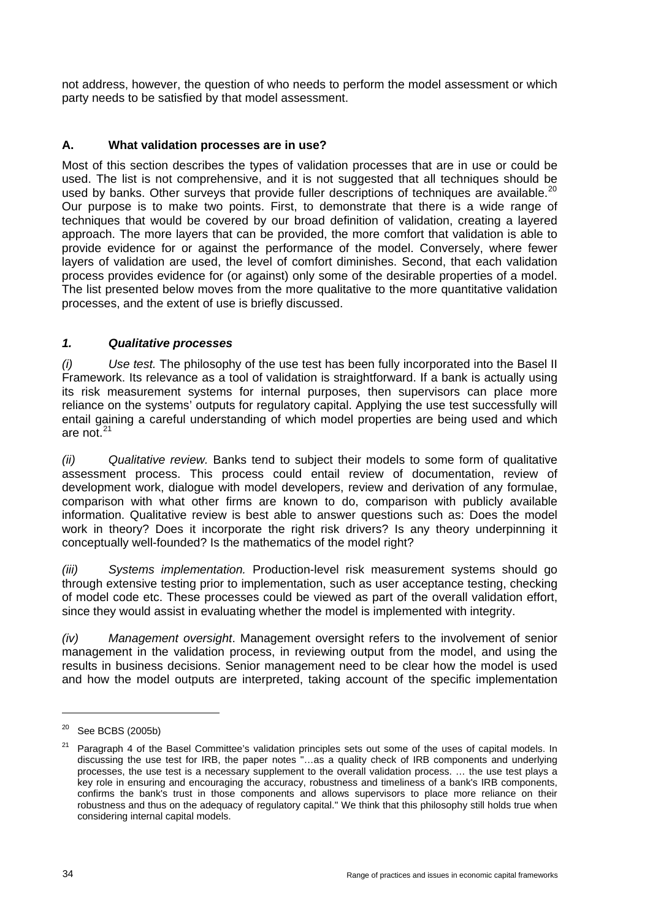not address, however, the question of who needs to perform the model assessment or which party needs to be satisfied by that model assessment.

### A. What validation processes are in use?

Most of this section describes the types of validation processes that are in use or could be used. The list is not comprehensive, and it is not suggested that all techniques should be used by banks. Other surveys that provide fuller descriptions of techniques are available.[20] Our purpose is to make two points. First, to demonstrate that there is a wide range of techniques that would be covered by our broad definition of validation, creating a layered approach. The more layers that can be provided, the more comfort that validation is able to provide evidence for or against the performance of the model. Conversely, where fewer layers of validation are used, the level of comfort diminishes. Second, that each validation process provides evidence for (or against) only some of the desirable properties of a model. The list presented below moves from the more qualitative to the more quantitative validation processes, and the extent of use is briefly discussed.

#### *1. Qualitative processes*

*(i) Use test.* The philosophy of the use test has been fully incorporated into the Basel II Framework. Its relevance as a tool of validation is straightforward. If a bank is actually using its risk measurement systems for internal purposes, then supervisors can place more reliance on the systems' outputs for regulatory capital. Applying the use test successfully will entail gaining a careful understanding of which model properties are being used and which are not.[21]

*(ii) Qualitative review.* Banks tend to subject their models to some form of qualitative assessment process. This process could entail review of documentation, review of development work, dialogue with model developers, review and derivation of any formulae, comparison with what other firms are known to do, comparison with publicly available information. Qualitative review is best able to answer questions such as: Does the model work in theory? Does it incorporate the right risk drivers? Is any theory underpinning it conceptually well-founded? Is the mathematics of the model right?

*(iii) Systems implementation.* Production-level risk measurement systems should go through extensive testing prior to implementation, such as user acceptance testing, checking of model code etc. These processes could be viewed as part of the overall validation effort, since they would assist in evaluating whether the model is implemented with integrity.

*(iv) Management oversight*. Management oversight refers to the involvement of senior management in the validation process, in reviewing output from the model, and using the results in business decisions. Senior management need to be clear how the model is used and how the model outputs are interpreted, taking account of the specific implementation

---

[20] See BCBS (2005b)

[21] Paragraph 4 of the Basel Committee's validation principles sets out some of the uses of capital models. In discussing the use test for IRB, the paper notes "…as a quality check of IRB components and underlying processes, the use test is a necessary supplement to the overall validation process. … the use test plays a key role in ensuring and encouraging the accuracy, robustness and timeliness of a bank's IRB components, confirms the bank's trust in those components and allows supervisors to place more reliance on their robustness and thus on the adequacy of regulatory capital." We think that this philosophy still holds true when considering internal capital models.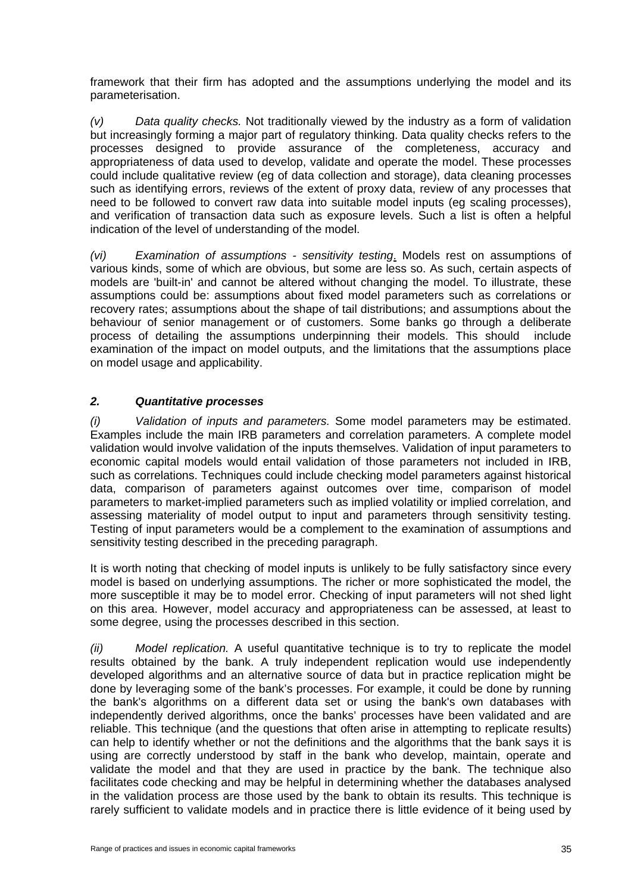framework that their firm has adopted and the assumptions underlying the model and its parameterisation.

*(v) Data quality checks.* Not traditionally viewed by the industry as a form of validation but increasingly forming a major part of regulatory thinking. Data quality checks refers to the processes designed to provide assurance of the completeness, accuracy and appropriateness of data used to develop, validate and operate the model. These processes could include qualitative review (eg of data collection and storage), data cleaning processes such as identifying errors, reviews of the extent of proxy data, review of any processes that need to be followed to convert raw data into suitable model inputs (eg scaling processes), and verification of transaction data such as exposure levels. Such a list is often a helpful indication of the level of understanding of the model.

*(vi) Examination of assumptions - sensitivity testing*. Models rest on assumptions of various kinds, some of which are obvious, but some are less so. As such, certain aspects of models are 'built-in' and cannot be altered without changing the model. To illustrate, these assumptions could be: assumptions about fixed model parameters such as correlations or recovery rates; assumptions about the shape of tail distributions; and assumptions about the behaviour of senior management or of customers. Some banks go through a deliberate process of detailing the assumptions underpinning their models. This should include examination of the impact on model outputs, and the limitations that the assumptions place on model usage and applicability.

### *2. Quantitative processes*

*(i) Validation of inputs and parameters.* Some model parameters may be estimated. Examples include the main IRB parameters and correlation parameters. A complete model validation would involve validation of the inputs themselves. Validation of input parameters to economic capital models would entail validation of those parameters not included in IRB, such as correlations. Techniques could include checking model parameters against historical data, comparison of parameters against outcomes over time, comparison of model parameters to market-implied parameters such as implied volatility or implied correlation, and assessing materiality of model output to input and parameters through sensitivity testing. Testing of input parameters would be a complement to the examination of assumptions and sensitivity testing described in the preceding paragraph.

It is worth noting that checking of model inputs is unlikely to be fully satisfactory since every model is based on underlying assumptions. The richer or more sophisticated the model, the more susceptible it may be to model error. Checking of input parameters will not shed light on this area. However, model accuracy and appropriateness can be assessed, at least to some degree, using the processes described in this section.

*(ii) Model replication.* A useful quantitative technique is to try to replicate the model results obtained by the bank. A truly independent replication would use independently developed algorithms and an alternative source of data but in practice replication might be done by leveraging some of the bank's processes. For example, it could be done by running the bank's algorithms on a different data set or using the bank's own databases with independently derived algorithms, once the banks' processes have been validated and are reliable. This technique (and the questions that often arise in attempting to replicate results) can help to identify whether or not the definitions and the algorithms that the bank says it is using are correctly understood by staff in the bank who develop, maintain, operate and validate the model and that they are used in practice by the bank. The technique also facilitates code checking and may be helpful in determining whether the databases analysed in the validation process are those used by the bank to obtain its results. This technique is rarely sufficient to validate models and in practice there is little evidence of it being used by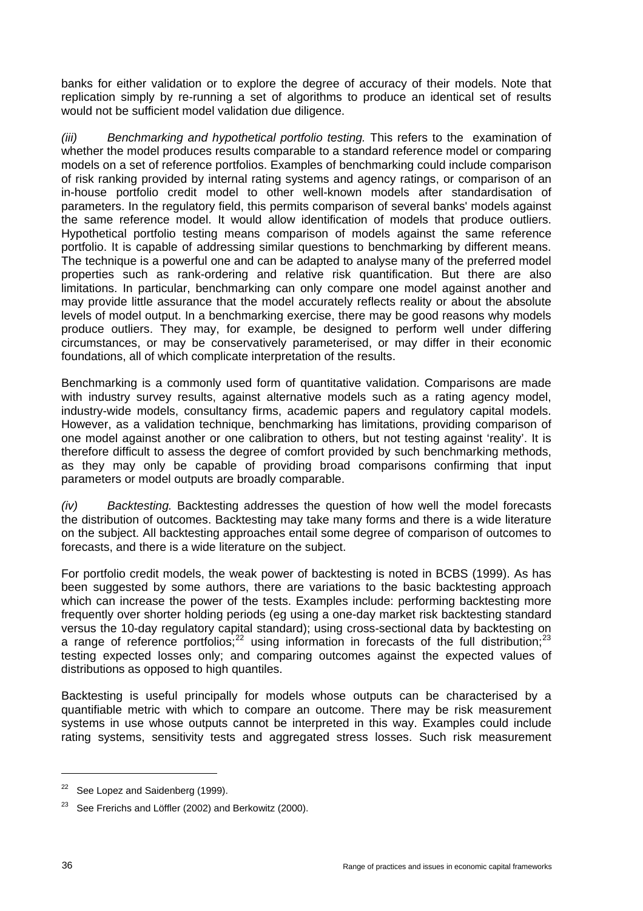banks for either validation or to explore the degree of accuracy of their models. Note that replication simply by re-running a set of algorithms to produce an identical set of results would not be sufficient model validation due diligence.

*(iii)* *Benchmarking and hypothetical portfolio testing.* This refers to the examination of whether the model produces results comparable to a standard reference model or comparing models on a set of reference portfolios. Examples of benchmarking could include comparison of risk ranking provided by internal rating systems and agency ratings, or comparison of an in-house portfolio credit model to other well-known models after standardisation of parameters. In the regulatory field, this permits comparison of several banks' models against the same reference model. It would allow identification of models that produce outliers. Hypothetical portfolio testing means comparison of models against the same reference portfolio. It is capable of addressing similar questions to benchmarking by different means. The technique is a powerful one and can be adapted to analyse many of the preferred model properties such as rank-ordering and relative risk quantification. But there are also limitations. In particular, benchmarking can only compare one model against another and may provide little assurance that the model accurately reflects reality or about the absolute levels of model output. In a benchmarking exercise, there may be good reasons why models produce outliers. They may, for example, be designed to perform well under differing circumstances, or may be conservatively parameterised, or may differ in their economic foundations, all of which complicate interpretation of the results.

Benchmarking is a commonly used form of quantitative validation. Comparisons are made with industry survey results, against alternative models such as a rating agency model, industry-wide models, consultancy firms, academic papers and regulatory capital models. However, as a validation technique, benchmarking has limitations, providing comparison of one model against another or one calibration to others, but not testing against 'reality'. It is therefore difficult to assess the degree of comfort provided by such benchmarking methods, as they may only be capable of providing broad comparisons confirming that input parameters or model outputs are broadly comparable.

*(iv)* *Backtesting.* Backtesting addresses the question of how well the model forecasts the distribution of outcomes. Backtesting may take many forms and there is a wide literature on the subject. All backtesting approaches entail some degree of comparison of outcomes to forecasts, and there is a wide literature on the subject.

For portfolio credit models, the weak power of backtesting is noted in BCBS (1999). As has been suggested by some authors, there are variations to the basic backtesting approach which can increase the power of the tests. Examples include: performing backtesting more frequently over shorter holding periods (eg using a one-day market risk backtesting standard versus the 10-day regulatory capital standard); using cross-sectional data by backtesting on a range of reference portfolios;[22] using information in forecasts of the full distribution;[23] testing expected losses only; and comparing outcomes against the expected values of distributions as opposed to high quantiles.

Backtesting is useful principally for models whose outputs can be characterised by a quantifiable metric with which to compare an outcome. There may be risk measurement systems in use whose outputs cannot be interpreted in this way. Examples could include rating systems, sensitivity tests and aggregated stress losses. Such risk measurement

---

[22] See Lopez and Saidenberg (1999).

[23] See Frerichs and Löffler (2002) and Berkowitz (2000).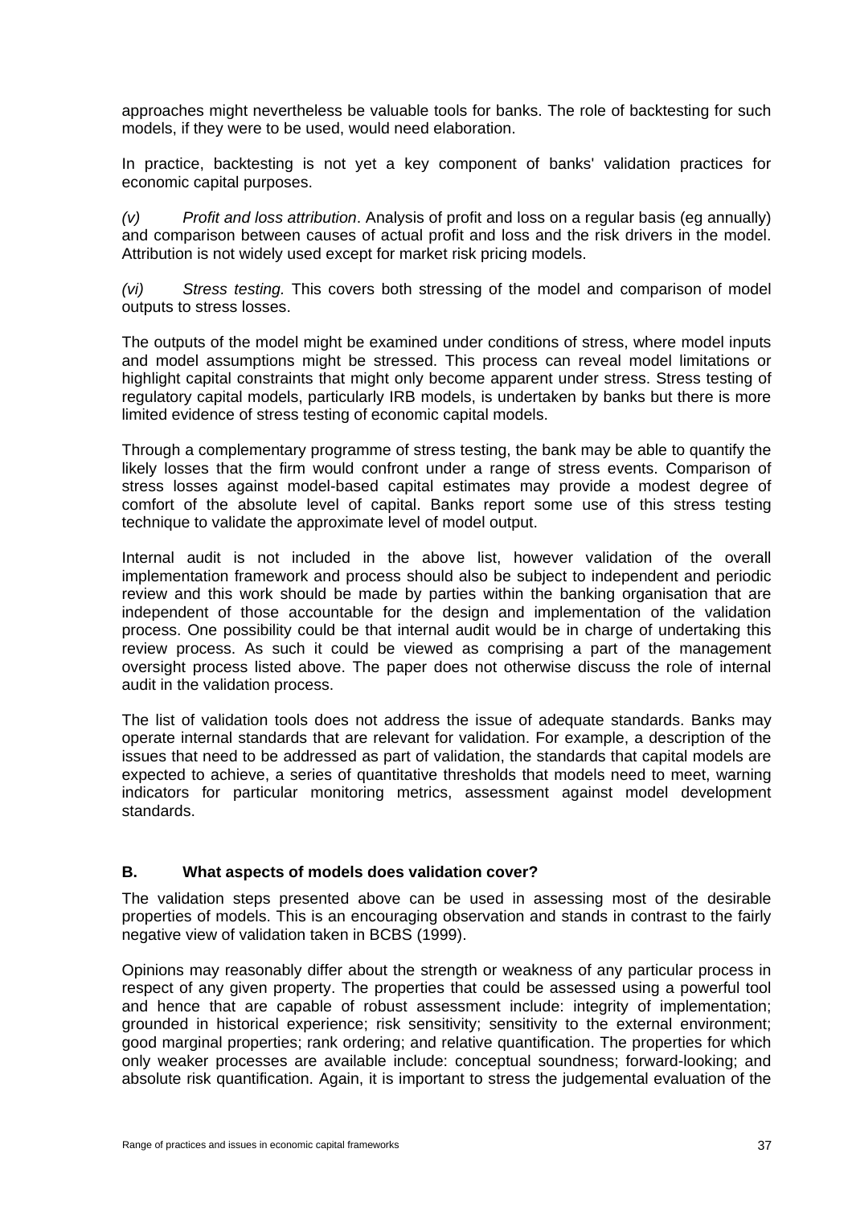approaches might nevertheless be valuable tools for banks. The role of backtesting for such models, if they were to be used, would need elaboration.

In practice, backtesting is not yet a key component of banks' validation practices for economic capital purposes.

*(v)* *Profit and loss attribution*. Analysis of profit and loss on a regular basis (eg annually) and comparison between causes of actual profit and loss and the risk drivers in the model. Attribution is not widely used except for market risk pricing models.

*(vi)* *Stress testing.* This covers both stressing of the model and comparison of model outputs to stress losses.

The outputs of the model might be examined under conditions of stress, where model inputs and model assumptions might be stressed. This process can reveal model limitations or highlight capital constraints that might only become apparent under stress. Stress testing of regulatory capital models, particularly IRB models, is undertaken by banks but there is more limited evidence of stress testing of economic capital models.

Through a complementary programme of stress testing, the bank may be able to quantify the likely losses that the firm would confront under a range of stress events. Comparison of stress losses against model-based capital estimates may provide a modest degree of comfort of the absolute level of capital. Banks report some use of this stress testing technique to validate the approximate level of model output.

Internal audit is not included in the above list, however validation of the overall implementation framework and process should also be subject to independent and periodic review and this work should be made by parties within the banking organisation that are independent of those accountable for the design and implementation of the validation process. One possibility could be that internal audit would be in charge of undertaking this review process. As such it could be viewed as comprising a part of the management oversight process listed above. The paper does not otherwise discuss the role of internal audit in the validation process.

The list of validation tools does not address the issue of adequate standards. Banks may operate internal standards that are relevant for validation. For example, a description of the issues that need to be addressed as part of validation, the standards that capital models are expected to achieve, a series of quantitative thresholds that models need to meet, warning indicators for particular monitoring metrics, assessment against model development standards.

### B. What aspects of models does validation cover?

The validation steps presented above can be used in assessing most of the desirable properties of models. This is an encouraging observation and stands in contrast to the fairly negative view of validation taken in BCBS (1999).

Opinions may reasonably differ about the strength or weakness of any particular process in respect of any given property. The properties that could be assessed using a powerful tool and hence that are capable of robust assessment include: integrity of implementation; grounded in historical experience; risk sensitivity; sensitivity to the external environment; good marginal properties; rank ordering; and relative quantification. The properties for which only weaker processes are available include: conceptual soundness; forward-looking; and absolute risk quantification. Again, it is important to stress the judgemental evaluation of the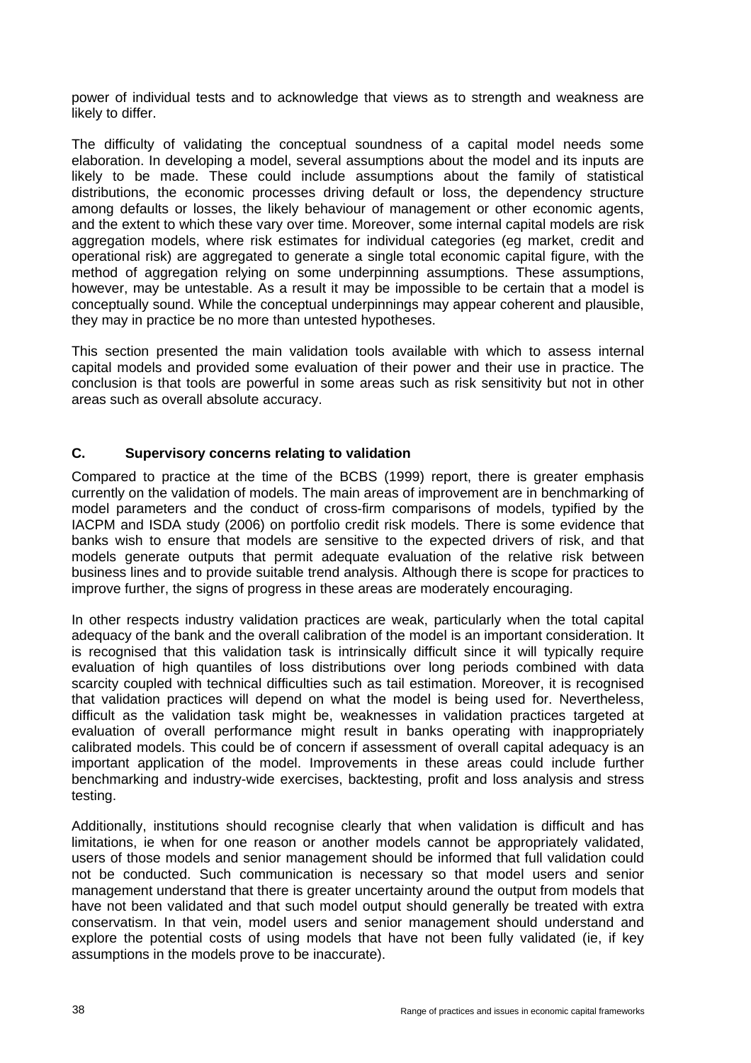power of individual tests and to acknowledge that views as to strength and weakness are likely to differ.

The difficulty of validating the conceptual soundness of a capital model needs some elaboration. In developing a model, several assumptions about the model and its inputs are likely to be made. These could include assumptions about the family of statistical distributions, the economic processes driving default or loss, the dependency structure among defaults or losses, the likely behaviour of management or other economic agents, and the extent to which these vary over time. Moreover, some internal capital models are risk aggregation models, where risk estimates for individual categories (eg market, credit and operational risk) are aggregated to generate a single total economic capital figure, with the method of aggregation relying on some underpinning assumptions. These assumptions, however, may be untestable. As a result it may be impossible to be certain that a model is conceptually sound. While the conceptual underpinnings may appear coherent and plausible, they may in practice be no more than untested hypotheses.

This section presented the main validation tools available with which to assess internal capital models and provided some evaluation of their power and their use in practice. The conclusion is that tools are powerful in some areas such as risk sensitivity but not in other areas such as overall absolute accuracy.

## C. Supervisory concerns relating to validation

Compared to practice at the time of the BCBS (1999) report, there is greater emphasis currently on the validation of models. The main areas of improvement are in benchmarking of model parameters and the conduct of cross-firm comparisons of models, typified by the IACPM and ISDA study (2006) on portfolio credit risk models. There is some evidence that banks wish to ensure that models are sensitive to the expected drivers of risk, and that models generate outputs that permit adequate evaluation of the relative risk between business lines and to provide suitable trend analysis. Although there is scope for practices to improve further, the signs of progress in these areas are moderately encouraging.

In other respects industry validation practices are weak, particularly when the total capital adequacy of the bank and the overall calibration of the model is an important consideration. It is recognised that this validation task is intrinsically difficult since it will typically require evaluation of high quantiles of loss distributions over long periods combined with data scarcity coupled with technical difficulties such as tail estimation. Moreover, it is recognised that validation practices will depend on what the model is being used for. Nevertheless, difficult as the validation task might be, weaknesses in validation practices targeted at evaluation of overall performance might result in banks operating with inappropriately calibrated models. This could be of concern if assessment of overall capital adequacy is an important application of the model. Improvements in these areas could include further benchmarking and industry-wide exercises, backtesting, profit and loss analysis and stress testing.

Additionally, institutions should recognise clearly that when validation is difficult and has limitations, ie when for one reason or another models cannot be appropriately validated, users of those models and senior management should be informed that full validation could not be conducted. Such communication is necessary so that model users and senior management understand that there is greater uncertainty around the output from models that have not been validated and that such model output should generally be treated with extra conservatism. In that vein, model users and senior management should understand and explore the potential costs of using models that have not been fully validated (ie, if key assumptions in the models prove to be inaccurate).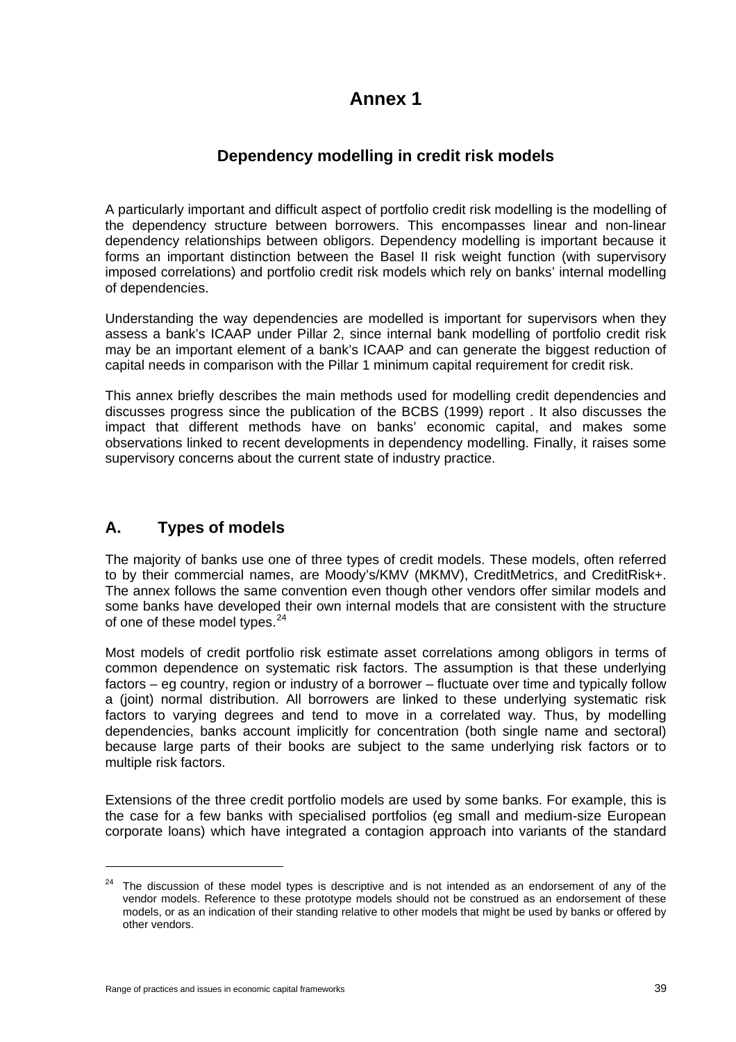# Annex 1

## Dependency modelling in credit risk models

A particularly important and difficult aspect of portfolio credit risk modelling is the modelling of the dependency structure between borrowers. This encompasses linear and non-linear dependency relationships between obligors. Dependency modelling is important because it forms an important distinction between the Basel II risk weight function (with supervisory imposed correlations) and portfolio credit risk models which rely on banks' internal modelling of dependencies.

Understanding the way dependencies are modelled is important for supervisors when they assess a bank's ICAAP under Pillar 2, since internal bank modelling of portfolio credit risk may be an important element of a bank's ICAAP and can generate the biggest reduction of capital needs in comparison with the Pillar 1 minimum capital requirement for credit risk.

This annex briefly describes the main methods used for modelling credit dependencies and discusses progress since the publication of the BCBS (1999) report . It also discusses the impact that different methods have on banks' economic capital, and makes some observations linked to recent developments in dependency modelling. Finally, it raises some supervisory concerns about the current state of industry practice.

## A. Types of models

The majority of banks use one of three types of credit models. These models, often referred to by their commercial names, are Moody's/KMV (MKMV), CreditMetrics, and CreditRisk+. The annex follows the same convention even though other vendors offer similar models and some banks have developed their own internal models that are consistent with the structure of one of these model types.[24]

Most models of credit portfolio risk estimate asset correlations among obligors in terms of common dependence on systematic risk factors. The assumption is that these underlying factors – eg country, region or industry of a borrower – fluctuate over time and typically follow a (joint) normal distribution. All borrowers are linked to these underlying systematic risk factors to varying degrees and tend to move in a correlated way. Thus, by modelling dependencies, banks account implicitly for concentration (both single name and sectoral) because large parts of their books are subject to the same underlying risk factors or to multiple risk factors.

Extensions of the three credit portfolio models are used by some banks. For example, this is the case for a few banks with specialised portfolios (eg small and medium-size European corporate loans) which have integrated a contagion approach into variants of the standard

---

[24] The discussion of these model types is descriptive and is not intended as an endorsement of any of the vendor models. Reference to these prototype models should not be construed as an endorsement of these models, or as an indication of their standing relative to other models that might be used by banks or offered by other vendors.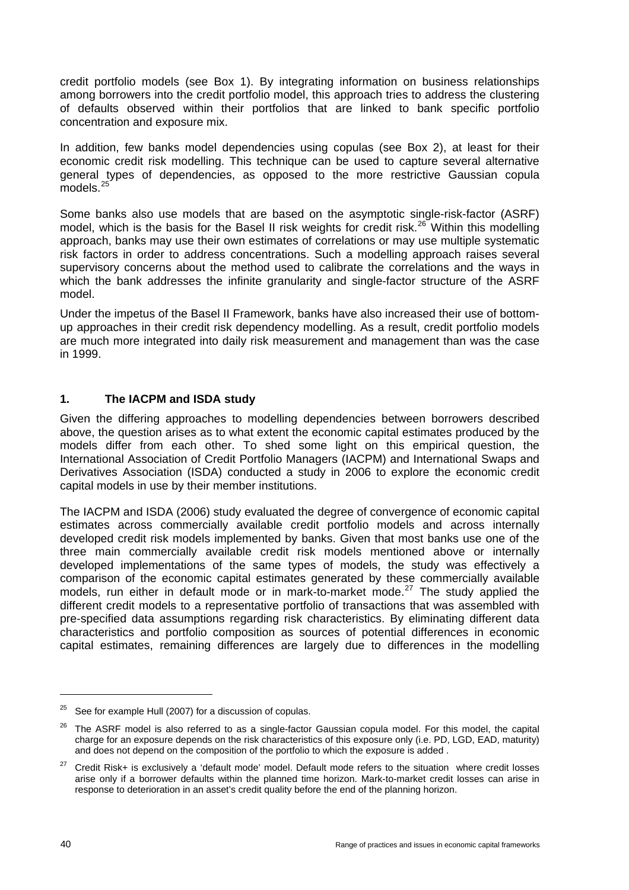credit portfolio models (see Box 1). By integrating information on business relationships among borrowers into the credit portfolio model, this approach tries to address the clustering of defaults observed within their portfolios that are linked to bank specific portfolio concentration and exposure mix.

In addition, few banks model dependencies using copulas (see Box 2), at least for their economic credit risk modelling. This technique can be used to capture several alternative general types of dependencies, as opposed to the more restrictive Gaussian copula models.[25]

Some banks also use models that are based on the asymptotic single-risk-factor (ASRF) model, which is the basis for the Basel II risk weights for credit risk.[26] Within this modelling approach, banks may use their own estimates of correlations or may use multiple systematic risk factors in order to address concentrations. Such a modelling approach raises several supervisory concerns about the method used to calibrate the correlations and the ways in which the bank addresses the infinite granularity and single-factor structure of the ASRF model.

Under the impetus of the Basel II Framework, banks have also increased their use of bottom-up approaches in their credit risk dependency modelling. As a result, credit portfolio models are much more integrated into daily risk measurement and management than was the case in 1999.

## 1. The IACPM and ISDA study

Given the differing approaches to modelling dependencies between borrowers described above, the question arises as to what extent the economic capital estimates produced by the models differ from each other. To shed some light on this empirical question, the International Association of Credit Portfolio Managers (IACPM) and International Swaps and Derivatives Association (ISDA) conducted a study in 2006 to explore the economic credit capital models in use by their member institutions.

The IACPM and ISDA (2006) study evaluated the degree of convergence of economic capital estimates across commercially available credit portfolio models and across internally developed credit risk models implemented by banks. Given that most banks use one of the three main commercially available credit risk models mentioned above or internally developed implementations of the same types of models, the study was effectively a comparison of the economic capital estimates generated by these commercially available models, run either in default mode or in mark-to-market mode.[27] The study applied the different credit models to a representative portfolio of transactions that was assembled with pre-specified data assumptions regarding risk characteristics. By eliminating different data characteristics and portfolio composition as sources of potential differences in economic capital estimates, remaining differences are largely due to differences in the modelling

---

[25] See for example Hull (2007) for a discussion of copulas.

[26] The ASRF model is also referred to as a single-factor Gaussian copula model. For this model, the capital charge for an exposure depends on the risk characteristics of this exposure only (i.e. PD, LGD, EAD, maturity) and does not depend on the composition of the portfolio to which the exposure is added .

[27] Credit Risk+ is exclusively a 'default mode' model. Default mode refers to the situation where credit losses arise only if a borrower defaults within the planned time horizon. Mark-to-market credit losses can arise in response to deterioration in an asset's credit quality before the end of the planning horizon.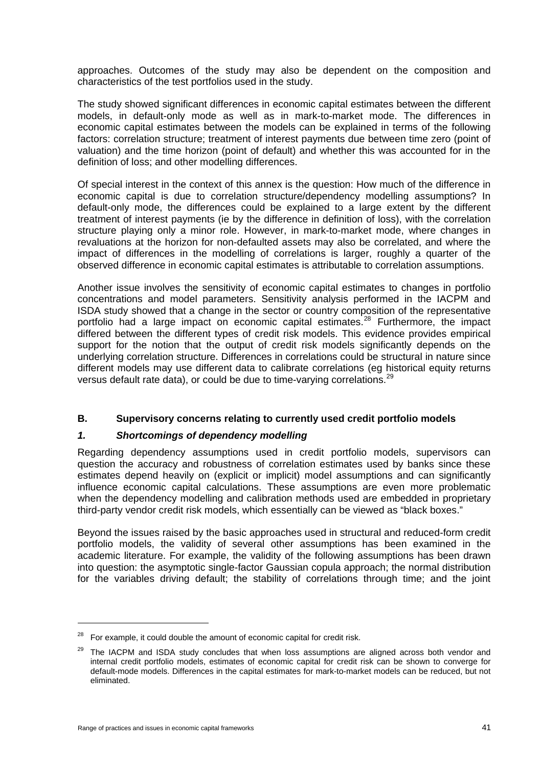approaches. Outcomes of the study may also be dependent on the composition and characteristics of the test portfolios used in the study.

The study showed significant differences in economic capital estimates between the different models, in default-only mode as well as in mark-to-market mode. The differences in economic capital estimates between the models can be explained in terms of the following factors: correlation structure; treatment of interest payments due between time zero (point of valuation) and the time horizon (point of default) and whether this was accounted for in the definition of loss; and other modelling differences.

Of special interest in the context of this annex is the question: How much of the difference in economic capital is due to correlation structure/dependency modelling assumptions? In default-only mode, the differences could be explained to a large extent by the different treatment of interest payments (ie by the difference in definition of loss), with the correlation structure playing only a minor role. However, in mark-to-market mode, where changes in revaluations at the horizon for non-defaulted assets may also be correlated, and where the impact of differences in the modelling of correlations is larger, roughly a quarter of the observed difference in economic capital estimates is attributable to correlation assumptions.

Another issue involves the sensitivity of economic capital estimates to changes in portfolio concentrations and model parameters. Sensitivity analysis performed in the IACPM and ISDA study showed that a change in the sector or country composition of the representative portfolio had a large impact on economic capital estimates.[28] Furthermore, the impact differed between the different types of credit risk models. This evidence provides empirical support for the notion that the output of credit risk models significantly depends on the underlying correlation structure. Differences in correlations could be structural in nature since different models may use different data to calibrate correlations (eg historical equity returns versus default rate data), or could be due to time-varying correlations.[29]

## B. Supervisory concerns relating to currently used credit portfolio models

### *1. Shortcomings of dependency modelling*

Regarding dependency assumptions used in credit portfolio models, supervisors can question the accuracy and robustness of correlation estimates used by banks since these estimates depend heavily on (explicit or implicit) model assumptions and can significantly influence economic capital calculations. These assumptions are even more problematic when the dependency modelling and calibration methods used are embedded in proprietary third-party vendor credit risk models, which essentially can be viewed as "black boxes."

Beyond the issues raised by the basic approaches used in structural and reduced-form credit portfolio models, the validity of several other assumptions has been examined in the academic literature. For example, the validity of the following assumptions has been drawn into question: the asymptotic single-factor Gaussian copula approach; the normal distribution for the variables driving default; the stability of correlations through time; and the joint

---

[28] For example, it could double the amount of economic capital for credit risk.

[29] The IACPM and ISDA study concludes that when loss assumptions are aligned across both vendor and internal credit portfolio models, estimates of economic capital for credit risk can be shown to converge for default-mode models. Differences in the capital estimates for mark-to-market models can be reduced, but not eliminated.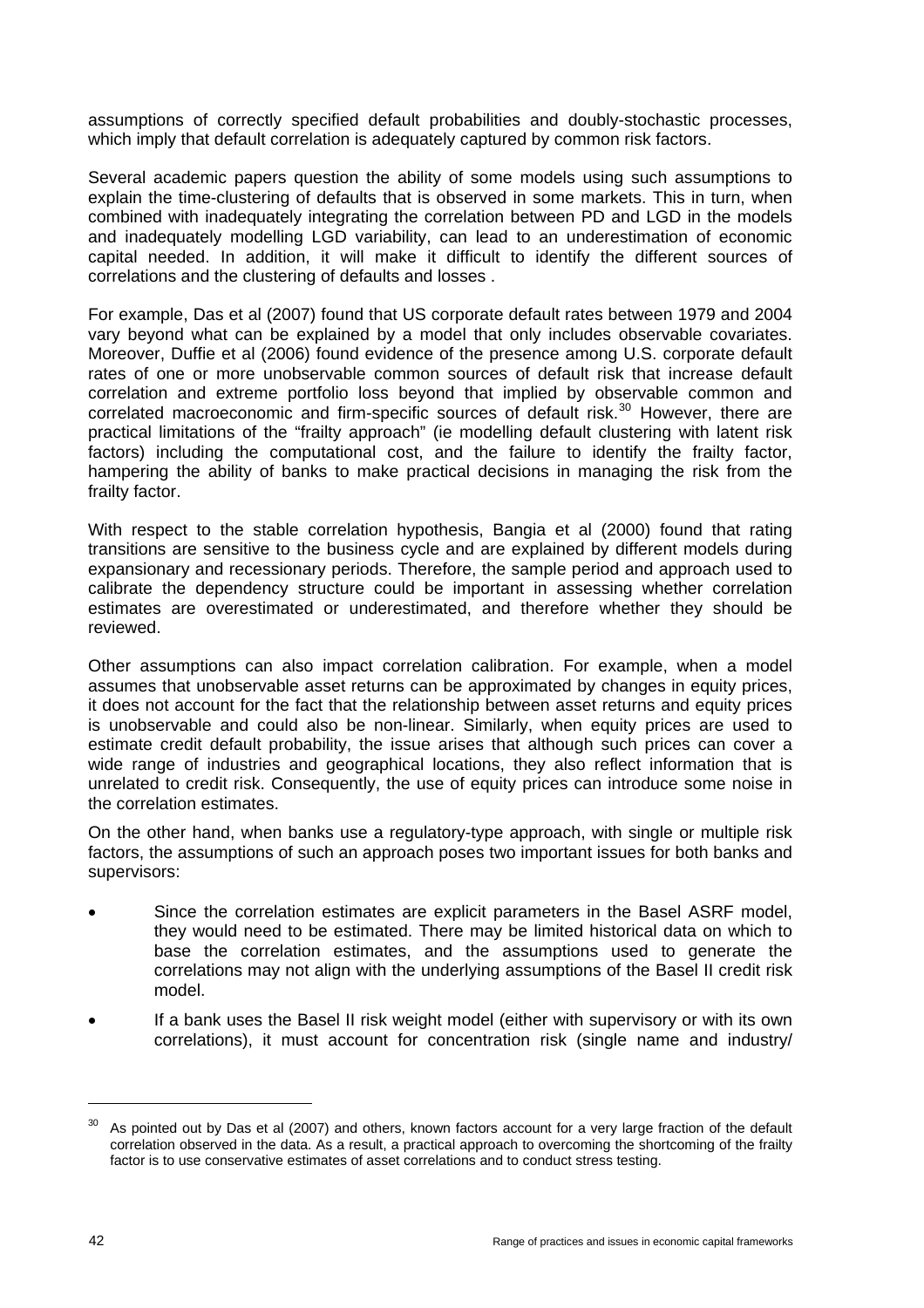assumptions of correctly specified default probabilities and doubly-stochastic processes, which imply that default correlation is adequately captured by common risk factors.

Several academic papers question the ability of some models using such assumptions to explain the time-clustering of defaults that is observed in some markets. This in turn, when combined with inadequately integrating the correlation between PD and LGD in the models and inadequately modelling LGD variability, can lead to an underestimation of economic capital needed. In addition, it will make it difficult to identify the different sources of correlations and the clustering of defaults and losses .

For example, Das et al (2007) found that US corporate default rates between 1979 and 2004 vary beyond what can be explained by a model that only includes observable covariates. Moreover, Duffie et al (2006) found evidence of the presence among U.S. corporate default rates of one or more unobservable common sources of default risk that increase default correlation and extreme portfolio loss beyond that implied by observable common and correlated macroeconomic and firm-specific sources of default risk.[30] However, there are practical limitations of the "frailty approach" (ie modelling default clustering with latent risk factors) including the computational cost, and the failure to identify the frailty factor, hampering the ability of banks to make practical decisions in managing the risk from the frailty factor.

With respect to the stable correlation hypothesis, Bangia et al (2000) found that rating transitions are sensitive to the business cycle and are explained by different models during expansionary and recessionary periods. Therefore, the sample period and approach used to calibrate the dependency structure could be important in assessing whether correlation estimates are overestimated or underestimated, and therefore whether they should be reviewed.

Other assumptions can also impact correlation calibration. For example, when a model assumes that unobservable asset returns can be approximated by changes in equity prices, it does not account for the fact that the relationship between asset returns and equity prices is unobservable and could also be non-linear. Similarly, when equity prices are used to estimate credit default probability, the issue arises that although such prices can cover a wide range of industries and geographical locations, they also reflect information that is unrelated to credit risk. Consequently, the use of equity prices can introduce some noise in the correlation estimates.

On the other hand, when banks use a regulatory-type approach, with single or multiple risk factors, the assumptions of such an approach poses two important issues for both banks and supervisors:

- Since the correlation estimates are explicit parameters in the Basel ASRF model, they would need to be estimated. There may be limited historical data on which to base the correlation estimates, and the assumptions used to generate the correlations may not align with the underlying assumptions of the Basel II credit risk model.
- If a bank uses the Basel II risk weight model (either with supervisory or with its own correlations), it must account for concentration risk (single name and industry/

[30] As pointed out by Das et al (2007) and others, known factors account for a very large fraction of the default correlation observed in the data. As a result, a practical approach to overcoming the shortcoming of the frailty factor is to use conservative estimates of asset correlations and to conduct stress testing.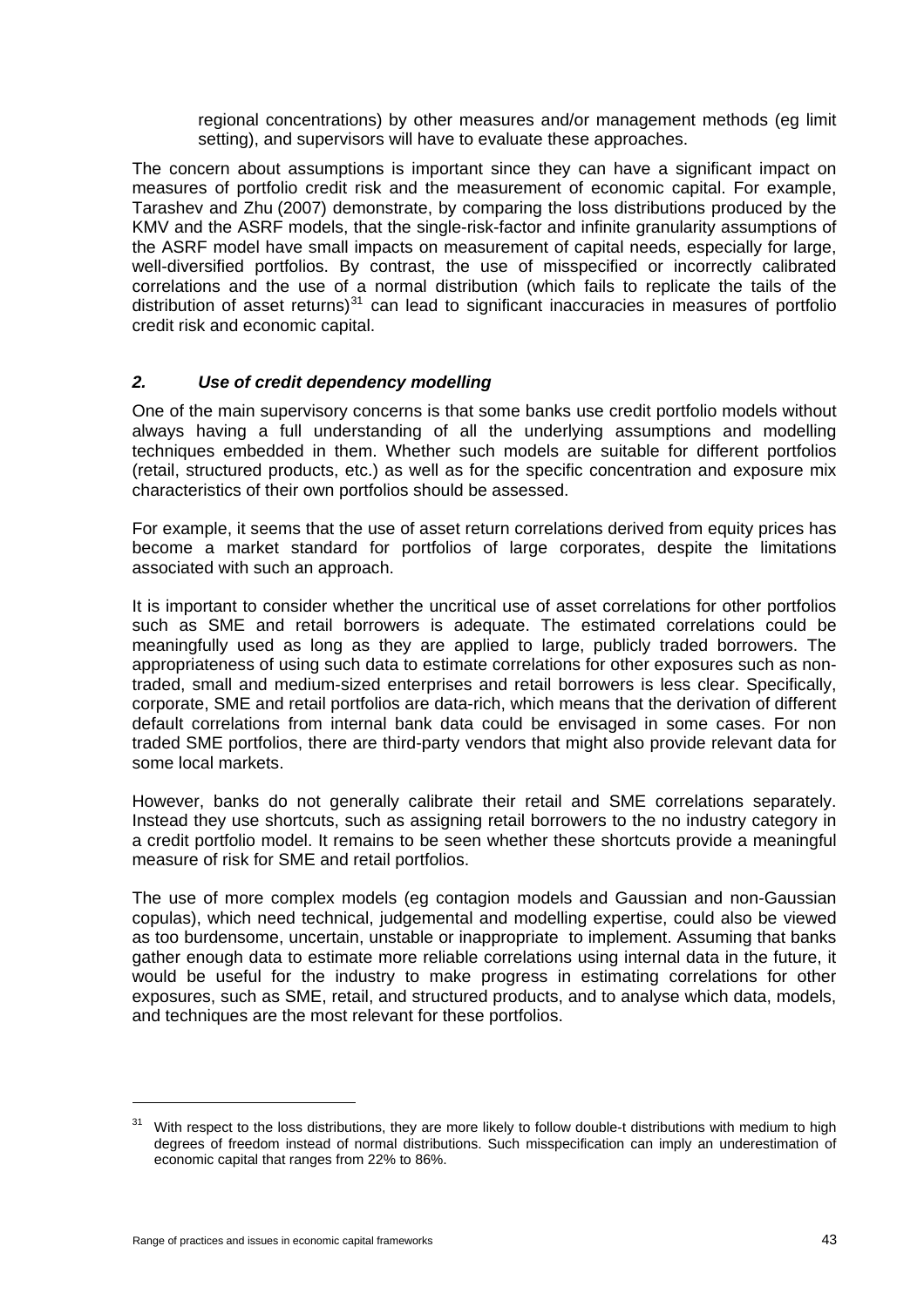regional concentrations) by other measures and/or management methods (eg limit setting), and supervisors will have to evaluate these approaches.

The concern about assumptions is important since they can have a significant impact on measures of portfolio credit risk and the measurement of economic capital. For example, Tarashev and Zhu (2007) demonstrate, by comparing the loss distributions produced by the KMV and the ASRF models, that the single-risk-factor and infinite granularity assumptions of the ASRF model have small impacts on measurement of capital needs, especially for large, well-diversified portfolios. By contrast, the use of misspecified or incorrectly calibrated correlations and the use of a normal distribution (which fails to replicate the tails of the distribution of asset returns)[31] can lead to significant inaccuracies in measures of portfolio credit risk and economic capital.

### *2. Use of credit dependency modelling*

One of the main supervisory concerns is that some banks use credit portfolio models without always having a full understanding of all the underlying assumptions and modelling techniques embedded in them. Whether such models are suitable for different portfolios (retail, structured products, etc.) as well as for the specific concentration and exposure mix characteristics of their own portfolios should be assessed.

For example, it seems that the use of asset return correlations derived from equity prices has become a market standard for portfolios of large corporates, despite the limitations associated with such an approach.

It is important to consider whether the uncritical use of asset correlations for other portfolios such as SME and retail borrowers is adequate. The estimated correlations could be meaningfully used as long as they are applied to large, publicly traded borrowers. The appropriateness of using such data to estimate correlations for other exposures such as non-traded, small and medium-sized enterprises and retail borrowers is less clear. Specifically, corporate, SME and retail portfolios are data-rich, which means that the derivation of different default correlations from internal bank data could be envisaged in some cases. For non traded SME portfolios, there are third-party vendors that might also provide relevant data for some local markets.

However, banks do not generally calibrate their retail and SME correlations separately. Instead they use shortcuts, such as assigning retail borrowers to the no industry category in a credit portfolio model. It remains to be seen whether these shortcuts provide a meaningful measure of risk for SME and retail portfolios.

The use of more complex models (eg contagion models and Gaussian and non-Gaussian copulas), which need technical, judgemental and modelling expertise, could also be viewed as too burdensome, uncertain, unstable or inappropriate to implement. Assuming that banks gather enough data to estimate more reliable correlations using internal data in the future, it would be useful for the industry to make progress in estimating correlations for other exposures, such as SME, retail, and structured products, and to analyse which data, models, and techniques are the most relevant for these portfolios.

[31] With respect to the loss distributions, they are more likely to follow double-t distributions with medium to high degrees of freedom instead of normal distributions. Such misspecification can imply an underestimation of economic capital that ranges from 22% to 86%.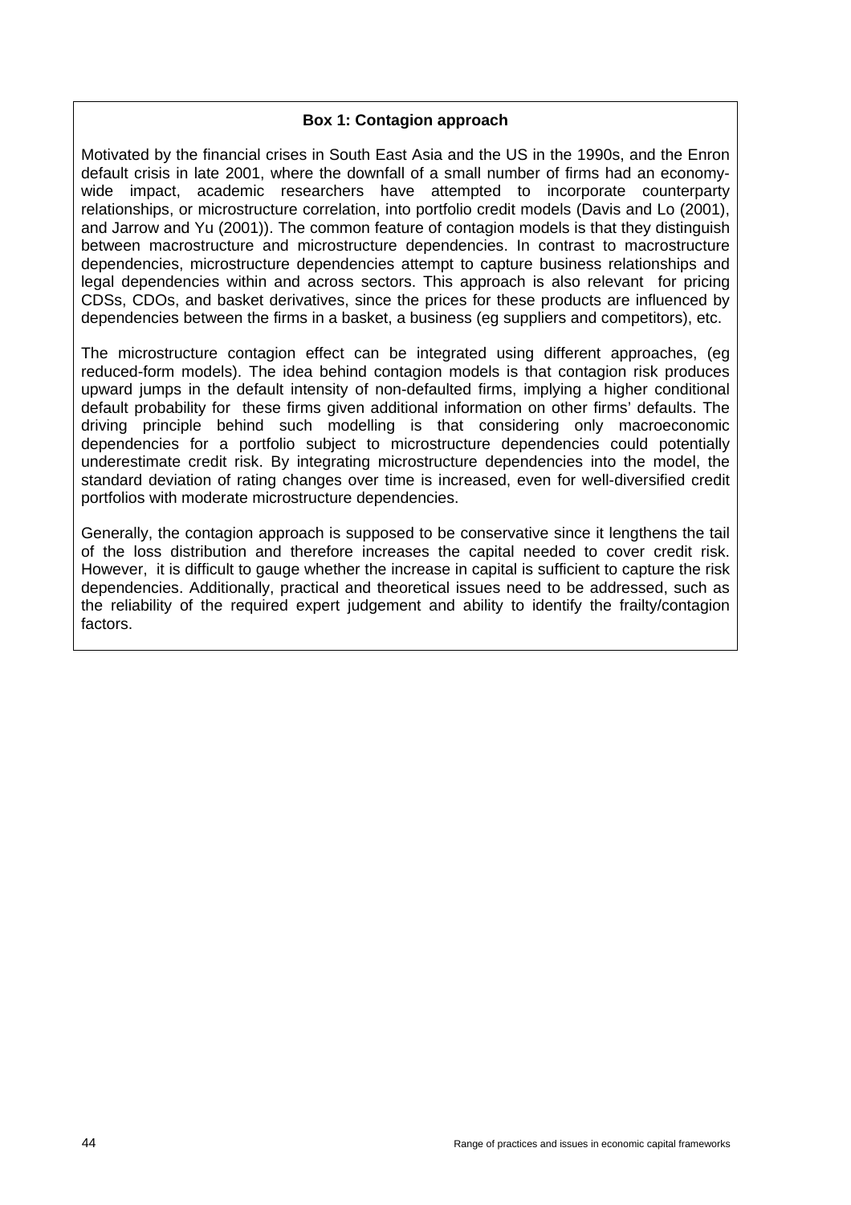**Box 1: Contagion approach**

Motivated by the financial crises in South East Asia and the US in the 1990s, and the Enron default crisis in late 2001, where the downfall of a small number of firms had an economy-wide impact, academic researchers have attempted to incorporate counterparty relationships, or microstructure correlation, into portfolio credit models (Davis and Lo (2001), and Jarrow and Yu (2001)). The common feature of contagion models is that they distinguish between macrostructure and microstructure dependencies. In contrast to macrostructure dependencies, microstructure dependencies attempt to capture business relationships and legal dependencies within and across sectors. This approach is also relevant for pricing CDSs, CDOs, and basket derivatives, since the prices for these products are influenced by dependencies between the firms in a basket, a business (eg suppliers and competitors), etc.

The microstructure contagion effect can be integrated using different approaches, (eg reduced-form models). The idea behind contagion models is that contagion risk produces upward jumps in the default intensity of non-defaulted firms, implying a higher conditional default probability for these firms given additional information on other firms' defaults. The driving principle behind such modelling is that considering only macroeconomic dependencies for a portfolio subject to microstructure dependencies could potentially underestimate credit risk. By integrating microstructure dependencies into the model, the standard deviation of rating changes over time is increased, even for well-diversified credit portfolios with moderate microstructure dependencies.

Generally, the contagion approach is supposed to be conservative since it lengthens the tail of the loss distribution and therefore increases the capital needed to cover credit risk. However, it is difficult to gauge whether the increase in capital is sufficient to capture the risk dependencies. Additionally, practical and theoretical issues need to be addressed, such as the reliability of the required expert judgement and ability to identify the frailty/contagion factors.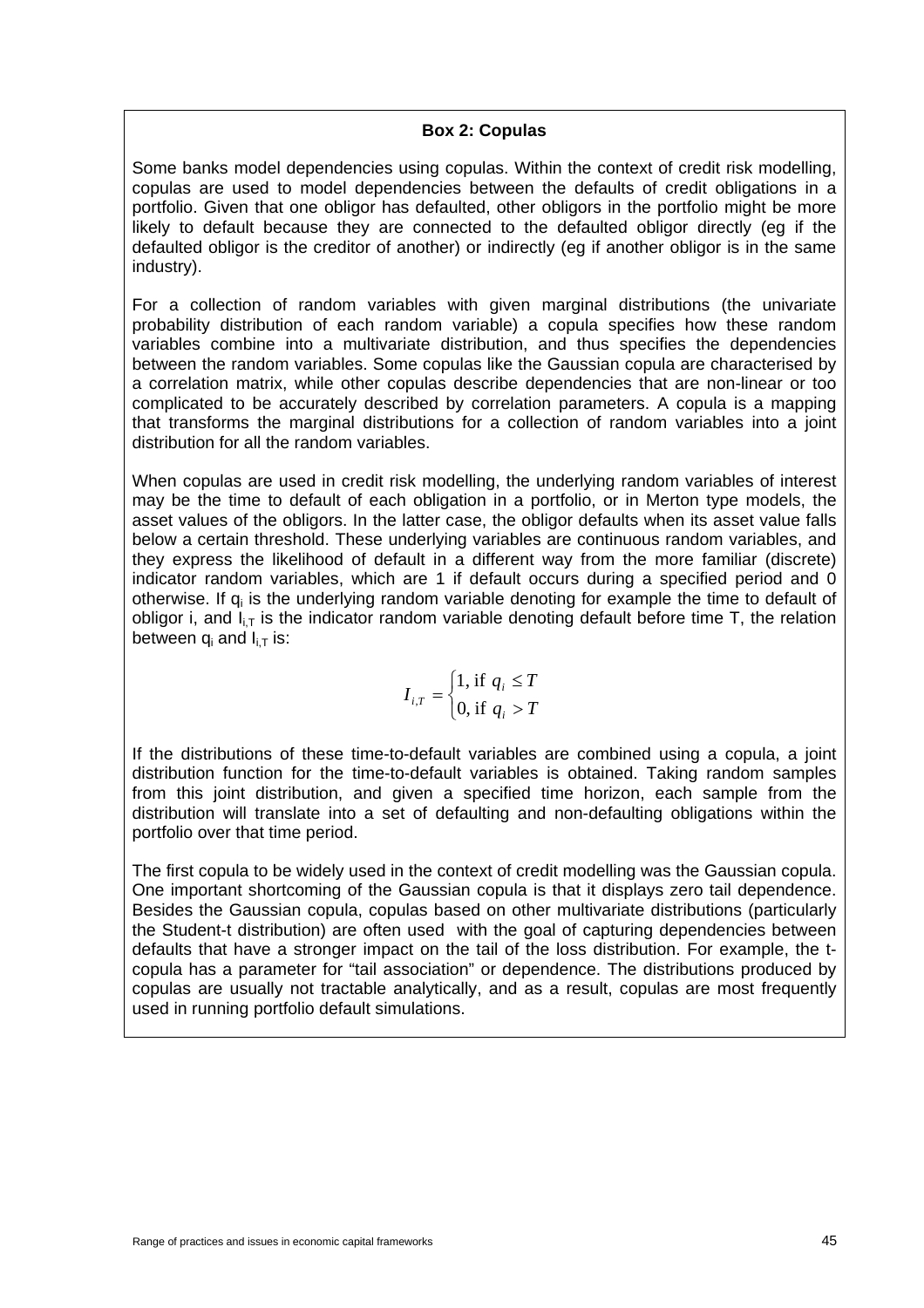**Box 2: Copulas**

Some banks model dependencies using copulas. Within the context of credit risk modelling, copulas are used to model dependencies between the defaults of credit obligations in a portfolio. Given that one obligor has defaulted, other obligors in the portfolio might be more likely to default because they are connected to the defaulted obligor directly (eg if the defaulted obligor is the creditor of another) or indirectly (eg if another obligor is in the same industry).

For a collection of random variables with given marginal distributions (the univariate probability distribution of each random variable) a copula specifies how these random variables combine into a multivariate distribution, and thus specifies the dependencies between the random variables. Some copulas like the Gaussian copula are characterised by a correlation matrix, while other copulas describe dependencies that are non-linear or too complicated to be accurately described by correlation parameters. A copula is a mapping that transforms the marginal distributions for a collection of random variables into a joint distribution for all the random variables.

When copulas are used in credit risk modelling, the underlying random variables of interest may be the time to default of each obligation in a portfolio, or in Merton type models, the asset values of the obligors. In the latter case, the obligor defaults when its asset value falls below a certain threshold. These underlying variables are continuous random variables, and they express the likelihood of default in a different way from the more familiar (discrete) indicator random variables, which are 1 if default occurs during a specified period and 0 otherwise. If $q_i$ is the underlying random variable denoting for example the time to default of obligor i, and $I_{i,T}$ is the indicator random variable denoting default before time T, the relation between $q_i$ and $I_{i,T}$ is:

$$I_{i,T} = \begin{cases} 1, \text{ if } q_i \leq T \\ 0, \text{ if } q_i > T \end{cases}$$

If the distributions of these time-to-default variables are combined using a copula, a joint distribution function for the time-to-default variables is obtained. Taking random samples from this joint distribution, and given a specified time horizon, each sample from the distribution will translate into a set of defaulting and non-defaulting obligations within the portfolio over that time period.

The first copula to be widely used in the context of credit modelling was the Gaussian copula. One important shortcoming of the Gaussian copula is that it displays zero tail dependence. Besides the Gaussian copula, copulas based on other multivariate distributions (particularly the Student-t distribution) are often used with the goal of capturing dependencies between defaults that have a stronger impact on the tail of the loss distribution. For example, the t-copula has a parameter for "tail association" or dependence. The distributions produced by copulas are usually not tractable analytically, and as a result, copulas are most frequently used in running portfolio default simulations.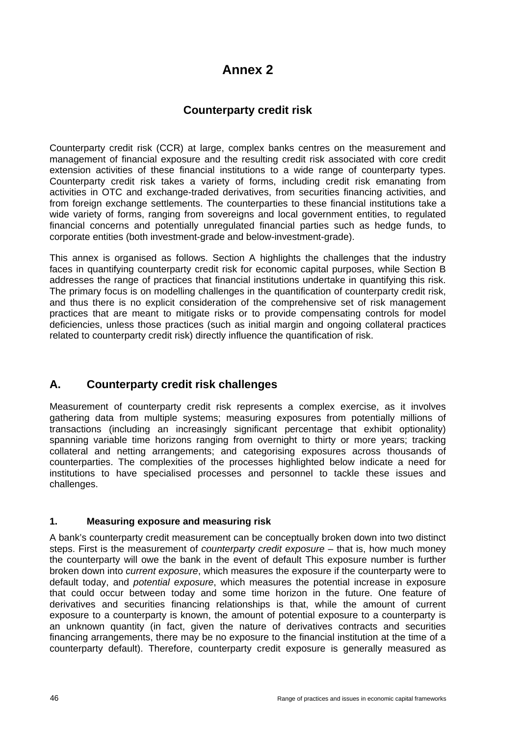# Annex 2

## Counterparty credit risk

Counterparty credit risk (CCR) at large, complex banks centres on the measurement and management of financial exposure and the resulting credit risk associated with core credit extension activities of these financial institutions to a wide range of counterparty types. Counterparty credit risk takes a variety of forms, including credit risk emanating from activities in OTC and exchange-traded derivatives, from securities financing activities, and from foreign exchange settlements. The counterparties to these financial institutions take a wide variety of forms, ranging from sovereigns and local government entities, to regulated financial concerns and potentially unregulated financial parties such as hedge funds, to corporate entities (both investment-grade and below-investment-grade).

This annex is organised as follows. Section A highlights the challenges that the industry faces in quantifying counterparty credit risk for economic capital purposes, while Section B addresses the range of practices that financial institutions undertake in quantifying this risk. The primary focus is on modelling challenges in the quantification of counterparty credit risk, and thus there is no explicit consideration of the comprehensive set of risk management practices that are meant to mitigate risks or to provide compensating controls for model deficiencies, unless those practices (such as initial margin and ongoing collateral practices related to counterparty credit risk) directly influence the quantification of risk.

## A. Counterparty credit risk challenges

Measurement of counterparty credit risk represents a complex exercise, as it involves gathering data from multiple systems; measuring exposures from potentially millions of transactions (including an increasingly significant percentage that exhibit optionality) spanning variable time horizons ranging from overnight to thirty or more years; tracking collateral and netting arrangements; and categorising exposures across thousands of counterparties. The complexities of the processes highlighted below indicate a need for institutions to have specialised processes and personnel to tackle these issues and challenges.

### 1. Measuring exposure and measuring risk

A bank's counterparty credit measurement can be conceptually broken down into two distinct steps. First is the measurement of *counterparty credit exposure* – that is, how much money the counterparty will owe the bank in the event of default This exposure number is further broken down into *current exposure*, which measures the exposure if the counterparty were to default today, and *potential exposure*, which measures the potential increase in exposure that could occur between today and some time horizon in the future. One feature of derivatives and securities financing relationships is that, while the amount of current exposure to a counterparty is known, the amount of potential exposure to a counterparty is an unknown quantity (in fact, given the nature of derivatives contracts and securities financing arrangements, there may be no exposure to the financial institution at the time of a counterparty default). Therefore, counterparty credit exposure is generally measured as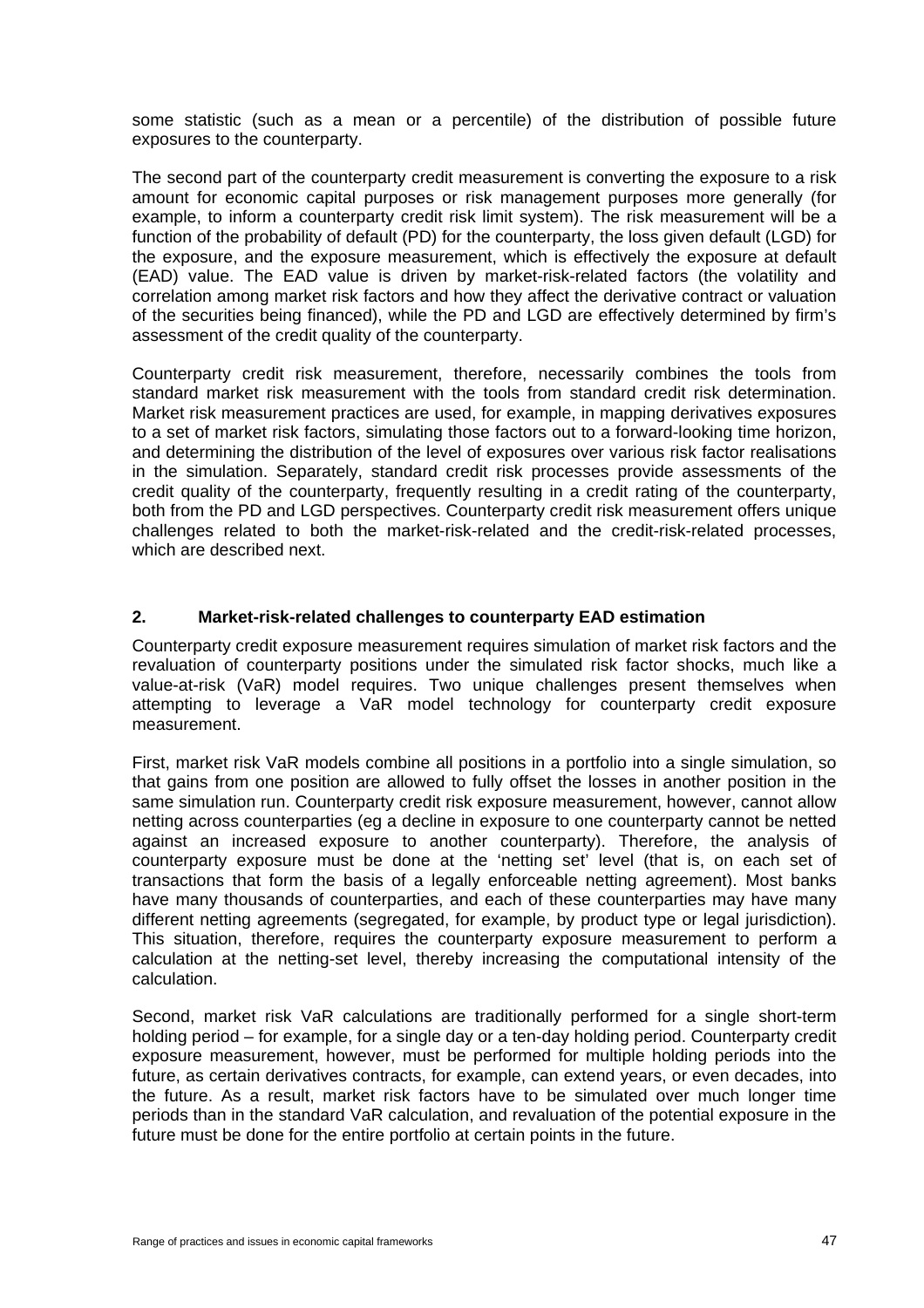some statistic (such as a mean or a percentile) of the distribution of possible future exposures to the counterparty.

The second part of the counterparty credit measurement is converting the exposure to a risk amount for economic capital purposes or risk management purposes more generally (for example, to inform a counterparty credit risk limit system). The risk measurement will be a function of the probability of default (PD) for the counterparty, the loss given default (LGD) for the exposure, and the exposure measurement, which is effectively the exposure at default (EAD) value. The EAD value is driven by market-risk-related factors (the volatility and correlation among market risk factors and how they affect the derivative contract or valuation of the securities being financed), while the PD and LGD are effectively determined by firm's assessment of the credit quality of the counterparty.

Counterparty credit risk measurement, therefore, necessarily combines the tools from standard market risk measurement with the tools from standard credit risk determination. Market risk measurement practices are used, for example, in mapping derivatives exposures to a set of market risk factors, simulating those factors out to a forward-looking time horizon, and determining the distribution of the level of exposures over various risk factor realisations in the simulation. Separately, standard credit risk processes provide assessments of the credit quality of the counterparty, frequently resulting in a credit rating of the counterparty, both from the PD and LGD perspectives. Counterparty credit risk measurement offers unique challenges related to both the market-risk-related and the credit-risk-related processes, which are described next.

## 2. Market-risk-related challenges to counterparty EAD estimation

Counterparty credit exposure measurement requires simulation of market risk factors and the revaluation of counterparty positions under the simulated risk factor shocks, much like a value-at-risk (VaR) model requires. Two unique challenges present themselves when attempting to leverage a VaR model technology for counterparty credit exposure measurement.

First, market risk VaR models combine all positions in a portfolio into a single simulation, so that gains from one position are allowed to fully offset the losses in another position in the same simulation run. Counterparty credit risk exposure measurement, however, cannot allow netting across counterparties (eg a decline in exposure to one counterparty cannot be netted against an increased exposure to another counterparty). Therefore, the analysis of counterparty exposure must be done at the 'netting set' level (that is, on each set of transactions that form the basis of a legally enforceable netting agreement). Most banks have many thousands of counterparties, and each of these counterparties may have many different netting agreements (segregated, for example, by product type or legal jurisdiction). This situation, therefore, requires the counterparty exposure measurement to perform a calculation at the netting-set level, thereby increasing the computational intensity of the calculation.

Second, market risk VaR calculations are traditionally performed for a single short-term holding period – for example, for a single day or a ten-day holding period. Counterparty credit exposure measurement, however, must be performed for multiple holding periods into the future, as certain derivatives contracts, for example, can extend years, or even decades, into the future. As a result, market risk factors have to be simulated over much longer time periods than in the standard VaR calculation, and revaluation of the potential exposure in the future must be done for the entire portfolio at certain points in the future.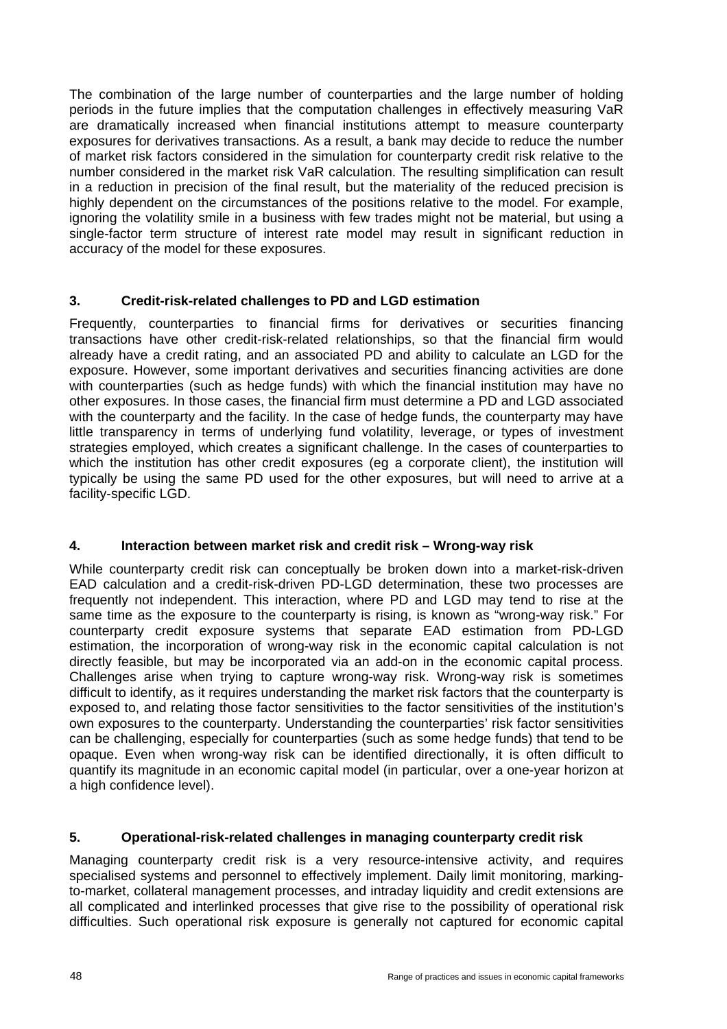The combination of the large number of counterparties and the large number of holding periods in the future implies that the computation challenges in effectively measuring VaR are dramatically increased when financial institutions attempt to measure counterparty exposures for derivatives transactions. As a result, a bank may decide to reduce the number of market risk factors considered in the simulation for counterparty credit risk relative to the number considered in the market risk VaR calculation. The resulting simplification can result in a reduction in precision of the final result, but the materiality of the reduced precision is highly dependent on the circumstances of the positions relative to the model. For example, ignoring the volatility smile in a business with few trades might not be material, but using a single-factor term structure of interest rate model may result in significant reduction in accuracy of the model for these exposures.

### 3. Credit-risk-related challenges to PD and LGD estimation

Frequently, counterparties to financial firms for derivatives or securities financing transactions have other credit-risk-related relationships, so that the financial firm would already have a credit rating, and an associated PD and ability to calculate an LGD for the exposure. However, some important derivatives and securities financing activities are done with counterparties (such as hedge funds) with which the financial institution may have no other exposures. In those cases, the financial firm must determine a PD and LGD associated with the counterparty and the facility. In the case of hedge funds, the counterparty may have little transparency in terms of underlying fund volatility, leverage, or types of investment strategies employed, which creates a significant challenge. In the cases of counterparties to which the institution has other credit exposures (eg a corporate client), the institution will typically be using the same PD used for the other exposures, but will need to arrive at a facility-specific LGD.

### 4. Interaction between market risk and credit risk – Wrong-way risk

While counterparty credit risk can conceptually be broken down into a market-risk-driven EAD calculation and a credit-risk-driven PD-LGD determination, these two processes are frequently not independent. This interaction, where PD and LGD may tend to rise at the same time as the exposure to the counterparty is rising, is known as "wrong-way risk." For counterparty credit exposure systems that separate EAD estimation from PD-LGD estimation, the incorporation of wrong-way risk in the economic capital calculation is not directly feasible, but may be incorporated via an add-on in the economic capital process. Challenges arise when trying to capture wrong-way risk. Wrong-way risk is sometimes difficult to identify, as it requires understanding the market risk factors that the counterparty is exposed to, and relating those factor sensitivities to the factor sensitivities of the institution's own exposures to the counterparty. Understanding the counterparties' risk factor sensitivities can be challenging, especially for counterparties (such as some hedge funds) that tend to be opaque. Even when wrong-way risk can be identified directionally, it is often difficult to quantify its magnitude in an economic capital model (in particular, over a one-year horizon at a high confidence level).

### 5. Operational-risk-related challenges in managing counterparty credit risk

Managing counterparty credit risk is a very resource-intensive activity, and requires specialised systems and personnel to effectively implement. Daily limit monitoring, marking-to-market, collateral management processes, and intraday liquidity and credit extensions are all complicated and interlinked processes that give rise to the possibility of operational risk difficulties. Such operational risk exposure is generally not captured for economic capital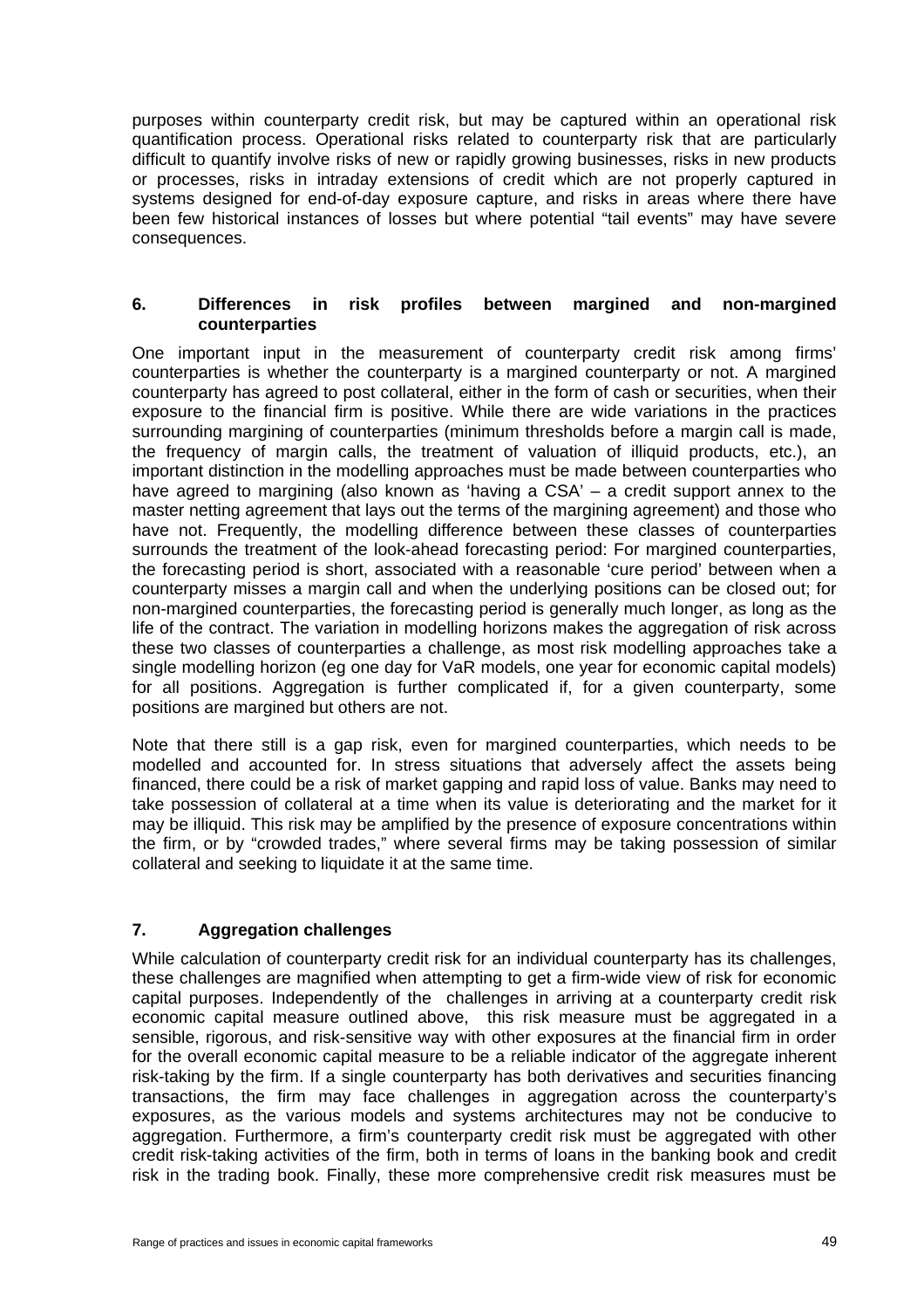purposes within counterparty credit risk, but may be captured within an operational risk quantification process. Operational risks related to counterparty risk that are particularly difficult to quantify involve risks of new or rapidly growing businesses, risks in new products or processes, risks in intraday extensions of credit which are not properly captured in systems designed for end-of-day exposure capture, and risks in areas where there have been few historical instances of losses but where potential "tail events" may have severe consequences.

## 6. Differences in risk profiles between margined and non-margined counterparties

One important input in the measurement of counterparty credit risk among firms' counterparties is whether the counterparty is a margined counterparty or not. A margined counterparty has agreed to post collateral, either in the form of cash or securities, when their exposure to the financial firm is positive. While there are wide variations in the practices surrounding margining of counterparties (minimum thresholds before a margin call is made, the frequency of margin calls, the treatment of valuation of illiquid products, etc.), an important distinction in the modelling approaches must be made between counterparties who have agreed to margining (also known as 'having a CSA' – a credit support annex to the master netting agreement that lays out the terms of the margining agreement) and those who have not. Frequently, the modelling difference between these classes of counterparties surrounds the treatment of the look-ahead forecasting period: For margined counterparties, the forecasting period is short, associated with a reasonable 'cure period' between when a counterparty misses a margin call and when the underlying positions can be closed out; for non-margined counterparties, the forecasting period is generally much longer, as long as the life of the contract. The variation in modelling horizons makes the aggregation of risk across these two classes of counterparties a challenge, as most risk modelling approaches take a single modelling horizon (eg one day for VaR models, one year for economic capital models) for all positions. Aggregation is further complicated if, for a given counterparty, some positions are margined but others are not.

Note that there still is a gap risk, even for margined counterparties, which needs to be modelled and accounted for. In stress situations that adversely affect the assets being financed, there could be a risk of market gapping and rapid loss of value. Banks may need to take possession of collateral at a time when its value is deteriorating and the market for it may be illiquid. This risk may be amplified by the presence of exposure concentrations within the firm, or by "crowded trades," where several firms may be taking possession of similar collateral and seeking to liquidate it at the same time.

## 7. Aggregation challenges

While calculation of counterparty credit risk for an individual counterparty has its challenges, these challenges are magnified when attempting to get a firm-wide view of risk for economic capital purposes. Independently of the challenges in arriving at a counterparty credit risk economic capital measure outlined above, this risk measure must be aggregated in a sensible, rigorous, and risk-sensitive way with other exposures at the financial firm in order for the overall economic capital measure to be a reliable indicator of the aggregate inherent risk-taking by the firm. If a single counterparty has both derivatives and securities financing transactions, the firm may face challenges in aggregation across the counterparty's exposures, as the various models and systems architectures may not be conducive to aggregation. Furthermore, a firm's counterparty credit risk must be aggregated with other credit risk-taking activities of the firm, both in terms of loans in the banking book and credit risk in the trading book. Finally, these more comprehensive credit risk measures must be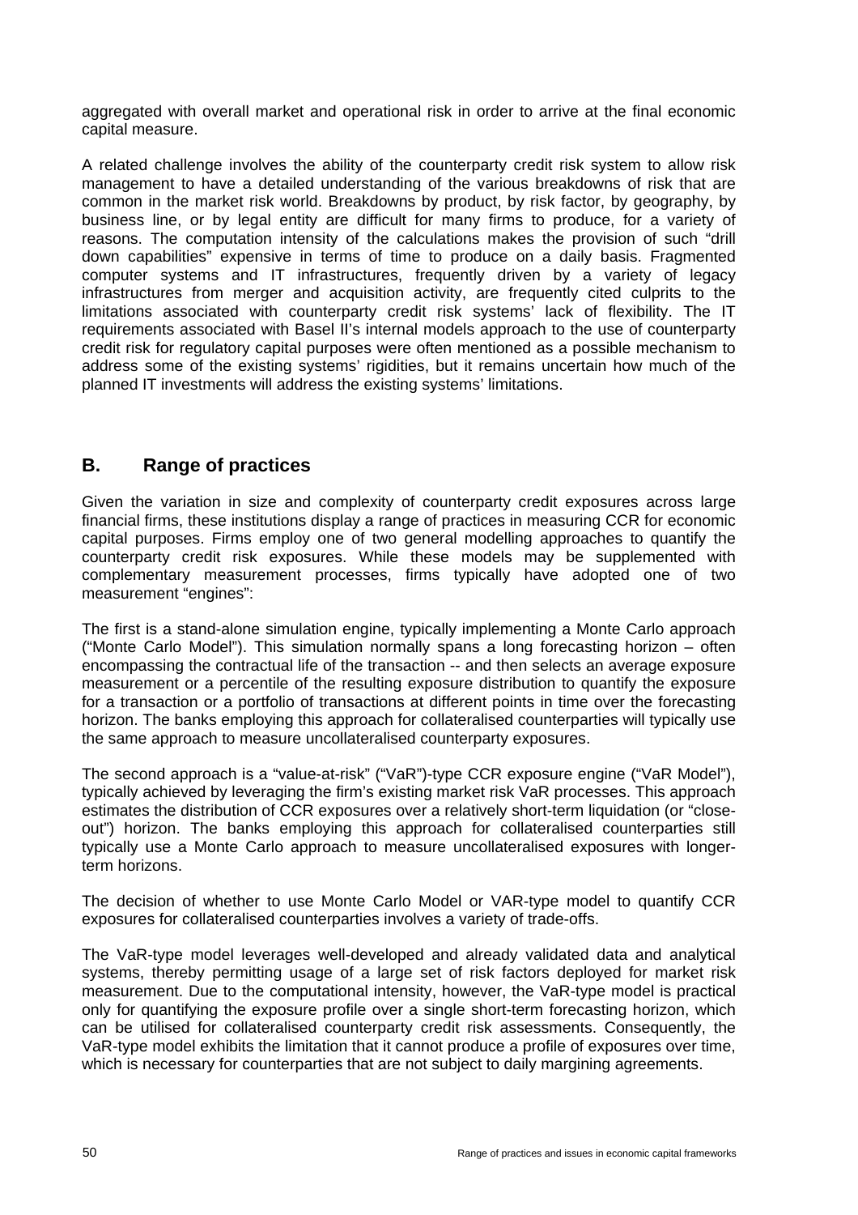aggregated with overall market and operational risk in order to arrive at the final economic capital measure.

A related challenge involves the ability of the counterparty credit risk system to allow risk management to have a detailed understanding of the various breakdowns of risk that are common in the market risk world. Breakdowns by product, by risk factor, by geography, by business line, or by legal entity are difficult for many firms to produce, for a variety of reasons. The computation intensity of the calculations makes the provision of such "drill down capabilities" expensive in terms of time to produce on a daily basis. Fragmented computer systems and IT infrastructures, frequently driven by a variety of legacy infrastructures from merger and acquisition activity, are frequently cited culprits to the limitations associated with counterparty credit risk systems' lack of flexibility. The IT requirements associated with Basel II's internal models approach to the use of counterparty credit risk for regulatory capital purposes were often mentioned as a possible mechanism to address some of the existing systems' rigidities, but it remains uncertain how much of the planned IT investments will address the existing systems' limitations.

## B. Range of practices

Given the variation in size and complexity of counterparty credit exposures across large financial firms, these institutions display a range of practices in measuring CCR for economic capital purposes. Firms employ one of two general modelling approaches to quantify the counterparty credit risk exposures. While these models may be supplemented with complementary measurement processes, firms typically have adopted one of two measurement "engines":

The first is a stand-alone simulation engine, typically implementing a Monte Carlo approach ("Monte Carlo Model"). This simulation normally spans a long forecasting horizon – often encompassing the contractual life of the transaction -- and then selects an average exposure measurement or a percentile of the resulting exposure distribution to quantify the exposure for a transaction or a portfolio of transactions at different points in time over the forecasting horizon. The banks employing this approach for collateralised counterparties will typically use the same approach to measure uncollateralised counterparty exposures.

The second approach is a "value-at-risk" ("VaR")-type CCR exposure engine ("VaR Model"), typically achieved by leveraging the firm's existing market risk VaR processes. This approach estimates the distribution of CCR exposures over a relatively short-term liquidation (or "close-out") horizon. The banks employing this approach for collateralised counterparties still typically use a Monte Carlo approach to measure uncollateralised exposures with longer-term horizons.

The decision of whether to use Monte Carlo Model or VAR-type model to quantify CCR exposures for collateralised counterparties involves a variety of trade-offs.

The VaR-type model leverages well-developed and already validated data and analytical systems, thereby permitting usage of a large set of risk factors deployed for market risk measurement. Due to the computational intensity, however, the VaR-type model is practical only for quantifying the exposure profile over a single short-term forecasting horizon, which can be utilised for collateralised counterparty credit risk assessments. Consequently, the VaR-type model exhibits the limitation that it cannot produce a profile of exposures over time, which is necessary for counterparties that are not subject to daily margining agreements.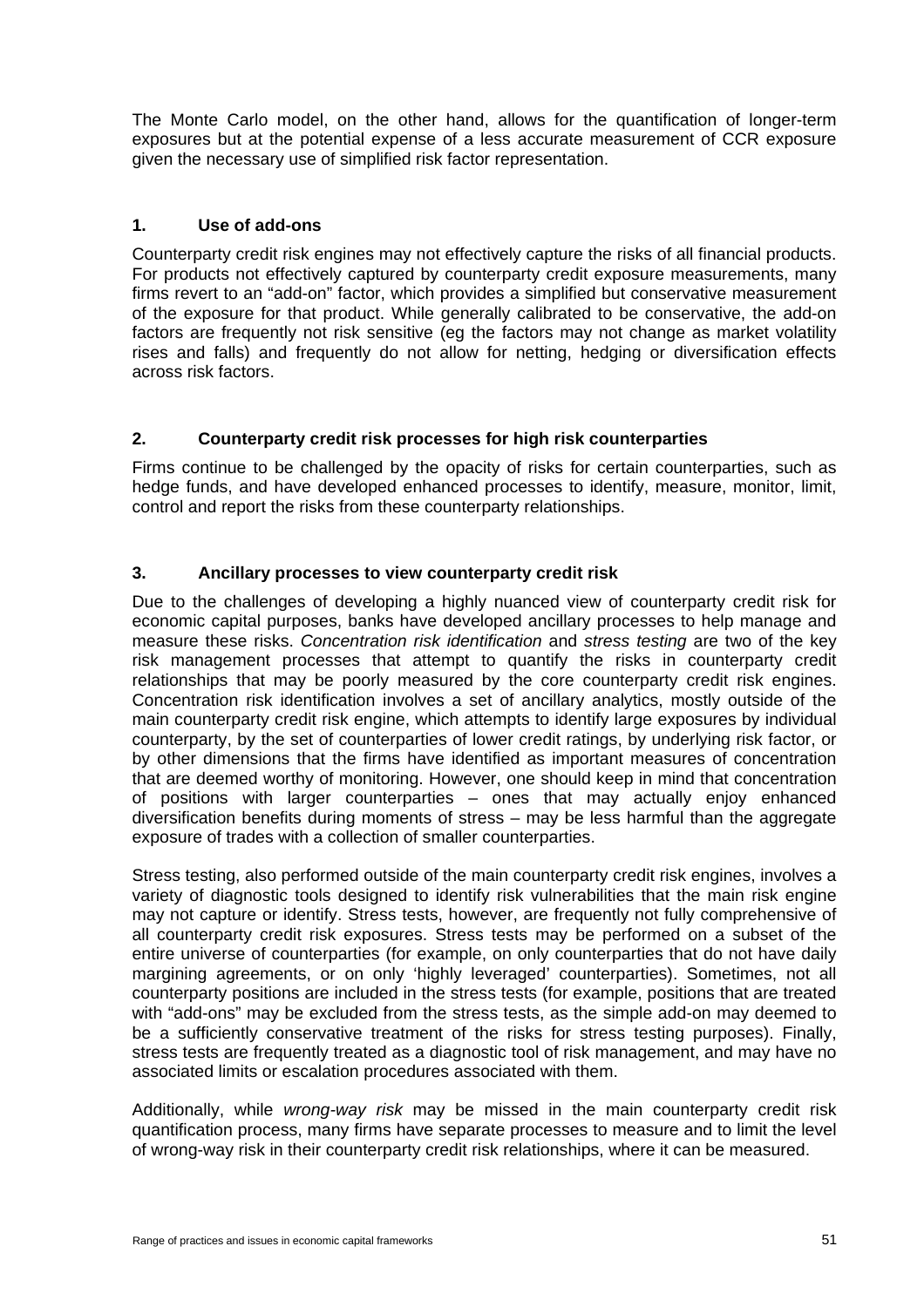The Monte Carlo model, on the other hand, allows for the quantification of longer-term exposures but at the potential expense of a less accurate measurement of CCR exposure given the necessary use of simplified risk factor representation.

### 1. Use of add-ons

Counterparty credit risk engines may not effectively capture the risks of all financial products. For products not effectively captured by counterparty credit exposure measurements, many firms revert to an "add-on" factor, which provides a simplified but conservative measurement of the exposure for that product. While generally calibrated to be conservative, the add-on factors are frequently not risk sensitive (eg the factors may not change as market volatility rises and falls) and frequently do not allow for netting, hedging or diversification effects across risk factors.

### 2. Counterparty credit risk processes for high risk counterparties

Firms continue to be challenged by the opacity of risks for certain counterparties, such as hedge funds, and have developed enhanced processes to identify, measure, monitor, limit, control and report the risks from these counterparty relationships.

### 3. Ancillary processes to view counterparty credit risk

Due to the challenges of developing a highly nuanced view of counterparty credit risk for economic capital purposes, banks have developed ancillary processes to help manage and measure these risks. *Concentration risk identification* and *stress testing* are two of the key risk management processes that attempt to quantify the risks in counterparty credit relationships that may be poorly measured by the core counterparty credit risk engines. Concentration risk identification involves a set of ancillary analytics, mostly outside of the main counterparty credit risk engine, which attempts to identify large exposures by individual counterparty, by the set of counterparties of lower credit ratings, by underlying risk factor, or by other dimensions that the firms have identified as important measures of concentration that are deemed worthy of monitoring. However, one should keep in mind that concentration of positions with larger counterparties – ones that may actually enjoy enhanced diversification benefits during moments of stress – may be less harmful than the aggregate exposure of trades with a collection of smaller counterparties.

Stress testing, also performed outside of the main counterparty credit risk engines, involves a variety of diagnostic tools designed to identify risk vulnerabilities that the main risk engine may not capture or identify. Stress tests, however, are frequently not fully comprehensive of all counterparty credit risk exposures. Stress tests may be performed on a subset of the entire universe of counterparties (for example, on only counterparties that do not have daily margining agreements, or on only 'highly leveraged' counterparties). Sometimes, not all counterparty positions are included in the stress tests (for example, positions that are treated with "add-ons" may be excluded from the stress tests, as the simple add-on may deemed to be a sufficiently conservative treatment of the risks for stress testing purposes). Finally, stress tests are frequently treated as a diagnostic tool of risk management, and may have no associated limits or escalation procedures associated with them.

Additionally, while *wrong-way risk* may be missed in the main counterparty credit risk quantification process, many firms have separate processes to measure and to limit the level of wrong-way risk in their counterparty credit risk relationships, where it can be measured.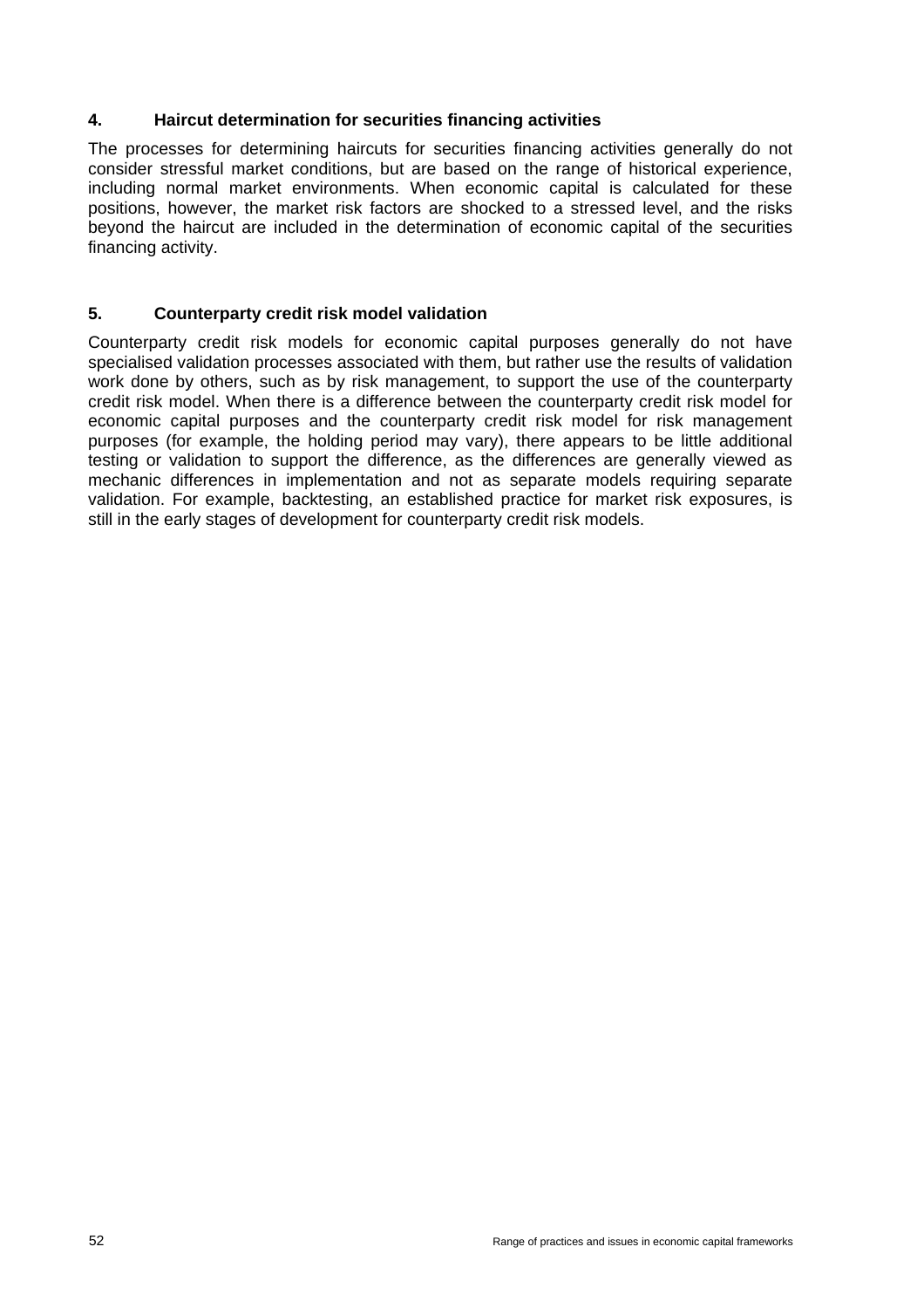### 4. Haircut determination for securities financing activities

The processes for determining haircuts for securities financing activities generally do not consider stressful market conditions, but are based on the range of historical experience, including normal market environments. When economic capital is calculated for these positions, however, the market risk factors are shocked to a stressed level, and the risks beyond the haircut are included in the determination of economic capital of the securities financing activity.

### 5. Counterparty credit risk model validation

Counterparty credit risk models for economic capital purposes generally do not have specialised validation processes associated with them, but rather use the results of validation work done by others, such as by risk management, to support the use of the counterparty credit risk model. When there is a difference between the counterparty credit risk model for economic capital purposes and the counterparty credit risk model for risk management purposes (for example, the holding period may vary), there appears to be little additional testing or validation to support the difference, as the differences are generally viewed as mechanic differences in implementation and not as separate models requiring separate validation. For example, backtesting, an established practice for market risk exposures, is still in the early stages of development for counterparty credit risk models.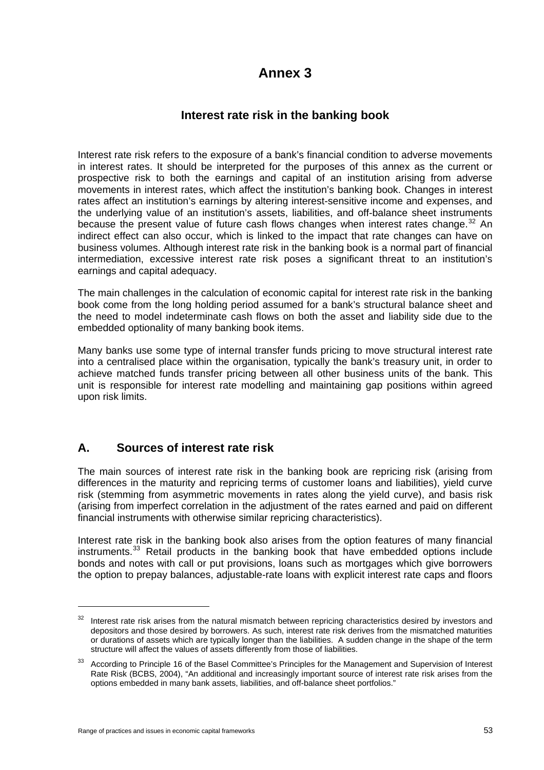# Annex 3

## Interest rate risk in the banking book

Interest rate risk refers to the exposure of a bank's financial condition to adverse movements in interest rates. It should be interpreted for the purposes of this annex as the current or prospective risk to both the earnings and capital of an institution arising from adverse movements in interest rates, which affect the institution's banking book. Changes in interest rates affect an institution's earnings by altering interest-sensitive income and expenses, and the underlying value of an institution's assets, liabilities, and off-balance sheet instruments because the present value of future cash flows changes when interest rates change.[32] An indirect effect can also occur, which is linked to the impact that rate changes can have on business volumes. Although interest rate risk in the banking book is a normal part of financial intermediation, excessive interest rate risk poses a significant threat to an institution's earnings and capital adequacy.

The main challenges in the calculation of economic capital for interest rate risk in the banking book come from the long holding period assumed for a bank's structural balance sheet and the need to model indeterminate cash flows on both the asset and liability side due to the embedded optionality of many banking book items.

Many banks use some type of internal transfer funds pricing to move structural interest rate into a centralised place within the organisation, typically the bank's treasury unit, in order to achieve matched funds transfer pricing between all other business units of the bank. This unit is responsible for interest rate modelling and maintaining gap positions within agreed upon risk limits.

## A. Sources of interest rate risk

The main sources of interest rate risk in the banking book are repricing risk (arising from differences in the maturity and repricing terms of customer loans and liabilities), yield curve risk (stemming from asymmetric movements in rates along the yield curve), and basis risk (arising from imperfect correlation in the adjustment of the rates earned and paid on different financial instruments with otherwise similar repricing characteristics).

Interest rate risk in the banking book also arises from the option features of many financial instruments.[33] Retail products in the banking book that have embedded options include bonds and notes with call or put provisions, loans such as mortgages which give borrowers the option to prepay balances, adjustable-rate loans with explicit interest rate caps and floors

---

[32] Interest rate risk arises from the natural mismatch between repricing characteristics desired by investors and depositors and those desired by borrowers. As such, interest rate risk derives from the mismatched maturities or durations of assets which are typically longer than the liabilities. A sudden change in the shape of the term structure will affect the values of assets differently from those of liabilities.

[33] According to Principle 16 of the Basel Committee's Principles for the Management and Supervision of Interest Rate Risk (BCBS, 2004), "An additional and increasingly important source of interest rate risk arises from the options embedded in many bank assets, liabilities, and off-balance sheet portfolios."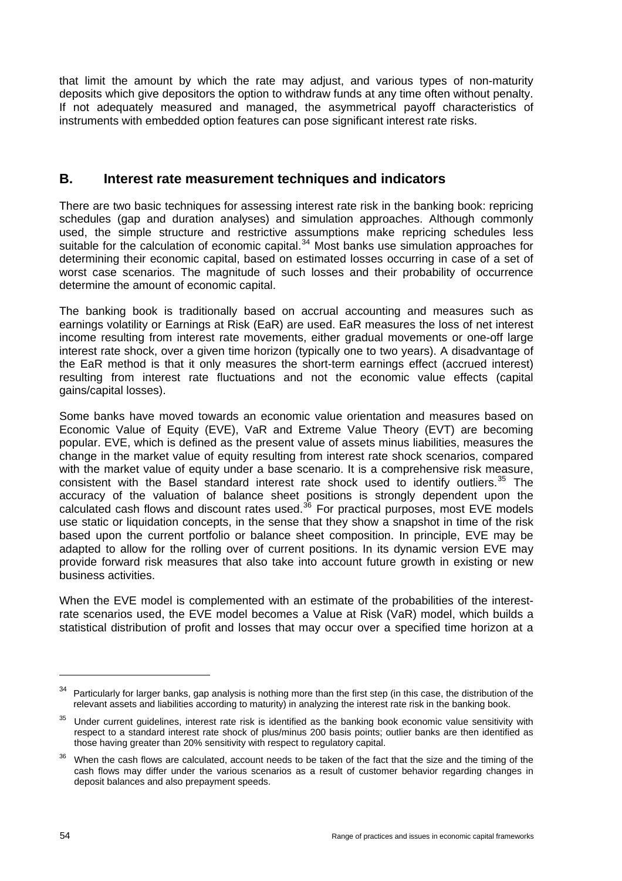that limit the amount by which the rate may adjust, and various types of non-maturity deposits which give depositors the option to withdraw funds at any time often without penalty. If not adequately measured and managed, the asymmetrical payoff characteristics of instruments with embedded option features can pose significant interest rate risks.

## B. Interest rate measurement techniques and indicators

There are two basic techniques for assessing interest rate risk in the banking book: repricing schedules (gap and duration analyses) and simulation approaches. Although commonly used, the simple structure and restrictive assumptions make repricing schedules less suitable for the calculation of economic capital.[34] Most banks use simulation approaches for determining their economic capital, based on estimated losses occurring in case of a set of worst case scenarios. The magnitude of such losses and their probability of occurrence determine the amount of economic capital.

The banking book is traditionally based on accrual accounting and measures such as earnings volatility or Earnings at Risk (EaR) are used. EaR measures the loss of net interest income resulting from interest rate movements, either gradual movements or one-off large interest rate shock, over a given time horizon (typically one to two years). A disadvantage of the EaR method is that it only measures the short-term earnings effect (accrued interest) resulting from interest rate fluctuations and not the economic value effects (capital gains/capital losses).

Some banks have moved towards an economic value orientation and measures based on Economic Value of Equity (EVE), VaR and Extreme Value Theory (EVT) are becoming popular. EVE, which is defined as the present value of assets minus liabilities, measures the change in the market value of equity resulting from interest rate shock scenarios, compared with the market value of equity under a base scenario. It is a comprehensive risk measure, consistent with the Basel standard interest rate shock used to identify outliers.[35] The accuracy of the valuation of balance sheet positions is strongly dependent upon the calculated cash flows and discount rates used.[36] For practical purposes, most EVE models use static or liquidation concepts, in the sense that they show a snapshot in time of the risk based upon the current portfolio or balance sheet composition. In principle, EVE may be adapted to allow for the rolling over of current positions. In its dynamic version EVE may provide forward risk measures that also take into account future growth in existing or new business activities.

When the EVE model is complemented with an estimate of the probabilities of the interest-rate scenarios used, the EVE model becomes a Value at Risk (VaR) model, which builds a statistical distribution of profit and losses that may occur over a specified time horizon at a

---

[34] Particularly for larger banks, gap analysis is nothing more than the first step (in this case, the distribution of the relevant assets and liabilities according to maturity) in analyzing the interest rate risk in the banking book.

[35] Under current guidelines, interest rate risk is identified as the banking book economic value sensitivity with respect to a standard interest rate shock of plus/minus 200 basis points; outlier banks are then identified as those having greater than 20% sensitivity with respect to regulatory capital.

[36] When the cash flows are calculated, account needs to be taken of the fact that the size and the timing of the cash flows may differ under the various scenarios as a result of customer behavior regarding changes in deposit balances and also prepayment speeds.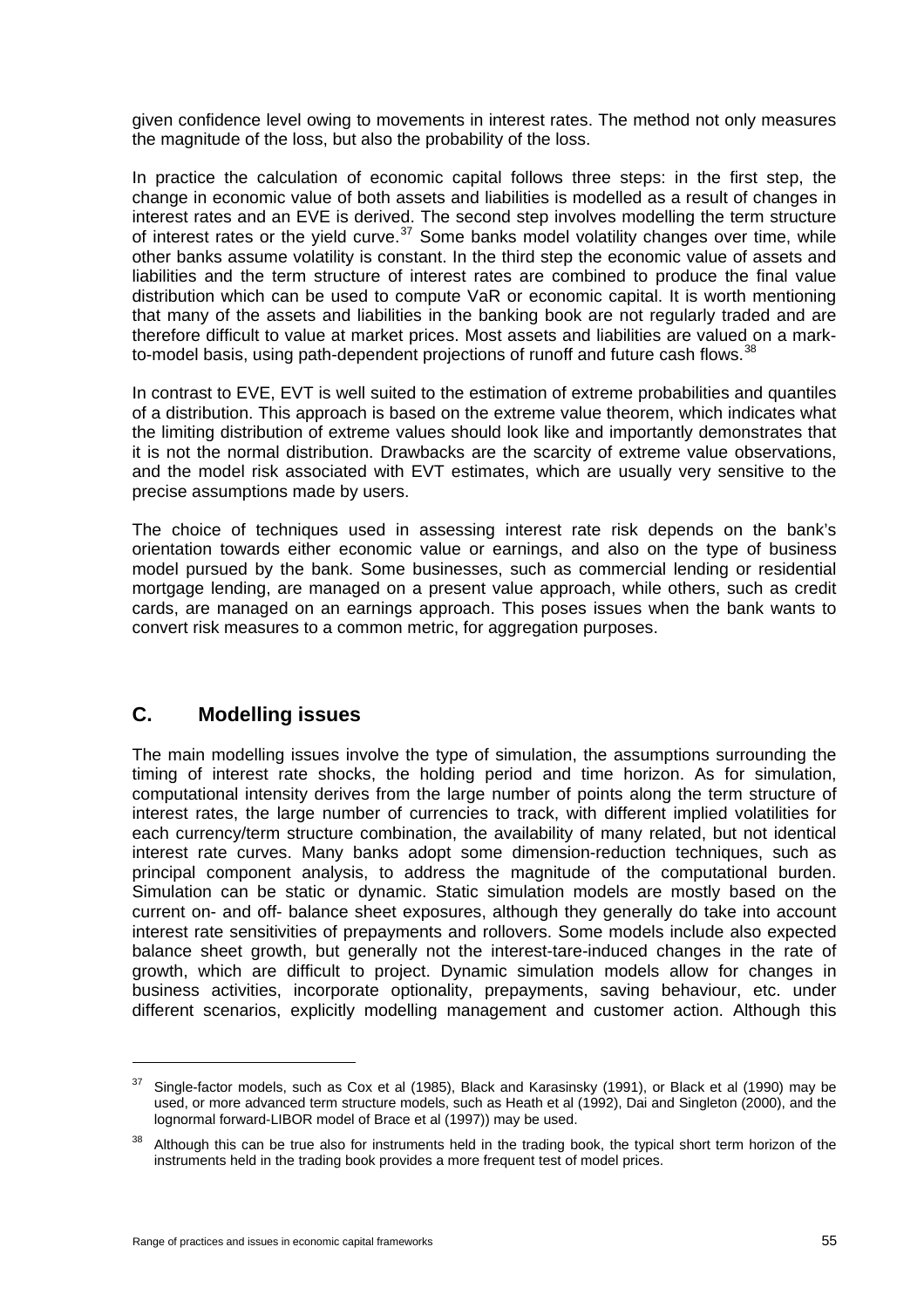given confidence level owing to movements in interest rates. The method not only measures the magnitude of the loss, but also the probability of the loss.

In practice the calculation of economic capital follows three steps: in the first step, the change in economic value of both assets and liabilities is modelled as a result of changes in interest rates and an EVE is derived. The second step involves modelling the term structure of interest rates or the yield curve.[37] Some banks model volatility changes over time, while other banks assume volatility is constant. In the third step the economic value of assets and liabilities and the term structure of interest rates are combined to produce the final value distribution which can be used to compute VaR or economic capital. It is worth mentioning that many of the assets and liabilities in the banking book are not regularly traded and are therefore difficult to value at market prices. Most assets and liabilities are valued on a mark-to-model basis, using path-dependent projections of runoff and future cash flows.[38]

In contrast to EVE, EVT is well suited to the estimation of extreme probabilities and quantiles of a distribution. This approach is based on the extreme value theorem, which indicates what the limiting distribution of extreme values should look like and importantly demonstrates that it is not the normal distribution. Drawbacks are the scarcity of extreme value observations, and the model risk associated with EVT estimates, which are usually very sensitive to the precise assumptions made by users.

The choice of techniques used in assessing interest rate risk depends on the bank's orientation towards either economic value or earnings, and also on the type of business model pursued by the bank. Some businesses, such as commercial lending or residential mortgage lending, are managed on a present value approach, while others, such as credit cards, are managed on an earnings approach. This poses issues when the bank wants to convert risk measures to a common metric, for aggregation purposes.

## C. Modelling issues

The main modelling issues involve the type of simulation, the assumptions surrounding the timing of interest rate shocks, the holding period and time horizon. As for simulation, computational intensity derives from the large number of points along the term structure of interest rates, the large number of currencies to track, with different implied volatilities for each currency/term structure combination, the availability of many related, but not identical interest rate curves. Many banks adopt some dimension-reduction techniques, such as principal component analysis, to address the magnitude of the computational burden. Simulation can be static or dynamic. Static simulation models are mostly based on the current on- and off- balance sheet exposures, although they generally do take into account interest rate sensitivities of prepayments and rollovers. Some models include also expected balance sheet growth, but generally not the interest-tare-induced changes in the rate of growth, which are difficult to project. Dynamic simulation models allow for changes in business activities, incorporate optionality, prepayments, saving behaviour, etc. under different scenarios, explicitly modelling management and customer action. Although this

---

[37] Single-factor models, such as Cox et al (1985), Black and Karasinsky (1991), or Black et al (1990) may be used, or more advanced term structure models, such as Heath et al (1992), Dai and Singleton (2000), and the lognormal forward-LIBOR model of Brace et al (1997)) may be used.

[38] Although this can be true also for instruments held in the trading book, the typical short term horizon of the instruments held in the trading book provides a more frequent test of model prices.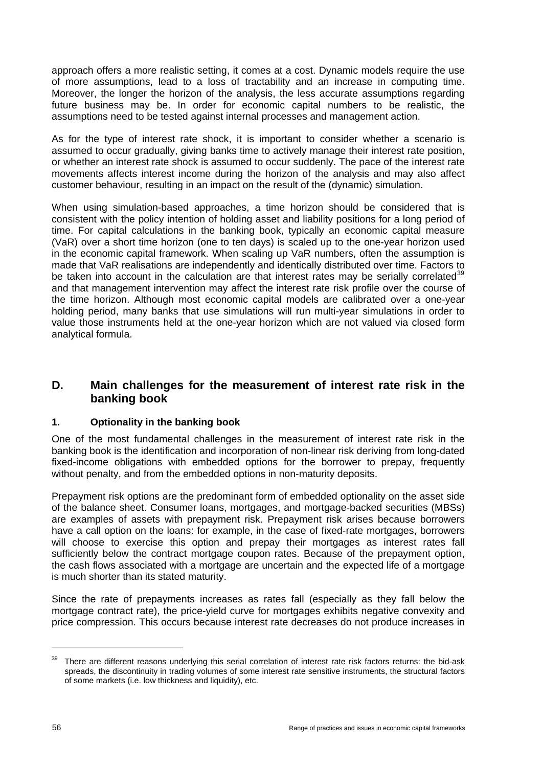approach offers a more realistic setting, it comes at a cost. Dynamic models require the use of more assumptions, lead to a loss of tractability and an increase in computing time. Moreover, the longer the horizon of the analysis, the less accurate assumptions regarding future business may be. In order for economic capital numbers to be realistic, the assumptions need to be tested against internal processes and management action.

As for the type of interest rate shock, it is important to consider whether a scenario is assumed to occur gradually, giving banks time to actively manage their interest rate position, or whether an interest rate shock is assumed to occur suddenly. The pace of the interest rate movements affects interest income during the horizon of the analysis and may also affect customer behaviour, resulting in an impact on the result of the (dynamic) simulation.

When using simulation-based approaches, a time horizon should be considered that is consistent with the policy intention of holding asset and liability positions for a long period of time. For capital calculations in the banking book, typically an economic capital measure (VaR) over a short time horizon (one to ten days) is scaled up to the one-year horizon used in the economic capital framework. When scaling up VaR numbers, often the assumption is made that VaR realisations are independently and identically distributed over time. Factors to be taken into account in the calculation are that interest rates may be serially correlated[39] and that management intervention may affect the interest rate risk profile over the course of the time horizon. Although most economic capital models are calibrated over a one-year holding period, many banks that use simulations will run multi-year simulations in order to value those instruments held at the one-year horizon which are not valued via closed form analytical formula.

## D. Main challenges for the measurement of interest rate risk in the banking book

### 1. Optionality in the banking book

One of the most fundamental challenges in the measurement of interest rate risk in the banking book is the identification and incorporation of non-linear risk deriving from long-dated fixed-income obligations with embedded options for the borrower to prepay, frequently without penalty, and from the embedded options in non-maturity deposits.

Prepayment risk options are the predominant form of embedded optionality on the asset side of the balance sheet. Consumer loans, mortgages, and mortgage-backed securities (MBSs) are examples of assets with prepayment risk. Prepayment risk arises because borrowers have a call option on the loans: for example, in the case of fixed-rate mortgages, borrowers will choose to exercise this option and prepay their mortgages as interest rates fall sufficiently below the contract mortgage coupon rates. Because of the prepayment option, the cash flows associated with a mortgage are uncertain and the expected life of a mortgage is much shorter than its stated maturity.

Since the rate of prepayments increases as rates fall (especially as they fall below the mortgage contract rate), the price-yield curve for mortgages exhibits negative convexity and price compression. This occurs because interest rate decreases do not produce increases in

[39] There are different reasons underlying this serial correlation of interest rate risk factors returns: the bid-ask spreads, the discontinuity in trading volumes of some interest rate sensitive instruments, the structural factors of some markets (i.e. low thickness and liquidity), etc.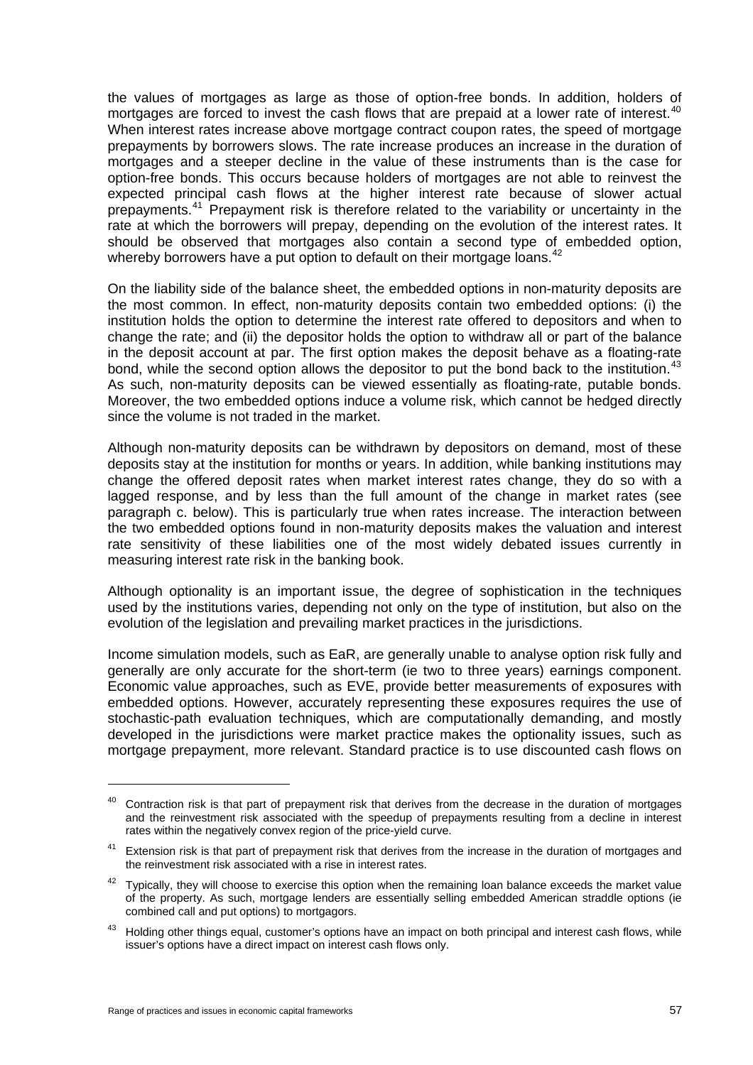the values of mortgages as large as those of option-free bonds. In addition, holders of mortgages are forced to invest the cash flows that are prepaid at a lower rate of interest.[40] When interest rates increase above mortgage contract coupon rates, the speed of mortgage prepayments by borrowers slows. The rate increase produces an increase in the duration of mortgages and a steeper decline in the value of these instruments than is the case for option-free bonds. This occurs because holders of mortgages are not able to reinvest the expected principal cash flows at the higher interest rate because of slower actual prepayments.[41] Prepayment risk is therefore related to the variability or uncertainty in the rate at which the borrowers will prepay, depending on the evolution of the interest rates. It should be observed that mortgages also contain a second type of embedded option, whereby borrowers have a put option to default on their mortgage loans.[42]

On the liability side of the balance sheet, the embedded options in non-maturity deposits are the most common. In effect, non-maturity deposits contain two embedded options: (i) the institution holds the option to determine the interest rate offered to depositors and when to change the rate; and (ii) the depositor holds the option to withdraw all or part of the balance in the deposit account at par. The first option makes the deposit behave as a floating-rate bond, while the second option allows the depositor to put the bond back to the institution.[43] As such, non-maturity deposits can be viewed essentially as floating-rate, putable bonds. Moreover, the two embedded options induce a volume risk, which cannot be hedged directly since the volume is not traded in the market.

Although non-maturity deposits can be withdrawn by depositors on demand, most of these deposits stay at the institution for months or years. In addition, while banking institutions may change the offered deposit rates when market interest rates change, they do so with a lagged response, and by less than the full amount of the change in market rates (see paragraph c. below). This is particularly true when rates increase. The interaction between the two embedded options found in non-maturity deposits makes the valuation and interest rate sensitivity of these liabilities one of the most widely debated issues currently in measuring interest rate risk in the banking book.

Although optionality is an important issue, the degree of sophistication in the techniques used by the institutions varies, depending not only on the type of institution, but also on the evolution of the legislation and prevailing market practices in the jurisdictions.

Income simulation models, such as EaR, are generally unable to analyse option risk fully and generally are only accurate for the short-term (ie two to three years) earnings component. Economic value approaches, such as EVE, provide better measurements of exposures with embedded options. However, accurately representing these exposures requires the use of stochastic-path evaluation techniques, which are computationally demanding, and mostly developed in the jurisdictions were market practice makes the optionality issues, such as mortgage prepayment, more relevant. Standard practice is to use discounted cash flows on

---

[40] Contraction risk is that part of prepayment risk that derives from the decrease in the duration of mortgages and the reinvestment risk associated with the speedup of prepayments resulting from a decline in interest rates within the negatively convex region of the price-yield curve.

[41] Extension risk is that part of prepayment risk that derives from the increase in the duration of mortgages and the reinvestment risk associated with a rise in interest rates.

[42] Typically, they will choose to exercise this option when the remaining loan balance exceeds the market value of the property. As such, mortgage lenders are essentially selling embedded American straddle options (ie combined call and put options) to mortgagors.

[43] Holding other things equal, customer's options have an impact on both principal and interest cash flows, while issuer's options have a direct impact on interest cash flows only.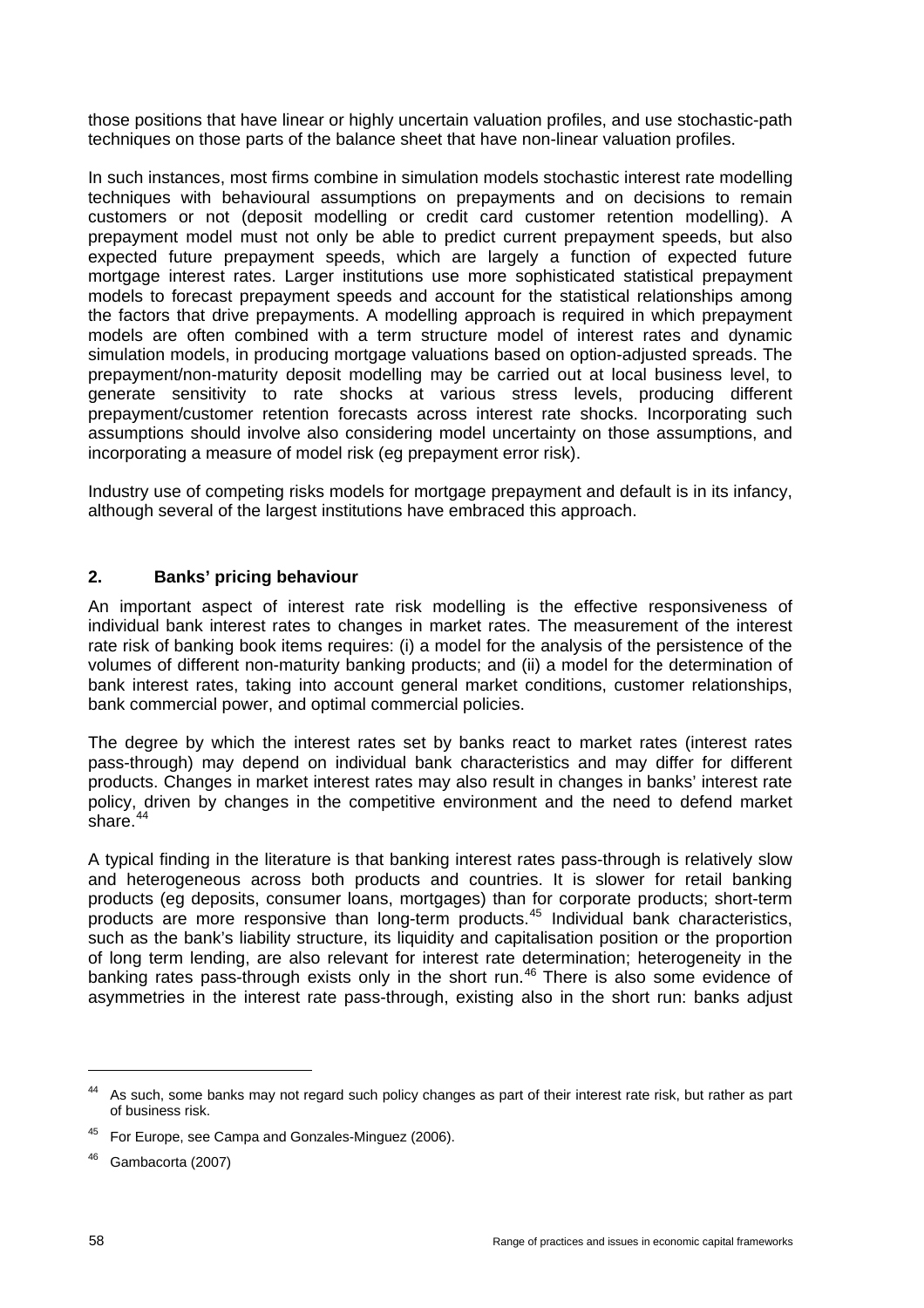those positions that have linear or highly uncertain valuation profiles, and use stochastic-path techniques on those parts of the balance sheet that have non-linear valuation profiles.

In such instances, most firms combine in simulation models stochastic interest rate modelling techniques with behavioural assumptions on prepayments and on decisions to remain customers or not (deposit modelling or credit card customer retention modelling). A prepayment model must not only be able to predict current prepayment speeds, but also expected future prepayment speeds, which are largely a function of expected future mortgage interest rates. Larger institutions use more sophisticated statistical prepayment models to forecast prepayment speeds and account for the statistical relationships among the factors that drive prepayments. A modelling approach is required in which prepayment models are often combined with a term structure model of interest rates and dynamic simulation models, in producing mortgage valuations based on option-adjusted spreads. The prepayment/non-maturity deposit modelling may be carried out at local business level, to generate sensitivity to rate shocks at various stress levels, producing different prepayment/customer retention forecasts across interest rate shocks. Incorporating such assumptions should involve also considering model uncertainty on those assumptions, and incorporating a measure of model risk (eg prepayment error risk).

Industry use of competing risks models for mortgage prepayment and default is in its infancy, although several of the largest institutions have embraced this approach.

## 2. Banks' pricing behaviour

An important aspect of interest rate risk modelling is the effective responsiveness of individual bank interest rates to changes in market rates. The measurement of the interest rate risk of banking book items requires: (i) a model for the analysis of the persistence of the volumes of different non-maturity banking products; and (ii) a model for the determination of bank interest rates, taking into account general market conditions, customer relationships, bank commercial power, and optimal commercial policies.

The degree by which the interest rates set by banks react to market rates (interest rates pass-through) may depend on individual bank characteristics and may differ for different products. Changes in market interest rates may also result in changes in banks' interest rate policy, driven by changes in the competitive environment and the need to defend market share.[44]

A typical finding in the literature is that banking interest rates pass-through is relatively slow and heterogeneous across both products and countries. It is slower for retail banking products (eg deposits, consumer loans, mortgages) than for corporate products; short-term products are more responsive than long-term products.[45] Individual bank characteristics, such as the bank's liability structure, its liquidity and capitalisation position or the proportion of long term lending, are also relevant for interest rate determination; heterogeneity in the banking rates pass-through exists only in the short run.[46] There is also some evidence of asymmetries in the interest rate pass-through, existing also in the short run: banks adjust

---

[44] As such, some banks may not regard such policy changes as part of their interest rate risk, but rather as part of business risk.

[45] For Europe, see Campa and Gonzales-Minguez (2006).

[46] Gambacorta (2007)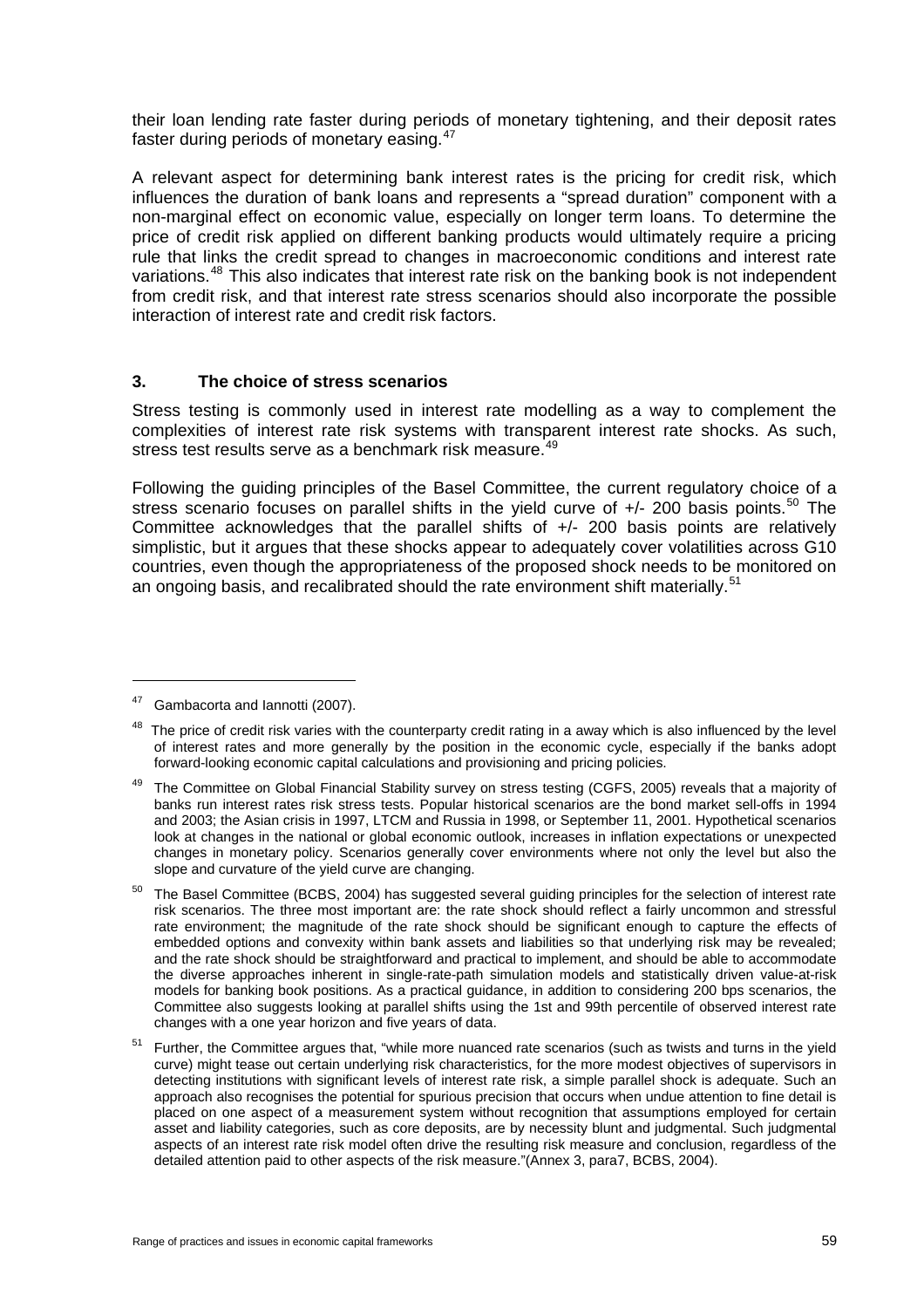their loan lending rate faster during periods of monetary tightening, and their deposit rates faster during periods of monetary easing.[47]

A relevant aspect for determining bank interest rates is the pricing for credit risk, which influences the duration of bank loans and represents a "spread duration" component with a non-marginal effect on economic value, especially on longer term loans. To determine the price of credit risk applied on different banking products would ultimately require a pricing rule that links the credit spread to changes in macroeconomic conditions and interest rate variations.[48] This also indicates that interest rate risk on the banking book is not independent from credit risk, and that interest rate stress scenarios should also incorporate the possible interaction of interest rate and credit risk factors.

## 3. The choice of stress scenarios

Stress testing is commonly used in interest rate modelling as a way to complement the complexities of interest rate risk systems with transparent interest rate shocks. As such, stress test results serve as a benchmark risk measure.[49]

Following the guiding principles of the Basel Committee, the current regulatory choice of a stress scenario focuses on parallel shifts in the yield curve of +/- 200 basis points.[50] The Committee acknowledges that the parallel shifts of +/- 200 basis points are relatively simplistic, but it argues that these shocks appear to adequately cover volatilities across G10 countries, even though the appropriateness of the proposed shock needs to be monitored on an ongoing basis, and recalibrated should the rate environment shift materially.[51]

---

[47] Gambacorta and Iannotti (2007).

[48] The price of credit risk varies with the counterparty credit rating in a away which is also influenced by the level of interest rates and more generally by the position in the economic cycle, especially if the banks adopt forward-looking economic capital calculations and provisioning and pricing policies.

[49] The Committee on Global Financial Stability survey on stress testing (CGFS, 2005) reveals that a majority of banks run interest rates risk stress tests. Popular historical scenarios are the bond market sell-offs in 1994 and 2003; the Asian crisis in 1997, LTCM and Russia in 1998, or September 11, 2001. Hypothetical scenarios look at changes in the national or global economic outlook, increases in inflation expectations or unexpected changes in monetary policy. Scenarios generally cover environments where not only the level but also the slope and curvature of the yield curve are changing.

[50] The Basel Committee (BCBS, 2004) has suggested several guiding principles for the selection of interest rate risk scenarios. The three most important are: the rate shock should reflect a fairly uncommon and stressful rate environment; the magnitude of the rate shock should be significant enough to capture the effects of embedded options and convexity within bank assets and liabilities so that underlying risk may be revealed; and the rate shock should be straightforward and practical to implement, and should be able to accommodate the diverse approaches inherent in single-rate-path simulation models and statistically driven value-at-risk models for banking book positions. As a practical guidance, in addition to considering 200 bps scenarios, the Committee also suggests looking at parallel shifts using the 1st and 99th percentile of observed interest rate changes with a one year horizon and five years of data.

[51] Further, the Committee argues that, "while more nuanced rate scenarios (such as twists and turns in the yield curve) might tease out certain underlying risk characteristics, for the more modest objectives of supervisors in detecting institutions with significant levels of interest rate risk, a simple parallel shock is adequate. Such an approach also recognises the potential for spurious precision that occurs when undue attention to fine detail is placed on one aspect of a measurement system without recognition that assumptions employed for certain asset and liability categories, such as core deposits, are by necessity blunt and judgmental. Such judgmental aspects of an interest rate risk model often drive the resulting risk measure and conclusion, regardless of the detailed attention paid to other aspects of the risk measure."(Annex 3, para7, BCBS, 2004).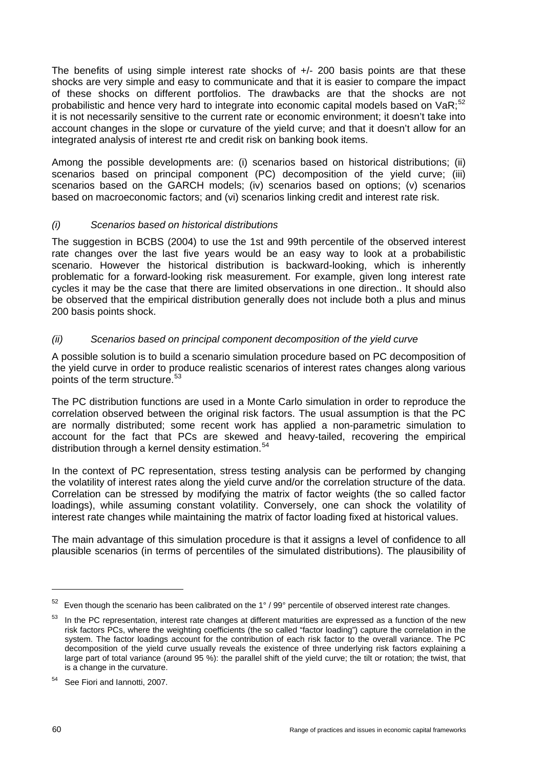The benefits of using simple interest rate shocks of +/- 200 basis points are that these shocks are very simple and easy to communicate and that it is easier to compare the impact of these shocks on different portfolios. The drawbacks are that the shocks are not probabilistic and hence very hard to integrate into economic capital models based on VaR;[52] it is not necessarily sensitive to the current rate or economic environment; it doesn't take into account changes in the slope or curvature of the yield curve; and that it doesn't allow for an integrated analysis of interest rte and credit risk on banking book items.

Among the possible developments are: (i) scenarios based on historical distributions; (ii) scenarios based on principal component (PC) decomposition of the yield curve; (iii) scenarios based on the GARCH models; (iv) scenarios based on options; (v) scenarios based on macroeconomic factors; and (vi) scenarios linking credit and interest rate risk.

*(i) Scenarios based on historical distributions*

The suggestion in BCBS (2004) to use the 1st and 99th percentile of the observed interest rate changes over the last five years would be an easy way to look at a probabilistic scenario. However the historical distribution is backward-looking, which is inherently problematic for a forward-looking risk measurement. For example, given long interest rate cycles it may be the case that there are limited observations in one direction.. It should also be observed that the empirical distribution generally does not include both a plus and minus 200 basis points shock.

*(ii) Scenarios based on principal component decomposition of the yield curve*

A possible solution is to build a scenario simulation procedure based on PC decomposition of the yield curve in order to produce realistic scenarios of interest rates changes along various points of the term structure.[53]

The PC distribution functions are used in a Monte Carlo simulation in order to reproduce the correlation observed between the original risk factors. The usual assumption is that the PC are normally distributed; some recent work has applied a non-parametric simulation to account for the fact that PCs are skewed and heavy-tailed, recovering the empirical distribution through a kernel density estimation.[54]

In the context of PC representation, stress testing analysis can be performed by changing the volatility of interest rates along the yield curve and/or the correlation structure of the data. Correlation can be stressed by modifying the matrix of factor weights (the so called factor loadings), while assuming constant volatility. Conversely, one can shock the volatility of interest rate changes while maintaining the matrix of factor loading fixed at historical values.

The main advantage of this simulation procedure is that it assigns a level of confidence to all plausible scenarios (in terms of percentiles of the simulated distributions). The plausibility of

---

[52] Even though the scenario has been calibrated on the 1° / 99° percentile of observed interest rate changes.

[53] In the PC representation, interest rate changes at different maturities are expressed as a function of the new risk factors PCs, where the weighting coefficients (the so called "factor loading") capture the correlation in the system. The factor loadings account for the contribution of each risk factor to the overall variance. The PC decomposition of the yield curve usually reveals the existence of three underlying risk factors explaining a large part of total variance (around 95 %): the parallel shift of the yield curve; the tilt or rotation; the twist, that is a change in the curvature.

[54] See Fiori and Iannotti, 2007.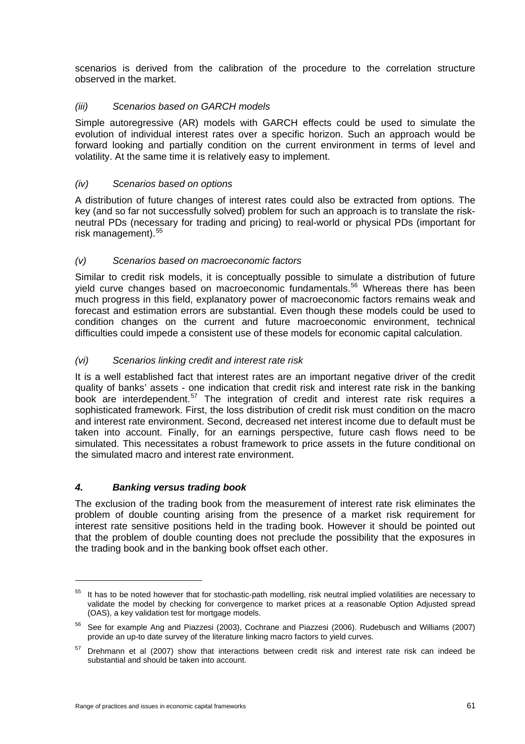scenarios is derived from the calibration of the procedure to the correlation structure observed in the market.

#### *(iii) Scenarios based on GARCH models*

Simple autoregressive (AR) models with GARCH effects could be used to simulate the evolution of individual interest rates over a specific horizon. Such an approach would be forward looking and partially condition on the current environment in terms of level and volatility. At the same time it is relatively easy to implement.

#### *(iv) Scenarios based on options*

A distribution of future changes of interest rates could also be extracted from options. The key (and so far not successfully solved) problem for such an approach is to translate the risk-neutral PDs (necessary for trading and pricing) to real-world or physical PDs (important for risk management).[55]

#### *(v) Scenarios based on macroeconomic factors*

Similar to credit risk models, it is conceptually possible to simulate a distribution of future yield curve changes based on macroeconomic fundamentals.[56] Whereas there has been much progress in this field, explanatory power of macroeconomic factors remains weak and forecast and estimation errors are substantial. Even though these models could be used to condition changes on the current and future macroeconomic environment, technical difficulties could impede a consistent use of these models for economic capital calculation.

#### *(vi) Scenarios linking credit and interest rate risk*

It is a well established fact that interest rates are an important negative driver of the credit quality of banks' assets - one indication that credit risk and interest rate risk in the banking book are interdependent.[57] The integration of credit and interest rate risk requires a sophisticated framework. First, the loss distribution of credit risk must condition on the macro and interest rate environment. Second, decreased net interest income due to default must be taken into account. Finally, for an earnings perspective, future cash flows need to be simulated. This necessitates a robust framework to price assets in the future conditional on the simulated macro and interest rate environment.

### ***4. Banking versus trading book***

The exclusion of the trading book from the measurement of interest rate risk eliminates the problem of double counting arising from the presence of a market risk requirement for interest rate sensitive positions held in the trading book. However it should be pointed out that the problem of double counting does not preclude the possibility that the exposures in the trading book and in the banking book offset each other.

---

[55] It has to be noted however that for stochastic-path modelling, risk neutral implied volatilities are necessary to validate the model by checking for convergence to market prices at a reasonable Option Adjusted spread (OAS), a key validation test for mortgage models.

[56] See for example Ang and Piazzesi (2003), Cochrane and Piazzesi (2006). Rudebusch and Williams (2007) provide an up-to date survey of the literature linking macro factors to yield curves.

[57] Drehmann et al (2007) show that interactions between credit risk and interest rate risk can indeed be substantial and should be taken into account.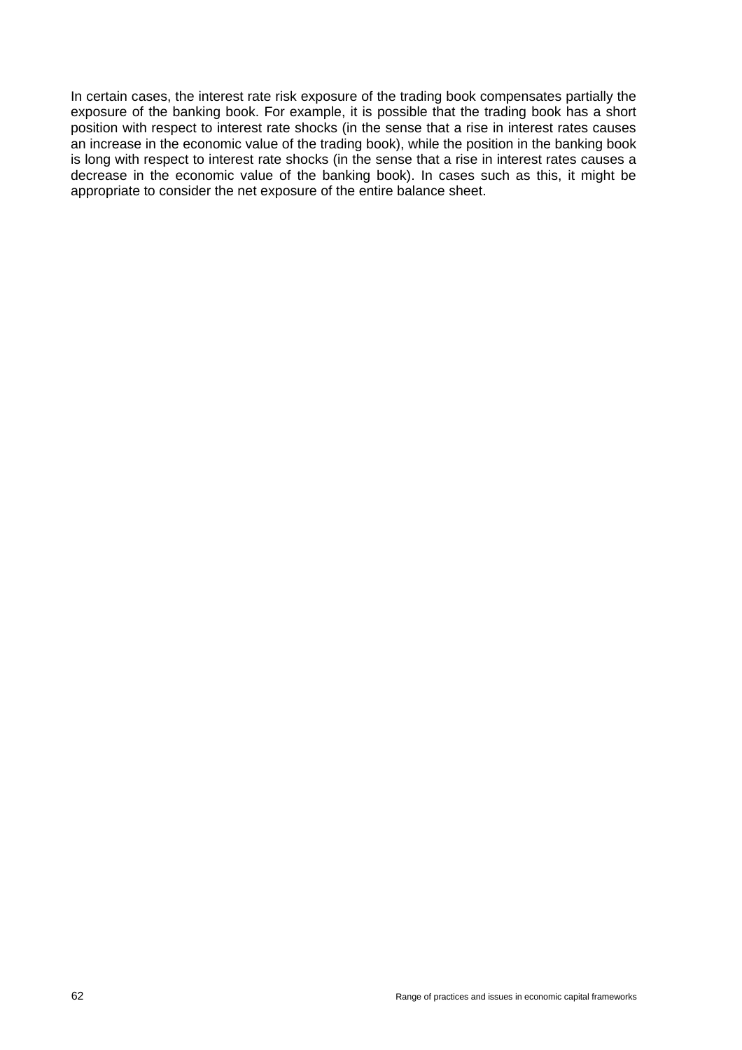In certain cases, the interest rate risk exposure of the trading book compensates partially the exposure of the banking book. For example, it is possible that the trading book has a short position with respect to interest rate shocks (in the sense that a rise in interest rates causes an increase in the economic value of the trading book), while the position in the banking book is long with respect to interest rate shocks (in the sense that a rise in interest rates causes a decrease in the economic value of the banking book). In cases such as this, it might be appropriate to consider the net exposure of the entire balance sheet.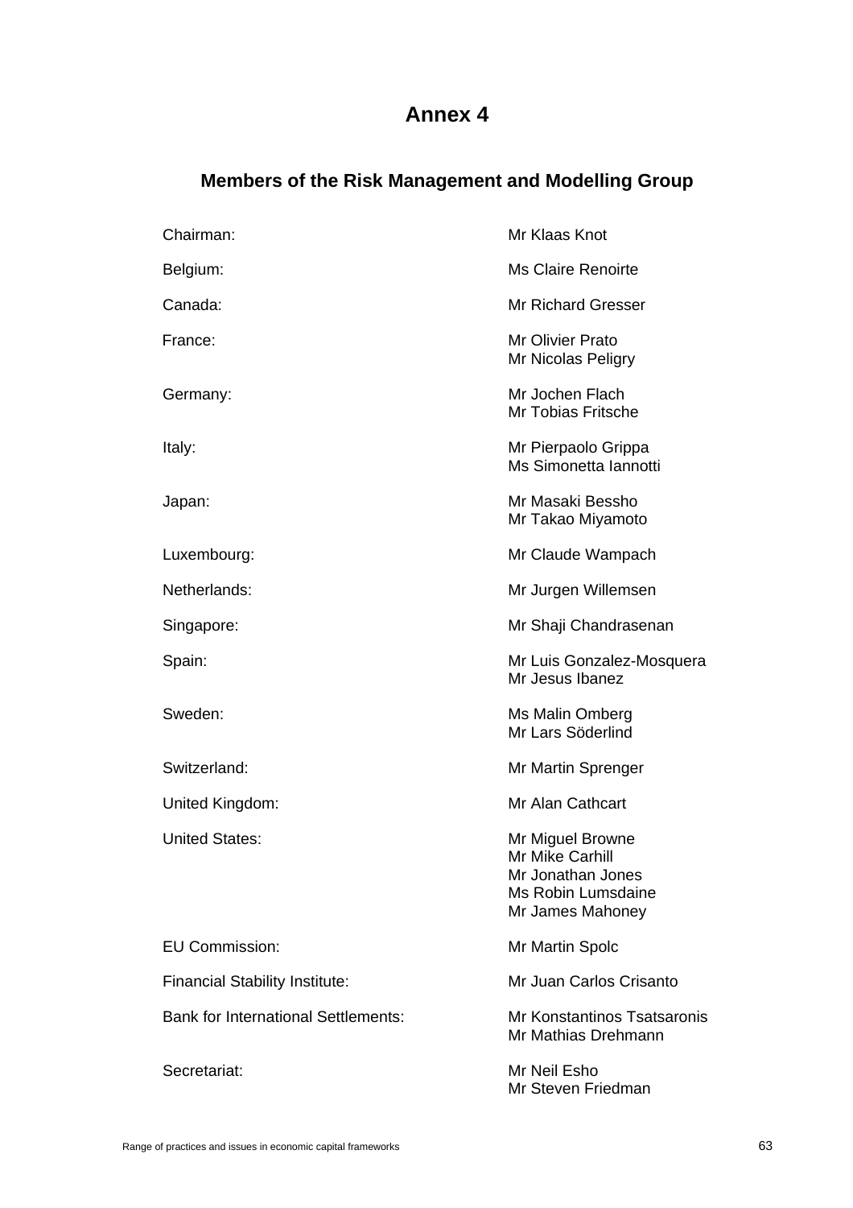# Annex 4

## Members of the Risk Management and Modelling Group

| | |
|---|---|
| Chairman: | Mr Klaas Knot |
| Belgium: | Ms Claire Renoirte |
| Canada: | Mr Richard Gresser |
| France: | Mr Olivier Prato<br>Mr Nicolas Peligry |
| Germany: | Mr Jochen Flach<br>Mr Tobias Fritsche |
| Italy: | Mr Pierpaolo Grippa<br>Ms Simonetta Iannotti |
| Japan: | Mr Masaki Bessho<br>Mr Takao Miyamoto |
| Luxembourg: | Mr Claude Wampach |
| Netherlands: | Mr Jurgen Willemsen |
| Singapore: | Mr Shaji Chandrasenan |
| Spain: | Mr Luis Gonzalez-Mosquera<br>Mr Jesus Ibanez |
| Sweden: | Ms Malin Omberg<br>Mr Lars Söderlind |
| Switzerland: | Mr Martin Sprenger |
| United Kingdom: | Mr Alan Cathcart |
| United States: | Mr Miguel Browne<br>Mr Mike Carhill<br>Mr Jonathan Jones<br>Ms Robin Lumsdaine<br>Mr James Mahoney |
| EU Commission: | Mr Martin Spolc |
| Financial Stability Institute: | Mr Juan Carlos Crisanto |
| Bank for International Settlements: | Mr Konstantinos Tsatsaronis<br>Mr Mathias Drehmann |
| Secretariat: | Mr Neil Esho<br>Mr Steven Friedman |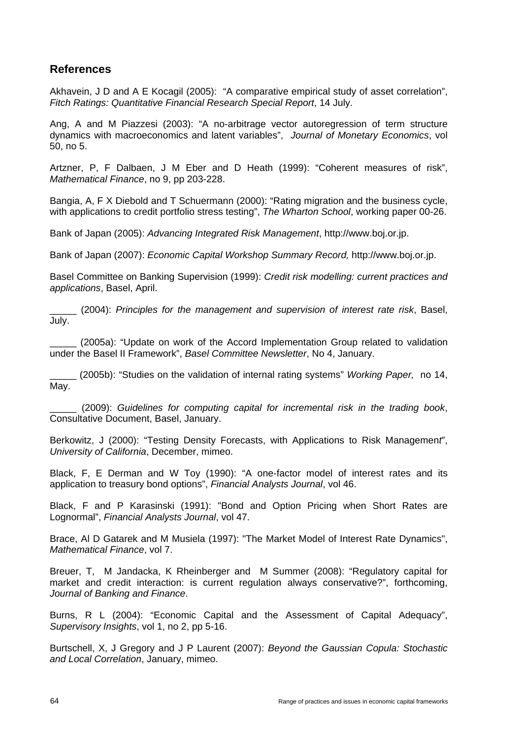## References

Akhavein, J D and A E Kocagil (2005): "A comparative empirical study of asset correlation", *Fitch Ratings: Quantitative Financial Research Special Report*, 14 July.

Ang, A and M Piazzesi (2003): "A no-arbitrage vector autoregression of term structure dynamics with macroeconomics and latent variables", *Journal of Monetary Economics*, vol 50, no 5.

Artzner, P, F Dalbaen, J M Eber and D Heath (1999): "Coherent measures of risk", *Mathematical Finance*, no 9, pp 203-228.

Bangia, A, F X Diebold and T Schuermann (2000): "Rating migration and the business cycle, with applications to credit portfolio stress testing", *The Wharton School*, working paper 00-26.

Bank of Japan (2005): *Advancing Integrated Risk Management*, http://www.boj.or.jp.

Bank of Japan (2007): *Economic Capital Workshop Summary Record,* http://www.boj.or.jp.

Basel Committee on Banking Supervision (1999): *Credit risk modelling: current practices and applications*, Basel, April.

_____ (2004): *Principles for the management and supervision of interest rate risk*, Basel, July.

_____ (2005a): "Update on work of the Accord Implementation Group related to validation under the Basel II Framework", *Basel Committee Newsletter*, No 4, January.

_____ (2005b): "Studies on the validation of internal rating systems" *Working Paper,* no 14, May.

_____ (2009): *Guidelines for computing capital for incremental risk in the trading book*, Consultative Document, Basel, January.

Berkowitz, J (2000): "Testing Density Forecasts, with Applications to Risk Management", *University of California*, December, mimeo.

Black, F, E Derman and W Toy (1990): "A one-factor model of interest rates and its application to treasury bond options", *Financial Analysts Journal*, vol 46.

Black, F and P Karasinski (1991): "Bond and Option Pricing when Short Rates are Lognormal", *Financial Analysts Journal*, vol 47.

Brace, Al D Gatarek and M Musiela (1997): "The Market Model of Interest Rate Dynamics", *Mathematical Finance*, vol 7.

Breuer, T, M Jandacka, K Rheinberger and M Summer (2008): "Regulatory capital for market and credit interaction: is current regulation always conservative?", forthcoming, *Journal of Banking and Finance*.

Burns, R L (2004): "Economic Capital and the Assessment of Capital Adequacy", *Supervisory Insights*, vol 1, no 2, pp 5-16.

Burtschell, X, J Gregory and J P Laurent (2007): *Beyond the Gaussian Copula: Stochastic and Local Correlation*, January, mimeo.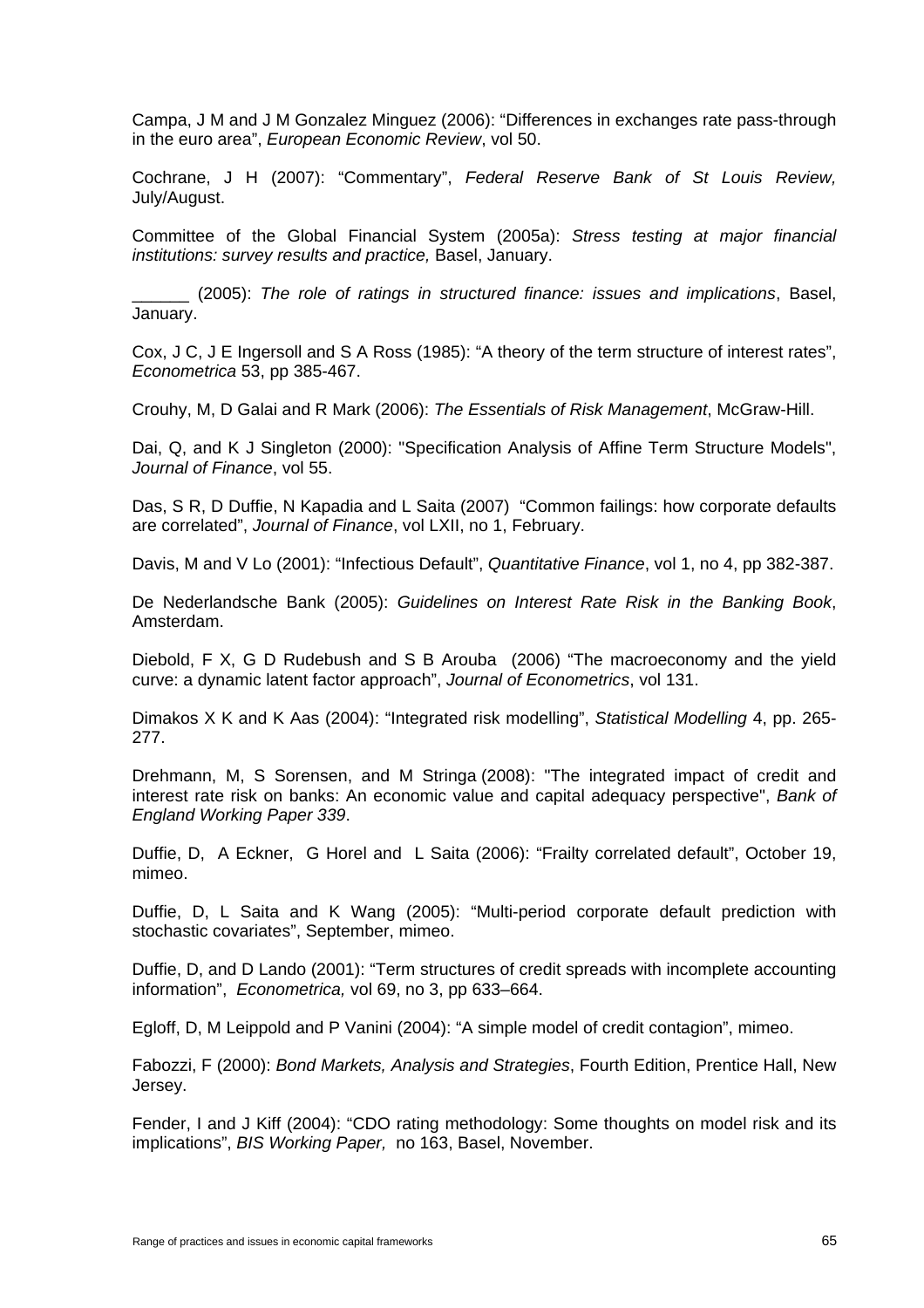Campa, J M and J M Gonzalez Minguez (2006): “Differences in exchanges rate pass-through in the euro area”, *European Economic Review*, vol 50.

Cochrane, J H (2007): “Commentary”, *Federal Reserve Bank of St Louis Review,* July/August.

Committee of the Global Financial System (2005a): *Stress testing at major financial institutions: survey results and practice,* Basel, January.

______ (2005): *The role of ratings in structured finance: issues and implications*, Basel, January.

Cox, J C, J E Ingersoll and S A Ross (1985): “A theory of the term structure of interest rates”, *Econometrica* 53, pp 385-467.

Crouhy, M, D Galai and R Mark (2006): *The Essentials of Risk Management*, McGraw-Hill.

Dai, Q, and K J Singleton (2000): "Specification Analysis of Affine Term Structure Models", *Journal of Finance*, vol 55.

Das, S R, D Duffie, N Kapadia and L Saita (2007) “Common failings: how corporate defaults are correlated”, *Journal of Finance*, vol LXII, no 1, February.

Davis, M and V Lo (2001): “Infectious Default”, *Quantitative Finance*, vol 1, no 4, pp 382-387.

De Nederlandsche Bank (2005): *Guidelines on Interest Rate Risk in the Banking Book*, Amsterdam.

Diebold, F X, G D Rudebush and S B Arouba (2006) “The macroeconomy and the yield curve: a dynamic latent factor approach”, *Journal of Econometrics*, vol 131.

Dimakos X K and K Aas (2004): “Integrated risk modelling”, *Statistical Modelling* 4, pp. 265-277.

Drehmann, M, S Sorensen, and M Stringa (2008): "The integrated impact of credit and interest rate risk on banks: An economic value and capital adequacy perspective", *Bank of England Working Paper 339*.

Duffie, D, A Eckner, G Horel and L Saita (2006): “Frailty correlated default”, October 19, mimeo.

Duffie, D, L Saita and K Wang (2005): “Multi-period corporate default prediction with stochastic covariates”, September, mimeo.

Duffie, D, and D Lando (2001): “Term structures of credit spreads with incomplete accounting information”, *Econometrica,* vol 69, no 3, pp 633–664.

Egloff, D, M Leippold and P Vanini (2004): “A simple model of credit contagion”, mimeo.

Fabozzi, F (2000): *Bond Markets, Analysis and Strategies*, Fourth Edition, Prentice Hall, New Jersey.

Fender, I and J Kiff (2004): “CDO rating methodology: Some thoughts on model risk and its implications”, *BIS Working Paper,* no 163, Basel, November.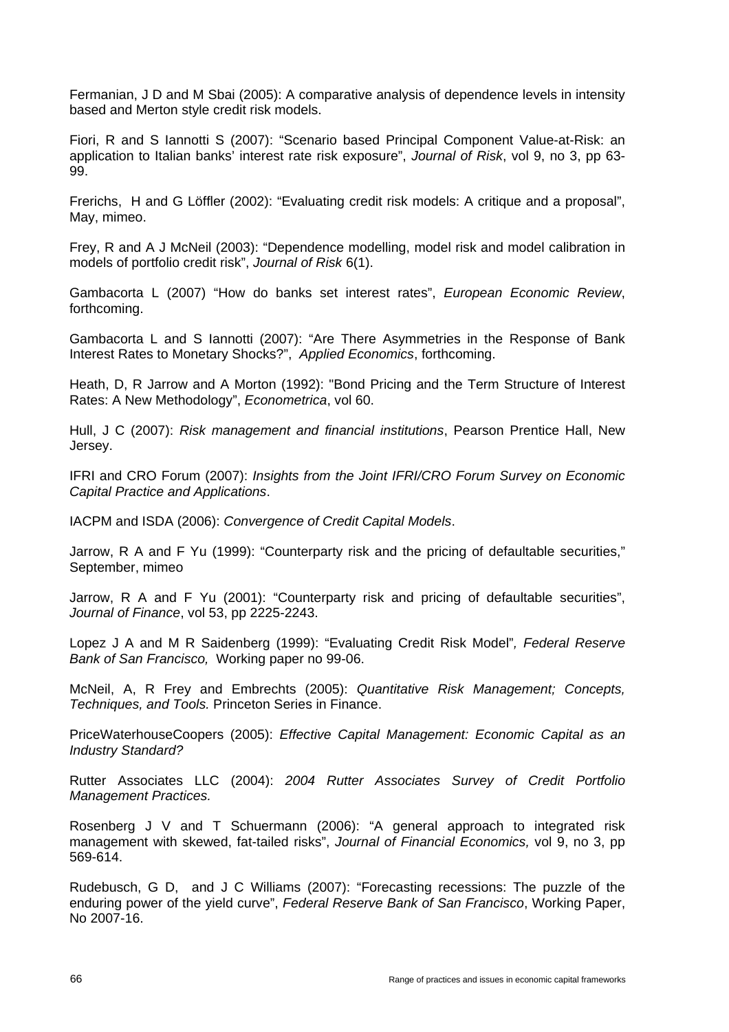Fermanian, J D and M Sbai (2005): A comparative analysis of dependence levels in intensity based and Merton style credit risk models.

Fiori, R and S Iannotti S (2007): “Scenario based Principal Component Value-at-Risk: an application to Italian banks’ interest rate risk exposure”, *Journal of Risk*, vol 9, no 3, pp 63-99.

Frerichs, H and G Löffler (2002): “Evaluating credit risk models: A critique and a proposal”, May, mimeo.

Frey, R and A J McNeil (2003): “Dependence modelling, model risk and model calibration in models of portfolio credit risk”, *Journal of Risk* 6(1).

Gambacorta L (2007) “How do banks set interest rates”, *European Economic Review*, forthcoming.

Gambacorta L and S Iannotti (2007): “Are There Asymmetries in the Response of Bank Interest Rates to Monetary Shocks?”, *Applied Economics*, forthcoming.

Heath, D, R Jarrow and A Morton (1992): "Bond Pricing and the Term Structure of Interest Rates: A New Methodology”, *Econometrica*, vol 60.

Hull, J C (2007): *Risk management and financial institutions*, Pearson Prentice Hall, New Jersey.

IFRI and CRO Forum (2007): *Insights from the Joint IFRI/CRO Forum Survey on Economic Capital Practice and Applications*.

IACPM and ISDA (2006): *Convergence of Credit Capital Models*.

Jarrow, R A and F Yu (1999): “Counterparty risk and the pricing of defaultable securities,” September, mimeo

Jarrow, R A and F Yu (2001): “Counterparty risk and pricing of defaultable securities”, *Journal of Finance*, vol 53, pp 2225-2243.

Lopez J A and M R Saidenberg (1999): “Evaluating Credit Risk Model”*, Federal Reserve Bank of San Francisco,* Working paper no 99-06.

McNeil, A, R Frey and Embrechts (2005): *Quantitative Risk Management; Concepts, Techniques, and Tools.* Princeton Series in Finance.

PriceWaterhouseCoopers (2005): *Effective Capital Management: Economic Capital as an Industry Standard?*

Rutter Associates LLC (2004): *2004 Rutter Associates Survey of Credit Portfolio Management Practices.*

Rosenberg J V and T Schuermann (2006): “A general approach to integrated risk management with skewed, fat-tailed risks”, *Journal of Financial Economics,* vol 9, no 3, pp 569-614.

Rudebusch, G D, and J C Williams (2007): “Forecasting recessions: The puzzle of the enduring power of the yield curve”, *Federal Reserve Bank of San Francisco*, Working Paper, No 2007-16.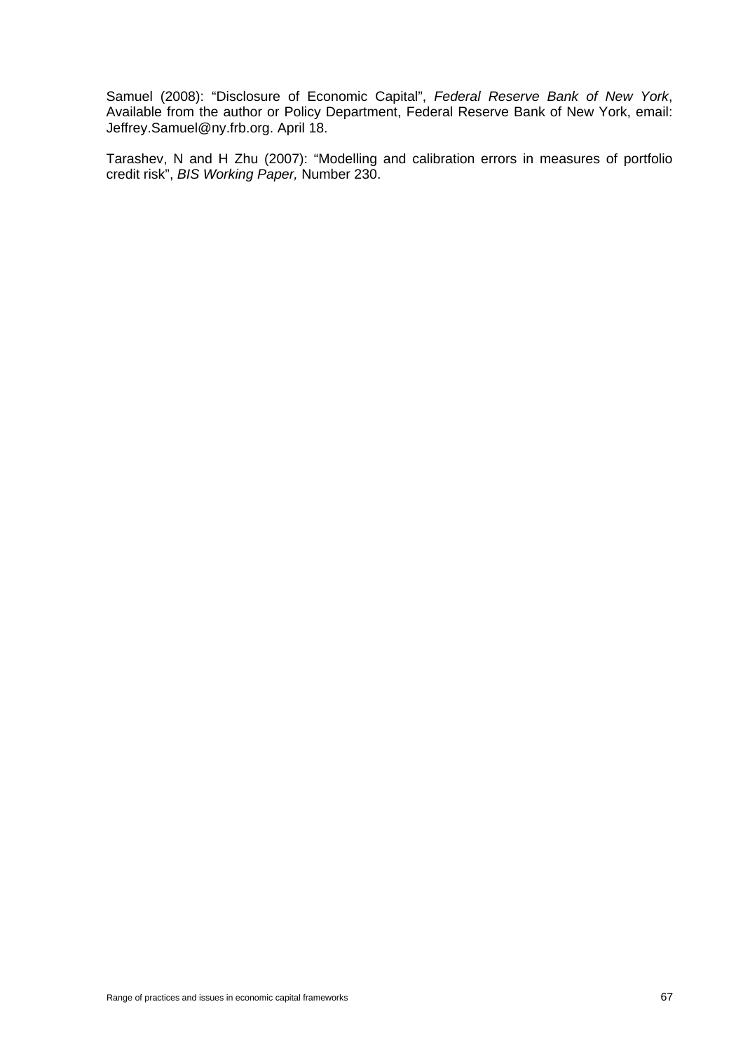Samuel (2008): “Disclosure of Economic Capital”, *Federal Reserve Bank of New York*, Available from the author or Policy Department, Federal Reserve Bank of New York, email: Jeffrey.Samuel@ny.frb.org. April 18.

Tarashev, N and H Zhu (2007): “Modelling and calibration errors in measures of portfolio credit risk”, *BIS Working Paper,* Number 230.